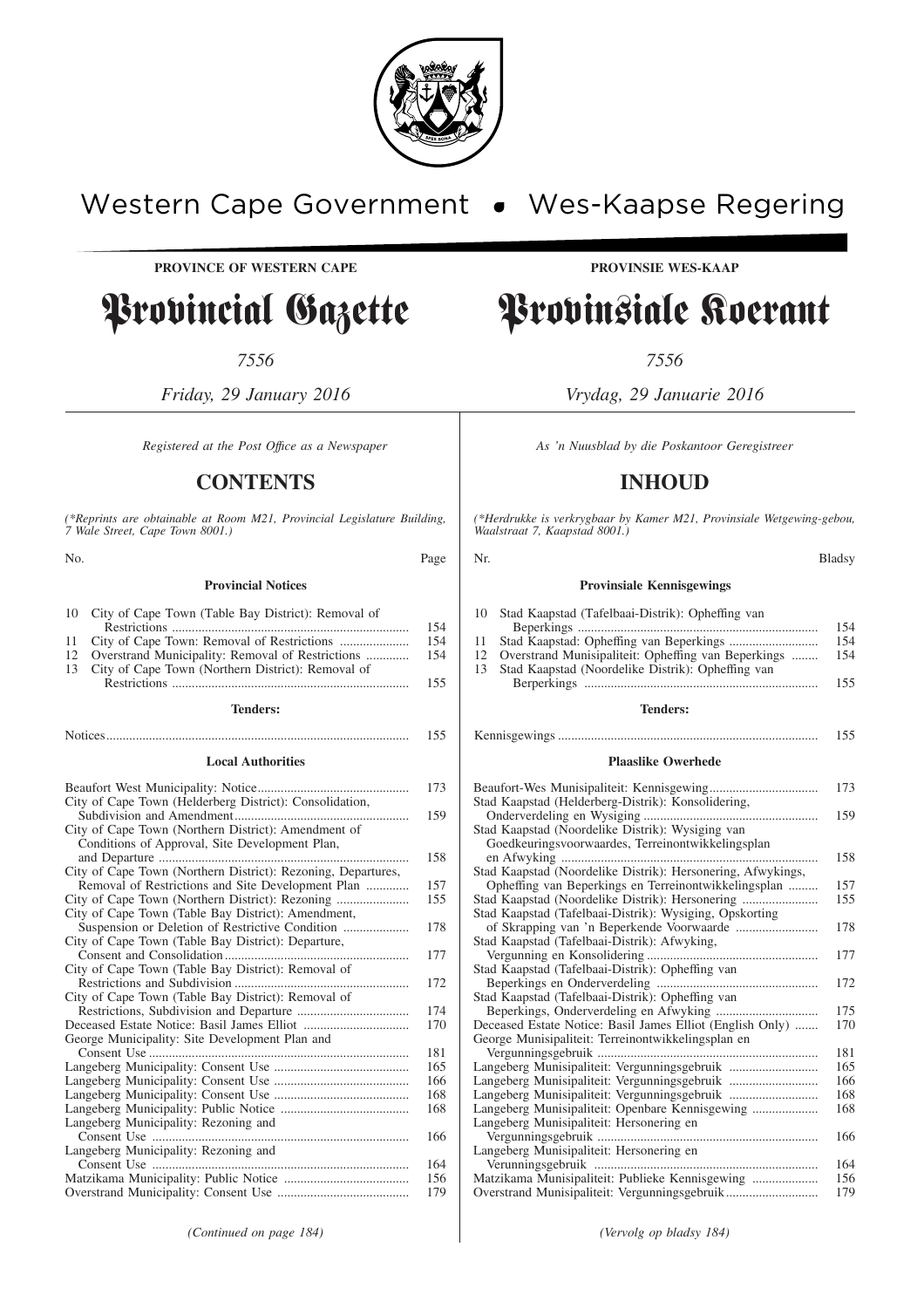Western Cape Government • Wes-Kaapse Regering

**PROVINCE OF WESTERN CAPE** | **PROVINSIE WES-KAAP**

# Provincial Gazette

# Provinsiale Koerant

*7556*

*Friday, 29 January 2016* | *Vrydag, 29 Januarie 2016*

*Registered at the Post Office as a Newspaper*

*As 'n Nuusblad by die Poskantoor Geregistreer*

## CONTENTS

*(\*Reprints are obtainable at Room M21, Provincial Legislature Building, 7 Wale Street, Cape Town 8001.)*

| No. | | Page |
|---|---|---|
| | **Provincial Notices** | |
| 10 | City of Cape Town (Table Bay District): Removal of Restrictions | 154 |
| 11 | City of Cape Town: Removal of Restrictions | 154 |
| 12 | Overstrand Municipality: Removal of Restrictions | 154 |
| 13 | City of Cape Town (Northern District): Removal of Restrictions | 155 |
| | **Tenders:** | |
| | Notices | 155 |
| | **Local Authorities** | |
| | Beaufort West Municipality: Notice | 173 |
| | City of Cape Town (Helderberg District): Consolidation, Subdivision and Amendment | 159 |
| | City of Cape Town (Northern District): Amendment of Conditions of Approval, Site Development Plan, and Departure | 158 |
| | City of Cape Town (Northern District): Rezoning, Departures, Removal of Restrictions and Site Development Plan | 157 |
| | City of Cape Town (Northern District): Rezoning | 155 |
| | City of Cape Town (Table Bay District): Amendment, Suspension or Deletion of Restrictive Condition | 178 |
| | City of Cape Town (Table Bay District): Departure, Consent and Consolidation | 177 |
| | City of Cape Town (Table Bay District): Removal of Restrictions and Subdivision | 172 |
| | City of Cape Town (Table Bay District): Removal of Restrictions, Subdivision and Departure | 174 |
| | Deceased Estate Notice: Basil James Elliot | 170 |
| | George Municipality: Site Development Plan and Consent Use | 181 |
| | Langeberg Municipality: Consent Use | 165 |
| | Langeberg Municipality: Consent Use | 166 |
| | Langeberg Municipality: Consent Use | 168 |
| | Langeberg Municipality: Public Notice | 168 |
| | Langeberg Municipality: Rezoning and Consent Use | 166 |
| | Langeberg Municipality: Rezoning and Consent Use | 164 |
| | Matzikama Municipality: Public Notice | 156 |
| | Overstrand Municipality: Consent Use | 179 |

*(Continued on page 184)*

## INHOUD

*(\*Herdrukke is verkrygbaar by Kamer M21, Provinsiale Wetgewing-gebou, Waalstraat 7, Kaapstad 8001.)*

| Nr. | | Bladsy |
|---|---|---|
| | **Provinsiale Kennisgewings** | |
| 10 | Stad Kaapstad (Tafelbaai-Distrik): Opheffing van Beperkings | 154 |
| 11 | Stad Kaapstad: Opheffing van Beperkings | 154 |
| 12 | Overstrand Munisipaliteit: Opheffing van Beperkings | 154 |
| 13 | Stad Kaapstad (Noordelike Distrik): Opheffing van Berperkings | 155 |
| | **Tenders:** | |
| | Kennisgewings | 155 |
| | **Plaaslike Owerhede** | |
| | Beaufort-Wes Munisipaliteit: Kennisgewing | 173 |
| | Stad Kaapstad (Helderberg-Distrik): Konsolidering, Onderverdeling en Wysiging | 159 |
| | Stad Kaapstad (Noordelike Distrik): Wysiging van Goedkeuringsvoorwaardes, Terreinontwikkelingsplan en Afwyking | 158 |
| | Stad Kaapstad (Noordelike Distrik): Hersonering, Afwykings, Opheffing van Beperkings en Terreinontwikkelingsplan | 157 |
| | Stad Kaapstad (Noordelike Distrik): Hersonering | 155 |
| | Stad Kaapstad (Tafelbaai-Distrik): Wysiging, Opskorting of Skrapping van 'n Beperkende Voorwaarde | 178 |
| | Stad Kaapstad (Tafelbaai-Distrik): Afwyking, Vergunning en Konsolidering | 177 |
| | Stad Kaapstad (Tafelbaai-Distrik): Opheffing van Beperkings en Onderverdeling | 172 |
| | Stad Kaapstad (Tafelbaai-Distrik): Opheffing van Beperkings, Onderverdeling en Afwyking | 175 |
| | Deceased Estate Notice: Basil James Elliot (English Only) | 170 |
| | George Munisipaliteit: Terreinontwikkelingsplan en Vergunningsgebruik | 181 |
| | Langeberg Munisipaliteit: Vergunningsgebruik | 165 |
| | Langeberg Munisipaliteit: Vergunningsgebruik | 166 |
| | Langeberg Munisipaliteit: Vergunningsgebruik | 168 |
| | Langeberg Munisipaliteit: Openbare Kennisgewing | 168 |
| | Langeberg Munisipaliteit: Hersonering en Vergunningsgebruik | 166 |
| | Langeberg Munisipaliteit: Hersonering en Verunningsgebruik | 164 |
| | Matzikama Munisipaliteit: Publieke Kennisgewing | 156 |
| | Overstrand Munisipaliteit: Vergunningsgebruik | 179 |

*(Vervolg op bladsy 184)*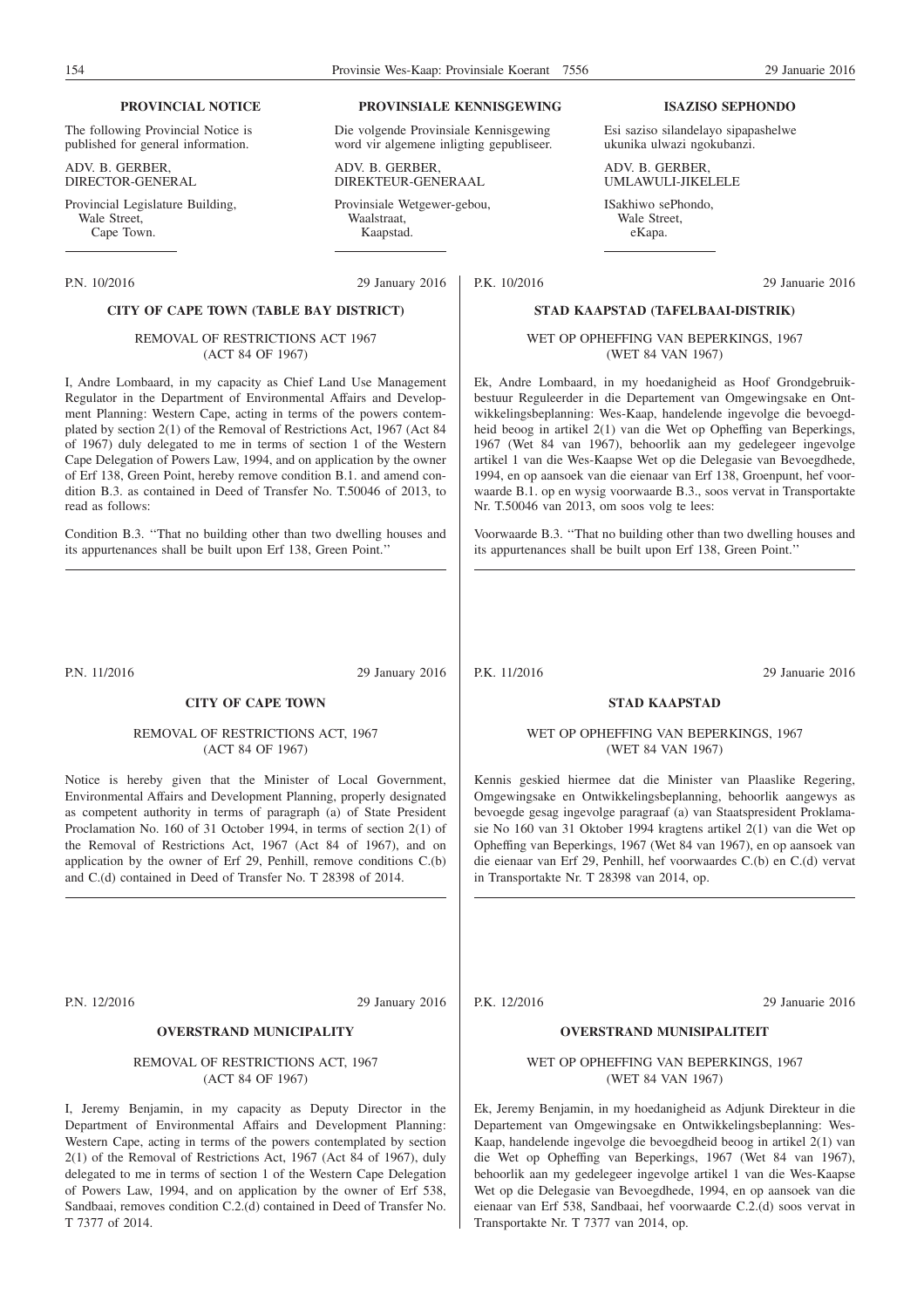**PROVINCIAL NOTICE**

The following Provincial Notice is published for general information.

ADV. B. GERBER,
DIRECTOR-GENERAL

Provincial Legislature Building,
Wale Street,
Cape Town.

**PROVINSIALE KENNISGEWING**

Die volgende Provinsiale Kennisgewing word vir algemene inligting gepubliseer.

ADV. B. GERBER,
DIREKTEUR-GENERAAL

Provinsiale Wetgewer-gebou,
Waalstraat,
Kaapstad.

**ISAZISO SEPHONDO**

Esi saziso silandelayo sipapashelwe ukunika ulwazi ngokubanzi.

ADV. B. GERBER,
UMLAWULI-JIKELELE

ISakhiwo sePhondo,
Wale Street,
eKapa.

---

P.N. 10/2016 — 29 January 2016

**CITY OF CAPE TOWN (TABLE BAY DISTRICT)**

REMOVAL OF RESTRICTIONS ACT 1967
(ACT 84 OF 1967)

I, Andre Lombaard, in my capacity as Chief Land Use Management Regulator in the Department of Environmental Affairs and Development Planning: Western Cape, acting in terms of the powers contemplated by section 2(1) of the Removal of Restrictions Act, 1967 (Act 84 of 1967) duly delegated to me in terms of section 1 of the Western Cape Delegation of Powers Law, 1994, and on application by the owner of Erf 138, Green Point, hereby remove condition B.1. and amend condition B.3. as contained in Deed of Transfer No. T.50046 of 2013, to read as follows:

Condition B.3. ''That no building other than two dwelling houses and its appurtenances shall be built upon Erf 138, Green Point.''

---

P.K. 10/2016 — 29 Januarie 2016

**STAD KAAPSTAD (TAFELBAAI-DISTRIK)**

WET OP OPHEFFING VAN BEPERKINGS, 1967
(WET 84 VAN 1967)

Ek, Andre Lombaard, in my hoedanigheid as Hoof Grondgebruikbestuur Reguleerder in die Departement van Omgewingsake en Ontwikkelingsbeplanning: Wes-Kaap, handelende ingevolge die bevoegdheid beoog in artikel 2(1) van die Wet op Opheffing van Beperkings, 1967 (Wet 84 van 1967), behoorlik aan my gedelegeer ingevolge artikel 1 van die Wes-Kaapse Wet op die Delegasie van Bevoegdhede, 1994, en op aansoek van die eienaar van Erf 138, Groenpunt, hef voorwaarde B.1. op en wysig voorwaarde B.3., soos vervat in Transportakte Nr. T.50046 van 2013, om soos volg te lees:

Voorwaarde B.3. ''That no building other than two dwelling houses and its appurtenances shall be built upon Erf 138, Green Point.''

---

P.N. 11/2016 — 29 January 2016

**CITY OF CAPE TOWN**

REMOVAL OF RESTRICTIONS ACT, 1967
(ACT 84 OF 1967)

Notice is hereby given that the Minister of Local Government, Environmental Affairs and Development Planning, properly designated as competent authority in terms of paragraph (a) of State President Proclamation No. 160 of 31 October 1994, in terms of section 2(1) of the Removal of Restrictions Act, 1967 (Act 84 of 1967), and on application by the owner of Erf 29, Penhill, remove conditions C.(b) and C.(d) contained in Deed of Transfer No. T 28398 of 2014.

---

P.K. 11/2016 — 29 Januarie 2016

**STAD KAAPSTAD**

WET OP OPHEFFING VAN BEPERKINGS, 1967
(WET 84 VAN 1967)

Kennis geskied hiermee dat die Minister van Plaaslike Regering, Omgewingsake en Ontwikkelingsbeplanning, behoorlik aangewys as bevoegde gesag ingevolge paragraaf (a) van Staatspresident Proklamasie No 160 van 31 Oktober 1994 kragtens artikel 2(1) van die Wet op Opheffing van Beperkings, 1967 (Wet 84 van 1967), en op aansoek van die eienaar van Erf 29, Penhill, hef voorwaardes C.(b) en C.(d) vervat in Transportakte Nr. T 28398 van 2014, op.

---

P.N. 12/2016 — 29 January 2016

**OVERSTRAND MUNICIPALITY**

REMOVAL OF RESTRICTIONS ACT, 1967
(ACT 84 OF 1967)

I, Jeremy Benjamin, in my capacity as Deputy Director in the Department of Environmental Affairs and Development Planning: Western Cape, acting in terms of the powers contemplated by section 2(1) of the Removal of Restrictions Act, 1967 (Act 84 of 1967), duly delegated to me in terms of section 1 of the Western Cape Delegation of Powers Law, 1994, and on application by the owner of Erf 538, Sandbaai, removes condition C.2.(d) contained in Deed of Transfer No. T 7377 of 2014.

---

P.K. 12/2016 — 29 Januarie 2016

**OVERSTRAND MUNISIPALITEIT**

WET OP OPHEFFING VAN BEPERKINGS, 1967
(WET 84 VAN 1967)

Ek, Jeremy Benjamin, in my hoedanigheid as Adjunk Direkteur in die Departement van Omgewingsake en Ontwikkelingsbeplanning: Wes-Kaap, handelende ingevolge die bevoegdheid beoog in artikel 2(1) van die Wet op Opheffing van Beperkings, 1967 (Wet 84 van 1967), behoorlik aan my gedelegeer ingevolge artikel 1 van die Wes-Kaapse Wet op die Delegasie van Bevoegdhede, 1994, en op aansoek van die eienaar van Erf 538, Sandbaai, hef voorwaarde C.2.(d) soos vervat in Transportakte Nr. T 7377 van 2014, op.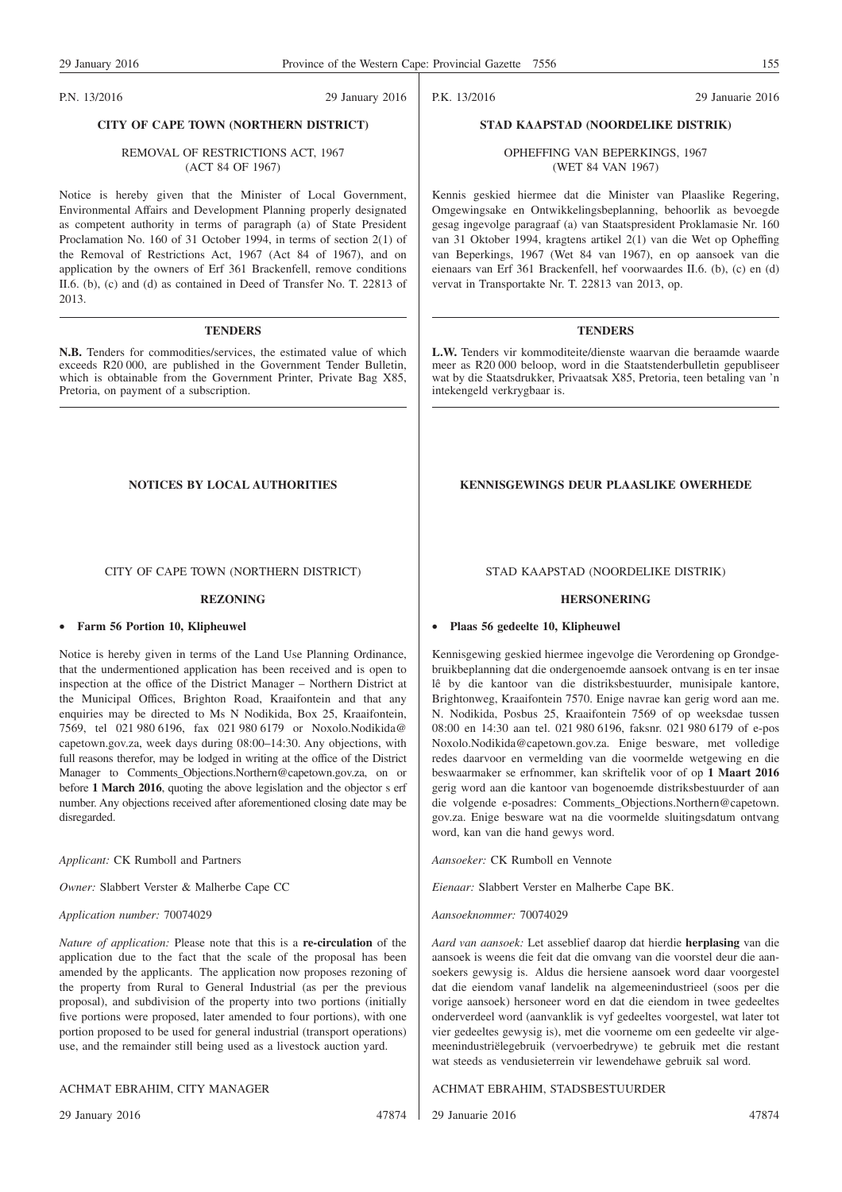P.N. 13/2016 29 January 2016

## CITY OF CAPE TOWN (NORTHERN DISTRICT)

REMOVAL OF RESTRICTIONS ACT, 1967
(ACT 84 OF 1967)

Notice is hereby given that the Minister of Local Government, Environmental Affairs and Development Planning properly designated as competent authority in terms of paragraph (a) of State President Proclamation No. 160 of 31 October 1994, in terms of section 2(1) of the Removal of Restrictions Act, 1967 (Act 84 of 1967), and on application by the owners of Erf 361 Brackenfell, remove conditions II.6. (b), (c) and (d) as contained in Deed of Transfer No. T. 22813 of 2013.

P.K. 13/2016 29 Januarie 2016

## STAD KAAPSTAD (NOORDELIKE DISTRIK)

OPHEFFING VAN BEPERKINGS, 1967
(WET 84 VAN 1967)

Kennis geskied hiermee dat die Minister van Plaaslike Regering, Omgewingsake en Ontwikkelingsbeplanning, behoorlik as bevoegde gesag ingevolge paragraaf (a) van Staatspresident Proklamasie Nr. 160 van 31 Oktober 1994, kragtens artikel 2(1) van die Wet op Opheffing van Beperkings, 1967 (Wet 84 van 1967), en op aansoek van die eienaars van Erf 361 Brackenfell, hef voorwaardes II.6. (b), (c) en (d) vervat in Transportakte Nr. T. 22813 van 2013, op.

## TENDERS

**N.B.** Tenders for commodities/services, the estimated value of which exceeds R20 000, are published in the Government Tender Bulletin, which is obtainable from the Government Printer, Private Bag X85, Pretoria, on payment of a subscription.

## TENDERS

**L.W.** Tenders vir kommoditeite/dienste waarvan die beraamde waarde meer as R20 000 beloop, word in die Staatstenderbulletin gepubliseer wat by die Staatsdrukker, Privaatsak X85, Pretoria, teen betaling van 'n intekengeld verkrygbaar is.

## NOTICES BY LOCAL AUTHORITIES

CITY OF CAPE TOWN (NORTHERN DISTRICT)

### REZONING

- **Farm 56 Portion 10, Klipheuwel**

Notice is hereby given in terms of the Land Use Planning Ordinance, that the undermentioned application has been received and is open to inspection at the office of the District Manager – Northern District at the Municipal Offices, Brighton Road, Kraaifontein and that any enquiries may be directed to Ms N Nodikida, Box 25, Kraaifontein, 7569, tel 021 980 6196, fax 021 980 6179 or Noxolo.Nodikida@capetown.gov.za, week days during 08:00–14:30. Any objections, with full reasons therefor, may be lodged in writing at the office of the District Manager to Comments_Objections.Northern@capetown.gov.za, on or before **1 March 2016**, quoting the above legislation and the objector s erf number. Any objections received after aforementioned closing date may be disregarded.

*Applicant:* CK Rumboll and Partners

*Owner:* Slabbert Verster & Malherbe Cape CC

*Application number:* 70074029

*Nature of application:* Please note that this is a **re-circulation** of the application due to the fact that the scale of the proposal has been amended by the applicants. The application now proposes rezoning of the property from Rural to General Industrial (as per the previous proposal), and subdivision of the property into two portions (initially five portions were proposed, later amended to four portions), with one portion proposed to be used for general industrial (transport operations) use, and the remainder still being used as a livestock auction yard.

ACHMAT EBRAHIM, CITY MANAGER

29 January 2016 47874

## KENNISGEWINGS DEUR PLAASLIKE OWERHEDE

STAD KAAPSTAD (NOORDELIKE DISTRIK)

### HERSONERING

- **Plaas 56 gedeelte 10, Klipheuwel**

Kennisgewing geskied hiermee ingevolge die Verordening op Grondgebruikbeplanning dat die ondergenoemde aansoek ontvang is en ter insae lê by die kantoor van die distriksbestuurder, munisipale kantore, Brightonweg, Kraaifontein 7570. Enige navrae kan gerig word aan me. N. Nodikida, Posbus 25, Kraaifontein 7569 of op weeksdae tussen 08:00 en 14:30 aan tel. 021 980 6196, faksnr. 021 980 6179 of e-pos Noxolo.Nodikida@capetown.gov.za. Enige besware, met volledige redes daarvoor en vermelding van die voormelde wetgewing en die beswaarmaker se erfnommer, kan skriftelik voor of op **1 Maart 2016** gerig word aan die kantoor van bogenoemde distriksbestuurder of aan die volgende e-posadres: Comments_Objections.Northern@capetown.gov.za. Enige besware wat na die voormelde sluitingsdatum ontvang word, kan van die hand gewys word.

*Aansoeker:* CK Rumboll en Vennote

*Eienaar:* Slabbert Verster en Malherbe Cape BK.

*Aansoeknommer:* 70074029

*Aard van aansoek:* Let asseblief daarop dat hierdie **herplasing** van die aansoek is weens die feit dat die omvang van die voorstel deur die aansoekers gewysig is. Aldus die hersiene aansoek word daar voorgestel dat die eiendom vanaf landelik na algemeenindustrieel (soos per die vorige aansoek) hersoneer word en dat die eiendom in twee gedeeltes onderverdeel word (aanvanklik is vyf gedeeltes voorgestel, wat later tot vier gedeeltes gewysig is), met die voorneme om een gedeelte vir algemeenindustriëlegebruik (vervoerbedrywe) te gebruik met die restant wat steeds as vendusieterrein vir lewendehawe gebruik sal word.

ACHMAT EBRAHIM, STADSBESTUURDER

29 Januarie 2016 47874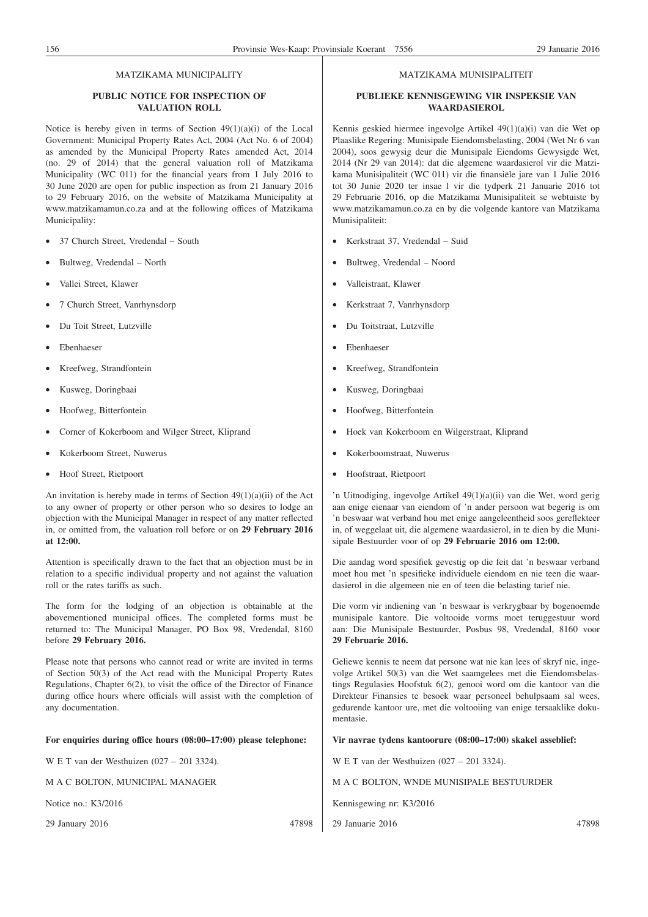MATZIKAMA MUNICIPALITY

**PUBLIC NOTICE FOR INSPECTION OF VALUATION ROLL**

Notice is hereby given in terms of Section 49(1)(a)(i) of the Local Government: Municipal Property Rates Act, 2004 (Act No. 6 of 2004) as amended by the Municipal Property Rates amended Act, 2014 (no. 29 of 2014) that the general valuation roll of Matzikama Municipality (WC 011) for the financial years from 1 July 2016 to 30 June 2020 are open for public inspection as from 21 January 2016 to 29 February 2016, on the website of Matzikama Municipality at www.matzikamamun.co.za and at the following offices of Matzikama Municipality:

- 37 Church Street, Vredendal – South
- Bultweg, Vredendal – North
- Vallei Street, Klawer
- 7 Church Street, Vanrhynsdorp
- Du Toit Street, Lutzville
- Ebenhaeser
- Kreefweg, Strandfontein
- Kusweg, Doringbaai
- Hoofweg, Bitterfontein
- Corner of Kokerboom and Wilger Street, Kliprand
- Kokerboom Street, Nuwerus
- Hoof Street, Rietpoort

An invitation is hereby made in terms of Section 49(1)(a)(ii) of the Act to any owner of property or other person who so desires to lodge an objection with the Municipal Manager in respect of any matter reflected in, or omitted from, the valuation roll before or on **29 February 2016 at 12:00.**

Attention is specifically drawn to the fact that an objection must be in relation to a specific individual property and not against the valuation roll or the rates tariffs as such.

The form for the lodging of an objection is obtainable at the abovementioned municipal offices. The completed forms must be returned to: The Municipal Manager, PO Box 98, Vredendal, 8160 before **29 February 2016.**

Please note that persons who cannot read or write are invited in terms of Section 50(3) of the Act read with the Municipal Property Rates Regulations, Chapter 6(2), to visit the office of the Director of Finance during office hours where officials will assist with the completion of any documentation.

**For enquiries during office hours (08:00–17:00) please telephone:**

W E T van der Westhuizen (027 – 201 3324).

M A C BOLTON, MUNICIPAL MANAGER

Notice no.: K3/2016

29 January 2016 47898

MATZIKAMA MUNISIPALITEIT

**PUBLIEKE KENNISGEWING VIR INSPEKSIE VAN WAARDASIEROL**

Kennis geskied hiermee ingevolge Artikel 49(1)(a)(i) van die Wet op Plaaslike Regering: Munisipale Eiendomsbelasting, 2004 (Wet Nr 6 van 2004), soos gewysig deur die Munisipale Eiendoms Gewysigde Wet, 2014 (Nr 29 van 2014): dat die algemene waardasierol vir die Matzikama Munisipaliteit (WC 011) vir die finansiële jare van 1 Julie 2016 tot 30 Junie 2020 ter insae l vir die tydperk 21 Januarie 2016 tot 29 Februarie 2016, op die Matzikama Munisipaliteit se webtuiste by www.matzikamamun.co.za en by die volgende kantore van Matzikama Munisipaliteit:

- Kerkstraat 37, Vredendal – Suid
- Bultweg, Vredendal – Noord
- Valleistraat, Klawer
- Kerkstraat 7, Vanrhynsdorp
- Du Toitstraat, Lutzville
- Ebenhaeser
- Kreefweg, Strandfontein
- Kusweg, Doringbaai
- Hoofweg, Bitterfontein
- Hoek van Kokerboom en Wilgerstraat, Kliprand
- Kokerboomstraat, Nuwerus
- Hoofstraat, Rietpoort

'n Uitnodiging, ingevolge Artikel 49(1)(a)(ii) van die Wet, word gerig aan enige eienaar van eiendom of 'n ander persoon wat begerig is om 'n beswaar wat verband hou met enige aangeleentheid soos gereflekteer in, of weggelaat uit, die algemene waardasierol, in te dien by die Munisipale Bestuurder voor of op **29 Februarie 2016 om 12:00.**

Die aandag word spesifiek gevestig op die feit dat 'n beswaar verband moet hou met 'n spesifieke individuele eiendom en nie teen die waardasierol in die algemeen nie en of teen die belasting tarief nie.

Die vorm vir indiening van 'n beswaar is verkrygbaar by bogenoemde munisipale kantore. Die voltooide vorms moet teruggestuur word aan: Die Munisipale Bestuurder, Posbus 98, Vredendal, 8160 voor **29 Februarie 2016.**

Geliewe kennis te neem dat persone wat nie kan lees of skryf nie, ingevolge Artikel 50(3) van die Wet saamgelees met die Eiendomsbelastings Regulasies Hoofstuk 6(2), genooi word om die kantoor van die Direkteur Finansies te besoek waar personeel behulpsaam sal wees, gedurende kantoor ure, met die voltooiing van enige tersaaklike dokumentasie.

**Vir navrae tydens kantoorure (08:00–17:00) skakel asseblief:**

W E T van der Westhuizen (027 – 201 3324).

M A C BOLTON, WNDE MUNISIPALE BESTUURDER

Kennisgewing nr: K3/2016

29 Januarie 2016 47898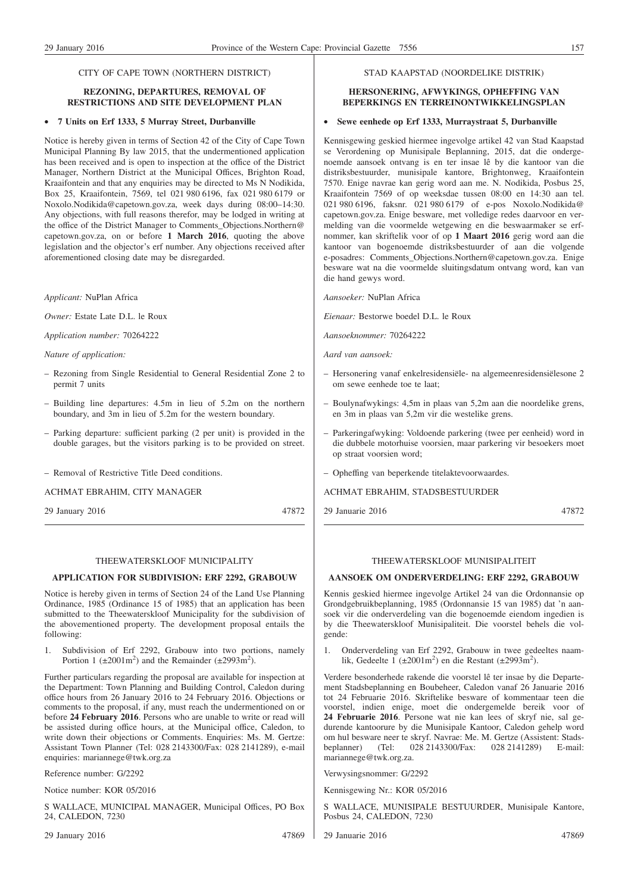CITY OF CAPE TOWN (NORTHERN DISTRICT)

**REZONING, DEPARTURES, REMOVAL OF RESTRICTIONS AND SITE DEVELOPMENT PLAN**

- **7 Units on Erf 1333, 5 Murray Street, Durbanville**

Notice is hereby given in terms of Section 42 of the City of Cape Town Municipal Planning By law 2015, that the undermentioned application has been received and is open to inspection at the office of the District Manager, Northern District at the Municipal Offices, Brighton Road, Kraaifontein and that any enquiries may be directed to Ms N Nodikida, Box 25, Kraaifontein, 7569, tel 021 980 6196, fax 021 980 6179 or Noxolo.Nodikida@capetown.gov.za, week days during 08:00–14:30. Any objections, with full reasons therefor, may be lodged in writing at the office of the District Manager to Comments_Objections.Northern@capetown.gov.za, on or before **1 March 2016**, quoting the above legislation and the objector's erf number. Any objections received after aforementioned closing date may be disregarded.

*Applicant:* NuPlan Africa

*Owner:* Estate Late D.L. le Roux

*Application number:* 70264222

*Nature of application:*

- Rezoning from Single Residential to General Residential Zone 2 to permit 7 units
- Building line departures: 4.5m in lieu of 5.2m on the northern boundary, and 3m in lieu of 5.2m for the western boundary.
- Parking departure: sufficient parking (2 per unit) is provided in the double garages, but the visitors parking is to be provided on street.
- Removal of Restrictive Title Deed conditions.

ACHMAT EBRAHIM, CITY MANAGER

29 January 2016 47872

STAD KAAPSTAD (NOORDELIKE DISTRIK)

**HERSONERING, AFWYKINGS, OPHEFFING VAN BEPERKINGS EN TERREINONTWIKKELINGSPLAN**

- **Sewe eenhede op Erf 1333, Murraystraat 5, Durbanville**

Kennisgewing geskied hiermee ingevolge artikel 42 van Stad Kaapstad se Verordening op Munisipale Beplanning, 2015, dat die ondergenoemde aansoek ontvang is en ter insae lê by die kantoor van die distriksbestuurder, munisipale kantore, Brightonweg, Kraaifontein 7570. Enige navrae kan gerig word aan me. N. Nodikida, Posbus 25, Kraaifontein 7569 of op weeksdae tussen 08:00 en 14:30 aan tel. 021 980 6196, faksnr. 021 980 6179 of e-pos Noxolo.Nodikida@capetown.gov.za. Enige besware, met volledige redes daarvoor en vermelding van die voormelde wetgewing en die beswaarmaker se erfnommer, kan skriftelik voor of op **1 Maart 2016** gerig word aan die kantoor van bogenoemde distriksbestuurder of aan die volgende e-posadres: Comments_Objections.Northern@capetown.gov.za. Enige besware wat na die voormelde sluitingsdatum ontvang word, kan van die hand gewys word.

*Aansoeker:* NuPlan Africa

*Eienaar:* Bestorwe boedel D.L. le Roux

*Aansoeknommer:* 70264222

*Aard van aansoek:*

- Hersonering vanaf enkelresidensiële- na algemeenresidensiëlesone 2 om sewe eenhede toe te laat;
- Boulynafwykings: 4,5m in plaas van 5,2m aan die noordelike grens, en 3m in plaas van 5,2m vir die westelike grens.
- Parkeringafwyking: Voldoende parkering (twee per eenheid) word in die dubbele motorhuise voorsien, maar parkering vir besoekers moet op straat voorsien word;
- Opheffing van beperkende titelaktevoorwaardes.

ACHMAT EBRAHIM, STADSBESTUURDER

29 Januarie 2016 47872

THEEWATERSKLOOF MUNICIPALITY

**APPLICATION FOR SUBDIVISION: ERF 2292, GRABOUW**

Notice is hereby given in terms of Section 24 of the Land Use Planning Ordinance, 1985 (Ordinance 15 of 1985) that an application has been submitted to the Theewaterskloof Municipality for the subdivision of the abovementioned property. The development proposal entails the following:

1. Subdivision of Erf 2292, Grabouw into two portions, namely Portion 1 (±2001m$^2$) and the Remainder (±2993m$^2$).

Further particulars regarding the proposal are available for inspection at the Department: Town Planning and Building Control, Caledon during office hours from 26 January 2016 to 24 February 2016. Objections or comments to the proposal, if any, must reach the undermentioned on or before **24 February 2016**. Persons who are unable to write or read will be assisted during office hours, at the Municipal office, Caledon, to write down their objections or Comments. Enquiries: Ms. M. Gertze: Assistant Town Planner (Tel: 028 2143300/Fax: 028 2141289), e-mail enquiries: mariannege@twk.org.za

Reference number: G/2292

Notice number: KOR 05/2016

S WALLACE, MUNICIPAL MANAGER, Municipal Offices, PO Box 24, CALEDON, 7230

29 January 2016 47869

THEEWATERSKLOOF MUNISIPALITEIT

**AANSOEK OM ONDERVERDELING: ERF 2292, GRABOUW**

Kennis geskied hiermee ingevolge Artikel 24 van die Ordonnansie op Grondgebruikbeplanning, 1985 (Ordonnansie 15 van 1985) dat 'n aansoek vir die onderverdeling van die bogenoemde eiendom ingedien is by die Theewaterskloof Munisipaliteit. Die voorstel behels die volgende:

1. Onderverdeling van Erf 2292, Grabouw in twee gedeeltes naamlik, Gedeelte 1 (±2001m$^2$) en die Restant (±2993m$^2$).

Verdere besonderhede rakende die voorstel lê ter insae by die Departement Stadsbeplanning en Boubeheer, Caledon vanaf 26 Januarie 2016 tot 24 Februarie 2016. Skriftelike besware of kommentaar teen die voorstel, indien enige, moet die ondergemelde bereik voor of **24 Februarie 2016**. Persone wat nie kan lees of skryf nie, sal gedurende kantoorure by die Munisipale Kantoor, Caledon gehelp word om hul besware neer te skryf. Navrae: Me. M. Gertze (Assistent: Stadsbeplanner) (Tel: 028 2143300/Fax: 028 2141289) E-mail: mariannege@twk.org.za.

Verwysingsnommer: G/2292

Kennisgewing Nr.: KOR 05/2016

S WALLACE, MUNISIPALE BESTUURDER, Munisipale Kantore, Posbus 24, CALEDON, 7230

29 Januarie 2016 47869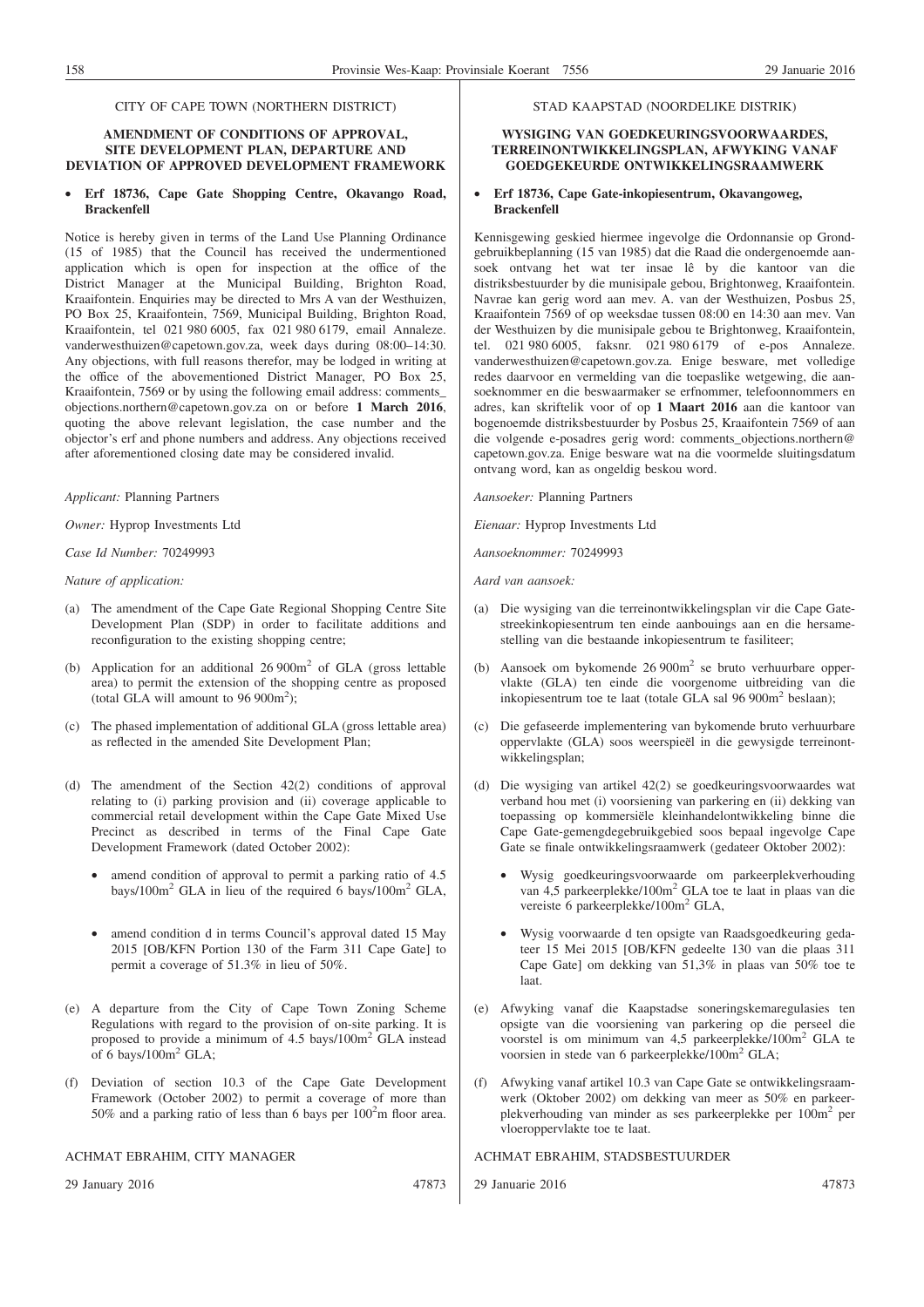CITY OF CAPE TOWN (NORTHERN DISTRICT)

**AMENDMENT OF CONDITIONS OF APPROVAL, SITE DEVELOPMENT PLAN, DEPARTURE AND DEVIATION OF APPROVED DEVELOPMENT FRAMEWORK**

- **Erf 18736, Cape Gate Shopping Centre, Okavango Road, Brackenfell**

Notice is hereby given in terms of the Land Use Planning Ordinance (15 of 1985) that the Council has received the undermentioned application which is open for inspection at the office of the District Manager at the Municipal Building, Brighton Road, Kraaifontein. Enquiries may be directed to Mrs A van der Westhuizen, PO Box 25, Kraaifontein, 7569, Municipal Building, Brighton Road, Kraaifontein, tel 021 980 6005, fax 021 980 6179, email Annaleze.vanderwesthuizen@capetown.gov.za, week days during 08:00–14:30. Any objections, with full reasons therefor, may be lodged in writing at the office of the abovementioned District Manager, PO Box 25, Kraaifontein, 7569 or by using the following email address: comments_objections.northern@capetown.gov.za on or before **1 March 2016**, quoting the above relevant legislation, the case number and the objector's erf and phone numbers and address. Any objections received after aforementioned closing date may be considered invalid.

*Applicant:* Planning Partners

*Owner:* Hyprop Investments Ltd

*Case Id Number:* 70249993

*Nature of application:*

(a) The amendment of the Cape Gate Regional Shopping Centre Site Development Plan (SDP) in order to facilitate additions and reconfiguration to the existing shopping centre;

(b) Application for an additional 26 900m$^2$ of GLA (gross lettable area) to permit the extension of the shopping centre as proposed (total GLA will amount to 96 900m$^2$);

(c) The phased implementation of additional GLA (gross lettable area) as reflected in the amended Site Development Plan;

(d) The amendment of the Section 42(2) conditions of approval relating to (i) parking provision and (ii) coverage applicable to commercial retail development within the Cape Gate Mixed Use Precinct as described in terms of the Final Cape Gate Development Framework (dated October 2002):

- amend condition of approval to permit a parking ratio of 4.5 bays/100m$^2$ GLA in lieu of the required 6 bays/100m$^2$ GLA,
- amend condition d in terms Council's approval dated 15 May 2015 [OB/KFN Portion 130 of the Farm 311 Cape Gate] to permit a coverage of 51.3% in lieu of 50%.

(e) A departure from the City of Cape Town Zoning Scheme Regulations with regard to the provision of on-site parking. It is proposed to provide a minimum of 4.5 bays/100m$^2$ GLA instead of 6 bays/100m$^2$ GLA;

(f) Deviation of section 10.3 of the Cape Gate Development Framework (October 2002) to permit a coverage of more than 50% and a parking ratio of less than 6 bays per 100$^2$m floor area.

ACHMAT EBRAHIM, CITY MANAGER

29 January 2016 47873

STAD KAAPSTAD (NOORDELIKE DISTRIK)

**WYSIGING VAN GOEDKEURINGSVOORWAARDES, TERREINONTWIKKELINGSPLAN, AFWYKING VANAF GOEDGEKEURDE ONTWIKKELINGSRAAMWERK**

- **Erf 18736, Cape Gate-inkopiesentrum, Okavangoweg, Brackenfell**

Kennisgewing geskied hiermee ingevolge die Ordonnansie op Grondgebruikbeplanning (15 van 1985) dat die Raad die ondergenoemde aansoek ontvang het wat ter insae lê by die kantoor van die distriksbestuurder by die munisipale gebou, Brightonweg, Kraaifontein. Navrae kan gerig word aan mev. A. van der Westhuizen, Posbus 25, Kraaifontein 7569 of op weeksdae tussen 08:00 en 14:30 aan mev. Van der Westhuizen by die munisipale gebou te Brightonweg, Kraaifontein, tel. 021 980 6005, faksnr. 021 980 6179 of e-pos Annaleze.vanderwesthuizen@capetown.gov.za. Enige besware, met volledige redes daarvoor en vermelding van die toepaslike wetgewing, die aansoeknommer en die beswaarmaker se erfnommer, telefoonnommers en adres, kan skriftelik voor of op **1 Maart 2016** aan die kantoor van bogenoemde distriksbestuurder by Posbus 25, Kraaifontein 7569 of aan die volgende e-posadres gerig word: comments_objections.northern@capetown.gov.za. Enige besware wat na die voormelde sluitingsdatum ontvang word, kan as ongeldig beskou word.

*Aansoeker:* Planning Partners

*Eienaar:* Hyprop Investments Ltd

*Aansoeknommer:* 70249993

*Aard van aansoek:*

(a) Die wysiging van die terreinontwikkelingsplan vir die Cape Gate-streekinkopiesentrum ten einde aanbouings aan en die hersamestelling van die bestaande inkopiesentrum te fasiliteer;

(b) Aansoek om bykomende 26 900m$^2$ se bruto verhuurbare oppervlakte (GLA) ten einde die voorgenome uitbreiding van die inkopiesentrum toe te laat (totale GLA sal 96 900m$^2$ beslaan);

(c) Die gefaseerde implementering van bykomende bruto verhuurbare oppervlakte (GLA) soos weerspieël in die gewysigde terreinontwikkelingsplan;

(d) Die wysiging van artikel 42(2) se goedkeuringsvoorwaardes wat verband hou met (i) voorsiening van parkering en (ii) dekking van toepassing op kommersiële kleinhandelontwikkeling binne die Cape Gate-gemengdegebruikgebied soos bepaal ingevolge Cape Gate se finale ontwikkelingsraamwerk (gedateer Oktober 2002):

- Wysig goedkeuringsvoorwaarde om parkeerplekverhouding van 4,5 parkeerplekke/100m$^2$ GLA toe te laat in plaas van die vereiste 6 parkeerplekke/100m$^2$ GLA,
- Wysig voorwaarde d ten opsigte van Raadsgoedkeuring gedateer 15 Mei 2015 [OB/KFN gedeelte 130 van die plaas 311 Cape Gate] om dekking van 51,3% in plaas van 50% toe te laat.

(e) Afwyking vanaf die Kaapstadse soneringskemaregulasies ten opsigte van die voorsiening van parkering op die perseel die voorstel is om minimum van 4,5 parkeerplekke/100m$^2$ GLA te voorsien in stede van 6 parkeerplekke/100m$^2$ GLA;

(f) Afwyking vanaf artikel 10.3 van Cape Gate se ontwikkelingsraamwerk (Oktober 2002) om dekking van meer as 50% en parkeerplekverhouding van minder as ses parkeerplekke per 100m$^2$ per vloeroppervlakte toe te laat.

ACHMAT EBRAHIM, STADSBESTUURDER

29 Januarie 2016 47873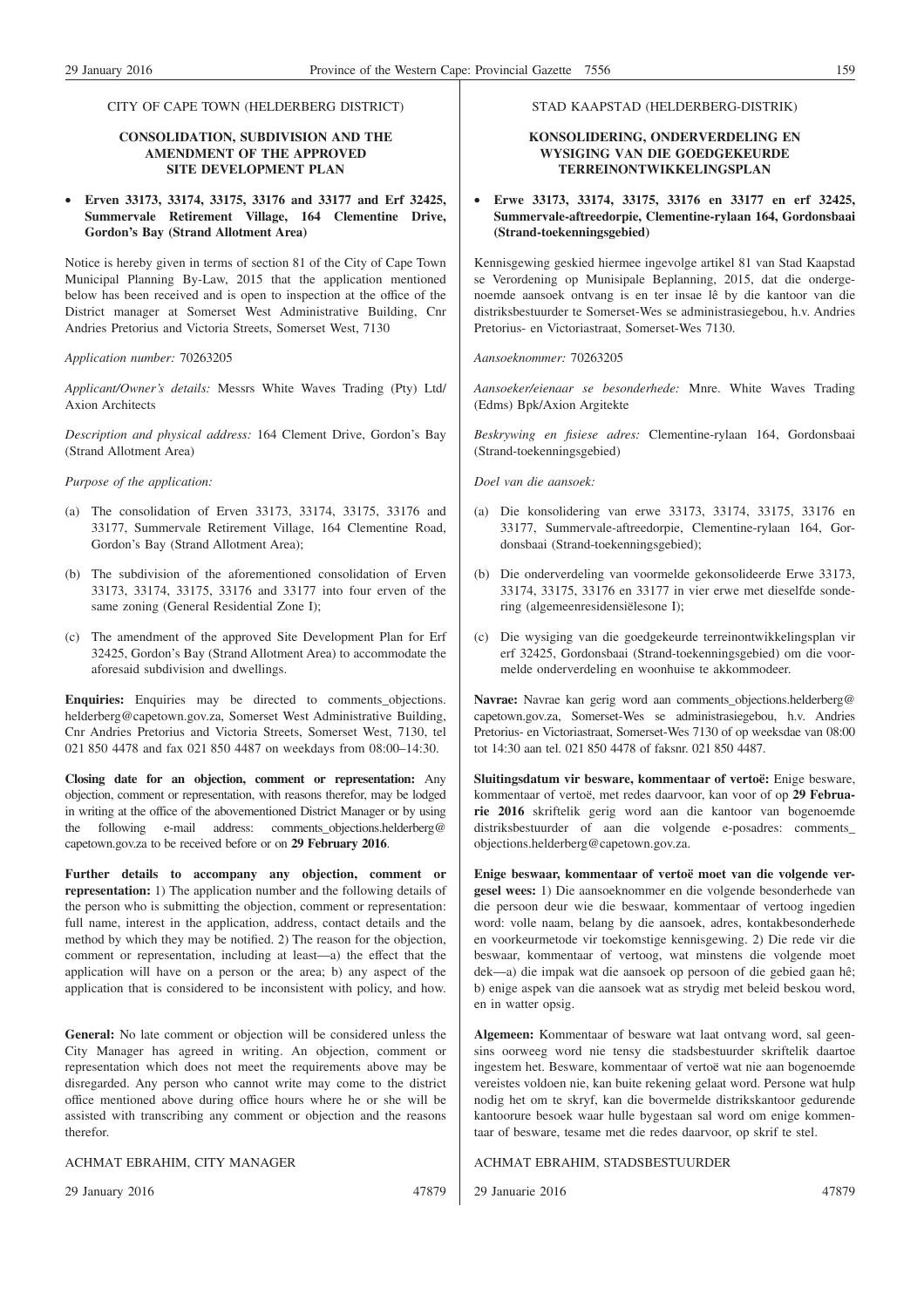CITY OF CAPE TOWN (HELDERBERG DISTRICT)

**CONSOLIDATION, SUBDIVISION AND THE AMENDMENT OF THE APPROVED SITE DEVELOPMENT PLAN**

- **Erven 33173, 33174, 33175, 33176 and 33177 and Erf 32425, Summervale Retirement Village, 164 Clementine Drive, Gordon's Bay (Strand Allotment Area)**

Notice is hereby given in terms of section 81 of the City of Cape Town Municipal Planning By-Law, 2015 that the application mentioned below has been received and is open to inspection at the office of the District manager at Somerset West Administrative Building, Cnr Andries Pretorius and Victoria Streets, Somerset West, 7130

*Application number:* 70263205

*Applicant/Owner's details:* Messrs White Waves Trading (Pty) Ltd/ Axion Architects

*Description and physical address:* 164 Clement Drive, Gordon's Bay (Strand Allotment Area)

*Purpose of the application:*

(a) The consolidation of Erven 33173, 33174, 33175, 33176 and 33177, Summervale Retirement Village, 164 Clementine Road, Gordon's Bay (Strand Allotment Area);

(b) The subdivision of the aforementioned consolidation of Erven 33173, 33174, 33175, 33176 and 33177 into four erven of the same zoning (General Residential Zone I);

(c) The amendment of the approved Site Development Plan for Erf 32425, Gordon's Bay (Strand Allotment Area) to accommodate the aforesaid subdivision and dwellings.

**Enquiries:** Enquiries may be directed to comments_objections.helderberg@capetown.gov.za, Somerset West Administrative Building, Cnr Andries Pretorius and Victoria Streets, Somerset West, 7130, tel 021 850 4478 and fax 021 850 4487 on weekdays from 08:00–14:30.

**Closing date for an objection, comment or representation:** Any objection, comment or representation, with reasons therefor, may be lodged in writing at the office of the abovementioned District Manager or by using the following e-mail address: comments_objections.helderberg@capetown.gov.za to be received before or on **29 February 2016**.

**Further details to accompany any objection, comment or representation:** 1) The application number and the following details of the person who is submitting the objection, comment or representation: full name, interest in the application, address, contact details and the method by which they may be notified. 2) The reason for the objection, comment or representation, including at least—a) the effect that the application will have on a person or the area; b) any aspect of the application that is considered to be inconsistent with policy, and how.

**General:** No late comment or objection will be considered unless the City Manager has agreed in writing. An objection, comment or representation which does not meet the requirements above may be disregarded. Any person who cannot write may come to the district office mentioned above during office hours where he or she will be assisted with transcribing any comment or objection and the reasons therefor.

ACHMAT EBRAHIM, CITY MANAGER

29 January 2016 47879

STAD KAAPSTAD (HELDERBERG-DISTRIK)

**KONSOLIDERING, ONDERVERDELING EN WYSIGING VAN DIE GOEDGEKEURDE TERREINONTWIKKELINGSPLAN**

- **Erwe 33173, 33174, 33175, 33176 en 33177 en erf 32425, Summervale-aftreedorpie, Clementine-rylaan 164, Gordonsbaai (Strand-toekenningsgebied)**

Kennisgewing geskied hiermee ingevolge artikel 81 van Stad Kaapstad se Verordening op Munisipale Beplanning, 2015, dat die ondergenoemde aansoek ontvang is en ter insae lê by die kantoor van die distriksbestuurder te Somerset-Wes se administrasiegebou, h.v. Andries Pretorius- en Victoriastraat, Somerset-Wes 7130.

*Aansoeknommer:* 70263205

*Aansoeker/eienaar se besonderhede:* Mnre. White Waves Trading (Edms) Bpk/Axion Argitekte

*Beskrywing en fisiese adres:* Clementine-rylaan 164, Gordonsbaai (Strand-toekenningsgebied)

*Doel van die aansoek:*

(a) Die konsolidering van erwe 33173, 33174, 33175, 33176 en 33177, Summervale-aftreedorpie, Clementine-rylaan 164, Gordonsbaai (Strand-toekenningsgebied);

(b) Die onderverdeling van voormelde gekonsolideerde Erwe 33173, 33174, 33175, 33176 en 33177 in vier erwe met dieselfde sonering (algemeenresidensiëlesone I);

(c) Die wysiging van die goedgekeurde terreinontwikkelingsplan vir erf 32425, Gordonsbaai (Strand-toekenningsgebied) om die voormelde onderverdeling en woonhuise te akkommodeer.

**Navrae:** Navrae kan gerig word aan comments_objections.helderberg@capetown.gov.za, Somerset-Wes se administrasiegebou, h.v. Andries Pretorius- en Victoriastraat, Somerset-Wes 7130 of op weeksdae van 08:00 tot 14:30 aan tel. 021 850 4478 of faksnr. 021 850 4487.

**Sluitingsdatum vir besware, kommentaar of vertoë:** Enige besware, kommentaar of vertoë, met redes daarvoor, kan voor of op **29 Februarie 2016** skriftelik gerig word aan die kantoor van bogenoemde distriksbestuurder of aan die volgende e-posadres: comments_objections.helderberg@capetown.gov.za.

**Enige beswaar, kommentaar of vertoë moet van die volgende vergesel wees:** 1) Die aansoeknommer en die volgende besonderhede van die persoon deur wie die beswaar, kommentaar of vertoog ingedien word: volle naam, belang by die aansoek, adres, kontakbesonderhede en voorkeurmetode vir toekomstige kennisgewing. 2) Die rede vir die beswaar, kommentaar of vertoog, wat minstens die volgende moet dek—a) die impak wat die aansoek op persoon of die gebied gaan hê; b) enige aspek van die aansoek wat as strydig met beleid beskou word, en in watter opsig.

**Algemeen:** Kommentaar of besware wat laat ontvang word, sal geensins oorweeg word nie tensy die stadsbestuurder skriftelik daartoe ingestem het. Besware, kommentaar of vertoë wat nie aan bogenoemde vereistes voldoen nie, kan buite rekening gelaat word. Persone wat hulp nodig het om te skryf, kan die bovermelde distrikskantoor gedurende kantoorure besoek waar hulle bygestaan sal word om enige kommentaar of besware, tesame met die redes daarvoor, op skrif te stel.

ACHMAT EBRAHIM, STADSBESTUURDER

29 Januarie 2016 47879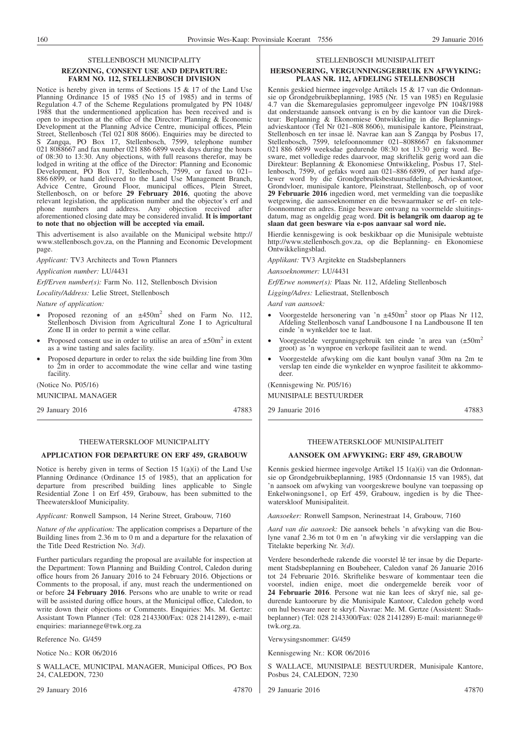## STELLENBOSCH MUNICIPALITY

### REZONING, CONSENT USE AND DEPARTURE: FARM NO. 112, STELLENBOSCH DIVISION

Notice is hereby given in terms of Sections 15 & 17 of the Land Use Planning Ordinance 15 of 1985 (No 15 of 1985) and in terms of Regulation 4.7 of the Scheme Regulations promulgated by PN 1048/1988 that the undermentioned application has been received and is open to inspection at the office of the Director: Planning & Economic Development at the Planning Advice Centre, municipal offices, Plein Street, Stellenbosch (Tel 021 808 8606). Enquiries may be directed to S Zangqa, PO Box 17, Stellenbosch, 7599, telephone number 021 8088667 and fax number 021 886 6899 week days during the hours of 08:30 to 13:30. Any objections, with full reasons therefor, may be lodged in writing at the office of the Director: Planning and Economic Development, PO Box 17, Stellenbosch, 7599, or faxed to 021–886 6899, or hand delivered to the Land Use Management Branch, Advice Centre, Ground Floor, municipal offices, Plein Street, Stellenbosch, on or before **29 February 2016**, quoting the above relevant legislation, the application number and the objector's erf and phone numbers and address. Any objection received after aforementioned closing date may be considered invalid. **It is important to note that no objection will be accepted via email.**

This advertisement is also available on the Municipal website http://www.stellenbosch.gov.za, on the Planning and Economic Development page.

*Applicant:* TV3 Architects and Town Planners

*Application number:* LU/4431

*Erf/Erven number(s):* Farm No. 112, Stellenbosch Division

*Locality/Address:* Lelie Street, Stellenbosch

*Nature of application:*

- Proposed rezoning of an ±450m$^2$ shed on Farm No. 112, Stellenbosch Division from Agricultural Zone I to Agricultural Zone II in order to permit a wine cellar.
- Proposed consent use in order to utilise an area of ±50m$^2$ in extent as a wine tasting and sales facility.
- Proposed departure in order to relax the side building line from 30m to 2m in order to accommodate the wine cellar and wine tasting facility.

(Notice No. P05/16)

MUNICIPAL MANAGER

29 January 2016 47883

## STELLENBOSCH MUNISIPALITEIT

### HERSONERING, VERGUNNINGSGEBRUIK EN AFWYKING: PLAAS NR. 112, AFDELING STELLENBOSCH

Kennis geskied hiermee ingevolge Artikels 15 & 17 van die Ordonnansie op Grondgebruikbeplanning, 1985 (Nr. 15 van 1985) en Regulasie 4.7 van die Skemaregulasies gepromulgeer ingevolge PN 1048/1988 dat onderstaande aansoek ontvang is en by die kantoor van die Direkteur: Beplanning & Ekonomiese Ontwikkeling in die Beplanningsadvieskantoor (Tel Nr 021–808 8606), munisipale kantore, Pleinstraat, Stellenbosch en ter insae lê. Navrae kan aan S Zangqa by Posbus 17, Stellenbosch, 7599, telefoonnommer 021–8088667 en faksnommer 021 886 6899 weeksdae gedurende 08:30 tot 13:30 gerig word. Besware, met volledige redes daarvoor, mag skriftelik gerig word aan die Direkteur: Beplanning & Ekonomiese Ontwikkeling, Posbus 17, Stellenbosch, 7599, of gefaks word aan 021–886 6899, of per hand afgelewer word by die Grondgebruiksbestuursafdeling, Advieskantoor, Grondvloer, munisipale kantore, Pleinstraat, Stellenbosch, op of voor **29 Februarie 2016** ingedien word, met vermelding van die toepaslike wetgewing, die aansoeknommer en die beswaarmaker se erf- en telefoonnommer en adres. Enige besware ontvang na voormelde sluitingsdatum, mag as ongeldig geag word. **Dit is belangrik om daarop ag te slaan dat geen besware via e-pos aanvaar sal word nie.**

Hierdie kennisgewing is ook beskikbaar op die Munisipale webtuiste http://www.stellenbosch.gov.za, op die Beplanning- en Ekonomiese Ontwikkelingsblad.

*Applikant:* TV3 Argitekte en Stadsbeplanners

*Aansoeknommer:* LU/4431

*Erf/Erwe nommer(s):* Plaas Nr. 112, Afdeling Stellenbosch

*Ligging/Adres:* Leliestraat, Stellenbosch

*Aard van aansoek:*

- Voorgestelde hersonering van 'n ±450m$^2$ stoor op Plaas Nr 112, Afdeling Stellenbosch vanaf Landbousone I na Landbousone II ten einde 'n wynkelder toe te laat.
- Voorgestelde vergunningsgebruik ten einde 'n area van (±50m$^2$ groot) as 'n wynproe en verkope fasiliteit aan te wend.
- Voorgestelde afwyking om die kant boulyn vanaf 30m na 2m te verslap ten einde die wynkelder en wynproe fasiliteit te akkommodeer.

(Kennisgewing Nr. P05/16)

MUNISIPALE BESTUURDER

29 Januarie 2016 47883

## THEEWATERSKLOOF MUNICIPALITY

### APPLICATION FOR DEPARTURE ON ERF 459, GRABOUW

Notice is hereby given in terms of Section 15 1(a)(i) of the Land Use Planning Ordinance (Ordinance 15 of 1985), that an application for departure from prescribed building lines applicable to Single Residential Zone 1 on Erf 459, Grabouw, has been submitted to the Theewaterskloof Municipality.

*Applicant:* Ronwell Sampson, 14 Nerine Street, Grabouw, 7160

*Nature of the application:* The application comprises a Departure of the Building lines from 2.36 m to 0 m and a departure for the relaxation of the Title Deed Restriction No. 3*(d)*.

Further particulars regarding the proposal are available for inspection at the Department: Town Planning and Building Control, Caledon during office hours from 26 January 2016 to 24 February 2016. Objections or Comments to the proposal, if any, must reach the undermentioned on or before **24 February 2016**. Persons who are unable to write or read will be assisted during office hours, at the Municipal office, Caledon, to write down their objections or Comments. Enquiries: Ms. M. Gertze: Assistant Town Planner (Tel: 028 2143300/Fax: 028 2141289), e-mail enquiries: mariannege@twk.org.za

Reference No. G/459

Notice No.: KOR 06/2016

S WALLACE, MUNICIPAL MANAGER, Municipal Offices, PO Box 24, CALEDON, 7230

29 January 2016 47870

## THEEWATERSKLOOF MUNISIPALITEIT

### AANSOEK OM AFWYKING: ERF 459, GRABOUW

Kennis geskied hiermee ingevolge Artikel 15 1(a)(i) van die Ordonnansie op Grondgebruikbeplanning, 1985 (Ordonnansie 15 van 1985), dat 'n aansoek om afwyking van voorgeskrewe boulyne van toepassing op Enkelwoningsone1, op Erf 459, Grabouw, ingedien is by die Theewaterskloof Munisipaliteit.

*Aansoeker:* Ronwell Sampson, Nerinestraat 14, Grabouw, 7160

*Aard van die aansoek:* Die aansoek behels 'n afwyking van die Boulyne vanaf 2.36 m tot 0 m en 'n afwyking vir die verslapping van die Titelakte beperking Nr. 3*(d)*.

Verdere besonderhede rakende die voorstel lê ter insae by die Departement Stadsbeplanning en Boubeheer, Caledon vanaf 26 Januarie 2016 tot 24 Februarie 2016. Skriftelike besware of kommentaar teen die voorstel, indien enige, moet die ondergemelde bereik voor of **24 Februarie 2016**. Persone wat nie kan lees of skryf nie, sal gedurende kantoorure by die Munisipale Kantoor, Caledon gehelp word om hul besware neer te skryf. Navrae: Me. M. Gertze (Assistent: Stadsbeplanner) (Tel: 028 2143300/Fax: 028 2141289) E-mail: mariannege@twk.org.za.

Verwysingsnommer: G/459

Kennisgewing Nr.: KOR 06/2016

S WALLACE, MUNISIPALE BESTUURDER, Munisipale Kantore, Posbus 24, CALEDON, 7230

29 Januarie 2016 47870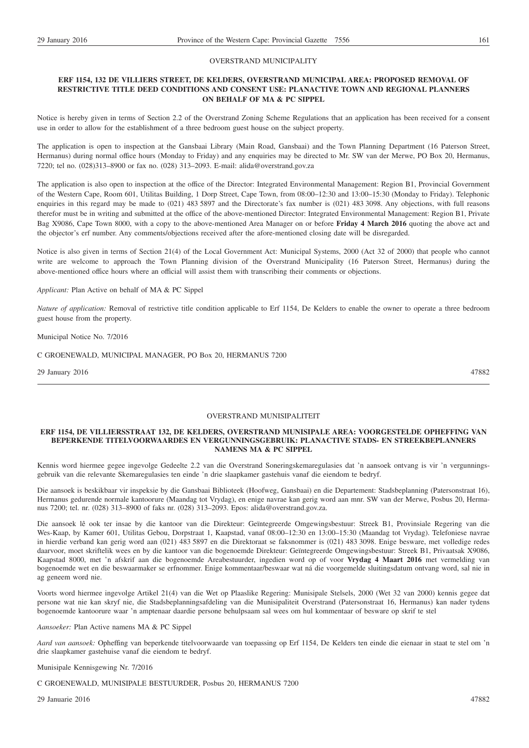OVERSTRAND MUNICIPALITY

**ERF 1154, 132 DE VILLIERS STREET, DE KELDERS, OVERSTRAND MUNICIPAL AREA: PROPOSED REMOVAL OF RESTRICTIVE TITLE DEED CONDITIONS AND CONSENT USE: PLANACTIVE TOWN AND REGIONAL PLANNERS ON BEHALF OF MA & PC SIPPEL**

Notice is hereby given in terms of Section 2.2 of the Overstrand Zoning Scheme Regulations that an application has been received for a consent use in order to allow for the establishment of a three bedroom guest house on the subject property.

The application is open to inspection at the Gansbaai Library (Main Road, Gansbaai) and the Town Planning Department (16 Paterson Street, Hermanus) during normal office hours (Monday to Friday) and any enquiries may be directed to Mr. SW van der Merwe, PO Box 20, Hermanus, 7220; tel no. (028)313–8900 or fax no. (028) 313–2093. E-mail: alida@overstrand.gov.za

The application is also open to inspection at the office of the Director: Integrated Environmental Management: Region B1, Provincial Government of the Western Cape, Room 601, Utilitas Building, 1 Dorp Street, Cape Town, from 08:00–12:30 and 13:00–15:30 (Monday to Friday). Telephonic enquiries in this regard may be made to (021) 483 5897 and the Directorate's fax number is (021) 483 3098. Any objections, with full reasons therefor must be in writing and submitted at the office of the above-mentioned Director: Integrated Environmental Management: Region B1, Private Bag X9086, Cape Town 8000, with a copy to the above-mentioned Area Manager on or before **Friday 4 March 2016** quoting the above act and the objector's erf number. Any comments/objections received after the afore-mentioned closing date will be disregarded.

Notice is also given in terms of Section 21(4) of the Local Government Act: Municipal Systems, 2000 (Act 32 of 2000) that people who cannot write are welcome to approach the Town Planning division of the Overstrand Municipality (16 Paterson Street, Hermanus) during the above-mentioned office hours where an official will assist them with transcribing their comments or objections.

*Applicant:* Plan Active on behalf of MA & PC Sippel

*Nature of application:* Removal of restrictive title condition applicable to Erf 1154, De Kelders to enable the owner to operate a three bedroom guest house from the property.

Municipal Notice No. 7/2016

C GROENEWALD, MUNICIPAL MANAGER, PO Box 20, HERMANUS 7200

29 January 2016 47882

---

OVERSTRAND MUNISIPALITEIT

**ERF 1154, DE VILLIERSSTRAAT 132, DE KELDERS, OVERSTRAND MUNISIPALE AREA: VOORGESTELDE OPHEFFING VAN BEPERKENDE TITELVOORWAARDES EN VERGUNNINGSGEBRUIK: PLANACTIVE STADS- EN STREEKBEPLANNERS NAMENS MA & PC SIPPEL**

Kennis word hiermee gegee ingevolge Gedeelte 2.2 van die Overstrand Soneringskemaregulasies dat 'n aansoek ontvang is vir 'n vergunningsgebruik van die relevante Skemaregulasies ten einde 'n drie slaapkamer gastehuis vanaf die eiendom te bedryf.

Die aansoek is beskikbaar vir inspeksie by die Gansbaai Biblioteek (Hoofweg, Gansbaai) en die Departement: Stadsbeplanning (Patersonstraat 16), Hermanus gedurende normale kantoorure (Maandag tot Vrydag), en enige navrae kan gerig word aan mnr. SW van der Merwe, Posbus 20, Hermanus 7200; tel. nr. (028) 313–8900 of faks nr. (028) 313–2093. Epos: alida@overstrand.gov.za.

Die aansoek lê ook ter insae by die kantoor van die Direkteur: Geïntegreerde Omgewingsbestuur: Streek B1, Provinsiale Regering van die Wes-Kaap, by Kamer 601, Utilitas Gebou, Dorpstraat 1, Kaapstad, vanaf 08:00–12:30 en 13:00–15:30 (Maandag tot Vrydag). Telefoniese navrae in hierdie verband kan gerig word aan (021) 483 5897 en die Direktoraat se faksnommer is (021) 483 3098. Enige besware, met volledige redes daarvoor, moet skriftelik wees en by die kantoor van die bogenoemde Direkteur: Geïntegreerde Omgewingsbestuur: Streek B1, Privaatsak X9086, Kaapstad 8000, met 'n afskrif aan die bogenoemde Areabestuurder, ingedien word op of voor **Vrydag 4 Maart 2016** met vermelding van bogenoemde wet en die beswaarmaker se erfnommer. Enige kommentaar/beswaar wat ná die voorgemelde sluitingsdatum ontvang word, sal nie in ag geneem word nie.

Voorts word hiermee ingevolge Artikel 21(4) van die Wet op Plaaslike Regering: Munisipale Stelsels, 2000 (Wet 32 van 2000) kennis gegee dat persone wat nie kan skryf nie, die Stadsbeplanningsafdeling van die Munisipaliteit Overstrand (Patersonstraat 16, Hermanus) kan nader tydens bogenoemde kantoorure waar 'n amptenaar daardie persone behulpsaam sal wees om hul kommentaar of besware op skrif te stel

*Aansoeker:* Plan Active namens MA & PC Sippel

*Aard van aansoek:* Opheffing van beperkende titelvoorwaarde van toepassing op Erf 1154, De Kelders ten einde die eienaar in staat te stel om 'n drie slaapkamer gastehuise vanaf die eiendom te bedryf.

Munisipale Kennisgewing Nr. 7/2016

C GROENEWALD, MUNISIPALE BESTUURDER, Posbus 20, HERMANUS 7200

29 Januarie 2016 47882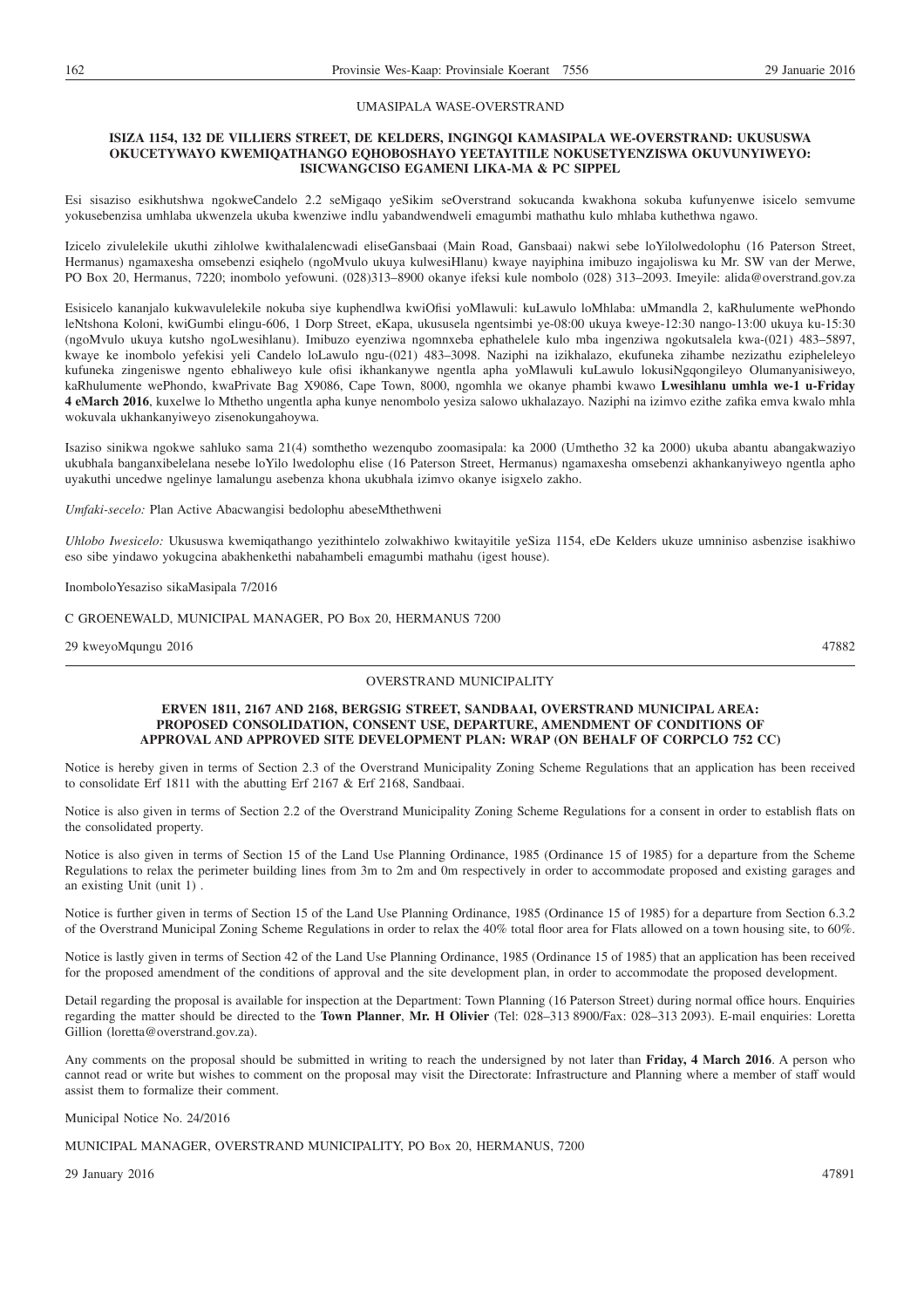UMASIPALA WASE-OVERSTRAND

**ISIZA 1154, 132 DE VILLIERS STREET, DE KELDERS, INGINGQI KAMASIPALA WE-OVERSTRAND: UKUSUSWA OKUCETYWAYO KWEMIQATHANGO EQHOBOSHAYO YEETAYITILE NOKUSETYENZISWA OKUVUNYIWEYO: ISICWANGCISO EGAMENI LIKA-MA & PC SIPPEL**

Esi sisaziso esikhutshwa ngokweCandelo 2.2 seMigaqo yeSikim seOverstrand sokucanda kwakhona sokuba kufunyenwe isicelo semvume yokusebenzisa umhlaba ukwenzela ukuba kwenziwe indlu yabandwendweli emagumbi mathathu kulo mhlaba kuthethwa ngawo.

Izicelo zivulelekile ukuthi zihlolwe kwithalalencwadi eliseGansbaai (Main Road, Gansbaai) nakwi sebe loYilolwedolophu (16 Paterson Street, Hermanus) ngamaxesha omsebenzi esiqhelo (ngoMvulo ukuya kulwesiHlanu) kwaye nayiphina imibuzo ingajoliswa ku Mr. SW van der Merwe, PO Box 20, Hermanus, 7220; inombolo yefowuni. (028)313–8900 okanye ifeksi kule nombolo (028) 313–2093. Imeyile: alida@overstrand.gov.za

Esisicelo kananjalo kukwavulelekile nokuba siye kuphendlwa kwiOfisi yoMlawuli: kuLawulo loMhlaba: uMmandla 2, kaRhulumente wePhondo leNtshona Koloni, kwiGumbi elingu-606, 1 Dorp Street, eKapa, ukususela ngentsimbi ye-08:00 ukuya kweye-12:30 nango-13:00 ukuya ku-15:30 (ngoMvulo ukuya kutsho ngoLwesihlanu). Imibuzo eyenziwa ngomnxeba ephathelele kulo mba ingenziwa ngokutsalela kwa-(021) 483–5897, kwaye ke inombolo yefekisi yeli Candelo loLawulo ngu-(021) 483–3098. Naziphi na izikhalazo, ekufuneka zihambe nezizathu ezipheleleyo kufuneka zingeniswe ngento ebhaliweyo kule ofisi ikhankanywe ngentla apha yoMlawuli kuLawulo lokusiNgqongileyo Olumanyanisiweyo, kaRhulumente wePhondo, kwaPrivate Bag X9086, Cape Town, 8000, ngomhla we okanye phambi kwawo **Lwesihlanu umhla we-1 u-Friday 4 eMarch 2016**, kuxelwe lo Mthetho ungentla apha kunye nenombolo yesiza salowo ukhalazayo. Naziphi na izimvo ezithe zafika emva kwalo mhla wokuvala ukhankanyiweyo zisenokungahoywa.

Isaziso sinikwa ngokwe sahluko sama 21(4) somthetho wezenqubo zoomasipala: ka 2000 (Umthetho 32 ka 2000) ukuba abantu abangakwaziyo ukubhala banganxibelelana nesebe loYilo lwedolophu elise (16 Paterson Street, Hermanus) ngamaxesha omsebenzi akhankanyiweyo ngentla apho uyakuthi uncedwe ngelinye lamalungu asebenza khona ukubhala izimvo okanye isigxelo sakho.

*Umfaki-secelo:* Plan Active Abacwangisi bedolophu abeseMthethweni

*Uhlobo Iwesicelo:* Ukususwa kwemiqathango yezithintelo zolwakhiwo kwitayitile yeSiza 1154, eDe Kelders ukuze umniniso asbenzise isakhiwo eso sibe yindawo yokugcina abakhenkethi nabahambeli emagumbi mathahu (igest house).

InomboloYesaziso sikaMasipala 7/2016

C GROENEWALD, MUNICIPAL MANAGER, PO Box 20, HERMANUS 7200

29 kweyoMqungu 2016 47882

---

OVERSTRAND MUNICIPALITY

**ERVEN 1811, 2167 AND 2168, BERGSIG STREET, SANDBAAI, OVERSTRAND MUNICIPAL AREA: PROPOSED CONSOLIDATION, CONSENT USE, DEPARTURE, AMENDMENT OF CONDITIONS OF APPROVAL AND APPROVED SITE DEVELOPMENT PLAN: WRAP (ON BEHALF OF CORPCLO 752 CC)**

Notice is hereby given in terms of Section 2.3 of the Overstrand Municipality Zoning Scheme Regulations that an application has been received to consolidate Erf 1811 with the abutting Erf 2167 & Erf 2168, Sandbaai.

Notice is also given in terms of Section 2.2 of the Overstrand Municipality Zoning Scheme Regulations for a consent in order to establish flats on the consolidated property.

Notice is also given in terms of Section 15 of the Land Use Planning Ordinance, 1985 (Ordinance 15 of 1985) for a departure from the Scheme Regulations to relax the perimeter building lines from 3m to 2m and 0m respectively in order to accommodate proposed and existing garages and an existing Unit (unit 1) .

Notice is further given in terms of Section 15 of the Land Use Planning Ordinance, 1985 (Ordinance 15 of 1985) for a departure from Section 6.3.2 of the Overstrand Municipal Zoning Scheme Regulations in order to relax the 40% total floor area for Flats allowed on a town housing site, to 60%.

Notice is lastly given in terms of Section 42 of the Land Use Planning Ordinance, 1985 (Ordinance 15 of 1985) that an application has been received for the proposed amendment of the conditions of approval and the site development plan, in order to accommodate the proposed development.

Detail regarding the proposal is available for inspection at the Department: Town Planning (16 Paterson Street) during normal office hours. Enquiries regarding the matter should be directed to the **Town Planner**, **Mr. H Olivier** (Tel: 028–313 8900/Fax: 028–313 2093). E-mail enquiries: Loretta Gillion (loretta@overstrand.gov.za).

Any comments on the proposal should be submitted in writing to reach the undersigned by not later than **Friday, 4 March 2016**. A person who cannot read or write but wishes to comment on the proposal may visit the Directorate: Infrastructure and Planning where a member of staff would assist them to formalize their comment.

Municipal Notice No. 24/2016

MUNICIPAL MANAGER, OVERSTRAND MUNICIPALITY, PO Box 20, HERMANUS, 7200

29 January 2016 47891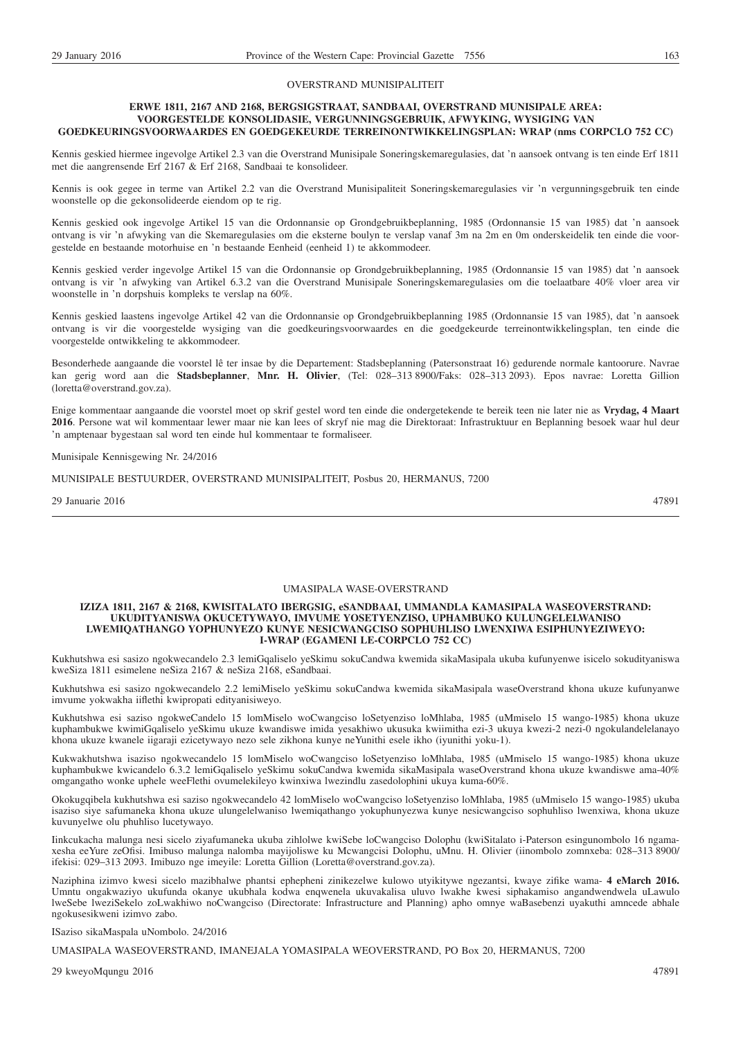OVERSTRAND MUNISIPALITEIT

**ERWE 1811, 2167 AND 2168, BERGSIGSTRAAT, SANDBAAI, OVERSTRAND MUNISIPALE AREA: VOORGESTELDE KONSOLIDASIE, VERGUNNINGSGEBRUIK, AFWYKING, WYSIGING VAN GOEDKEURINGSVOORWAARDES EN GOEDGEKEURDE TERREINONTWIKKELINGSPLAN: WRAP (nms CORPCLO 752 CC)**

Kennis geskied hiermee ingevolge Artikel 2.3 van die Overstrand Munisipale Soneringskemaregulasies, dat 'n aansoek ontvang is ten einde Erf 1811 met die aangrensende Erf 2167 & Erf 2168, Sandbaai te konsolideer.

Kennis is ook gegee in terme van Artikel 2.2 van die Overstrand Munisipaliteit Soneringskemaregulasies vir 'n vergunningsgebruik ten einde woonstelle op die gekonsolideerde eiendom op te rig.

Kennis geskied ook ingevolge Artikel 15 van die Ordonnansie op Grondgebruikbeplanning, 1985 (Ordonnansie 15 van 1985) dat 'n aansoek ontvang is vir 'n afwyking van die Skemaregulasies om die eksterne boulyn te verslap vanaf 3m na 2m en 0m onderskeidelik ten einde die voorgestelde en bestaande motorhuise en 'n bestaande Eenheid (eenheid 1) te akkommodeer.

Kennis geskied verder ingevolge Artikel 15 van die Ordonnansie op Grondgebruikbeplanning, 1985 (Ordonnansie 15 van 1985) dat 'n aansoek ontvang is vir 'n afwyking van Artikel 6.3.2 van die Overstrand Munisipale Soneringskemaregulasies om die toelaatbare 40% vloer area vir woonstelle in 'n dorpshuis kompleks te verslap na 60%.

Kennis geskied laastens ingevolge Artikel 42 van die Ordonnansie op Grondgebruikbeplanning 1985 (Ordonnansie 15 van 1985), dat 'n aansoek ontvang is vir die voorgestelde wysiging van die goedkeuringsvoorwaardes en die goedgekeurde terreinontwikkelingsplan, ten einde die voorgestelde ontwikkeling te akkommodeer.

Besonderhede aangaande die voorstel lê ter insae by die Departement: Stadsbeplanning (Patersonstraat 16) gedurende normale kantoorure. Navrae kan gerig word aan die **Stadsbeplanner**, **Mnr. H. Olivier**, (Tel: 028–313 8900/Faks: 028–313 2093). Epos navrae: Loretta Gillion (loretta@overstrand.gov.za).

Enige kommentaar aangaande die voorstel moet op skrif gestel word ten einde die ondergetekende te bereik teen nie later nie as **Vrydag, 4 Maart 2016**. Persone wat wil kommentaar lewer maar nie kan lees of skryf nie mag die Direktoraat: Infrastruktuur en Beplanning besoek waar hul deur 'n amptenaar bygestaan sal word ten einde hul kommentaar te formaliseer.

Munisipale Kennisgewing Nr. 24/2016

MUNISIPALE BESTUURDER, OVERSTRAND MUNISIPALITEIT, Posbus 20, HERMANUS, 7200

29 Januarie 2016 47891

---

UMASIPALA WASE-OVERSTRAND

**IZIZA 1811, 2167 & 2168, KWISITALATO IBERGSIG, eSANDBAAI, UMMANDLA KAMASIPALA WASEOVERSTRAND: UKUDITYANISWA OKUCETYWAYO, IMVUME YOSETYENZISO, UPHAMBUKO KULUNGELELWANISO LWEMIQATHANGO YOPHUNYEZO KUNYE NESICWANGCISO SOPHUHLISO LWENXIWA ESIPHUNYEZIWEYO: I-WRAP (EGAMENI LE-CORPCLO 752 CC)**

Kukhutshwa esi sasizo ngokwecandelo 2.3 lemiGqaliselo yeSkimu sokuCandwa kwemida sikaMasipala ukuba kufunyenwe isicelo sokudityaniswa kweSiza 1811 esimelene neSiza 2167 & neSiza 2168, eSandbaai.

Kukhutshwa esi sasizo ngokwecandelo 2.2 lemiMiselo yeSkimu sokuCandwa kwemida sikaMasipala waseOverstrand khona ukuze kufunyanwe imvume yokwakha iiflethi kwipropati edityanisiweyo.

Kukhutshwa esi saziso ngokweCandelo 15 lomMiselo woCwangciso loSetyenziso loMhlaba, 1985 (uMmiselo 15 wango-1985) khona ukuze kuphambukwe kwimiGqaliselo yeSkimu ukuze kwandiswe imida yesakhiwo ukusuka kwiimitha ezi-3 ukuya kwezi-2 nezi-0 ngokulandelelanayo khona ukuze kwanele iigaraji ezicetywayo nezo sele zikhona kunye neYunithi esele ikho (iyunithi yoku-1).

Kukwakhutshwa isaziso ngokwecandelo 15 lomMiselo woCwangciso loSetyenziso loMhlaba, 1985 (uMmiselo 15 wango-1985) khona ukuze kuphambukwe kwicandelo 6.3.2 lemiGqaliselo yeSkimu sokuCandwa kwemida sikaMasipala waseOverstrand khona ukuze kwandiswe ama-40% omgangatho wonke uphele weeFlethi ovumelekileyo kwinxiwa lwezindlu zasedolophini ukuya kuma-60%.

Okokugqibela kukhutshwa esi saziso ngokwecandelo 42 lomMiselo woCwangciso loSetyenziso loMhlaba, 1985 (uMmiselo 15 wango-1985) ukuba isaziso siye safumaneka khona ukuze ulungelelwaniso lwemiqathango yokuphunyezwa kunye nesicwangciso sophuhliso lwenxiwa, khona ukuze kuvunyelwe olu phuhliso lucetywayo.

Iinkcukacha malunga nesi sicelo ziyafumaneka ukuba zihlolwe kwiSebe loCwangciso Dolophu (kwiSitalato i-Paterson esingunombolo 16 ngamaxesha eeYure zeOfisi. Imibuso malunga nalomba mayijoliswe ku Mcwangcisi Dolophu, uMnu. H. Olivier (iinombolo zomnxeba: 028–313 8900/ ifekisi: 029–313 2093. Imibuzo nge imeyile: Loretta Gillion (Loretta@overstrand.gov.za).

Naziphina izimvo kwesi sicelo mazibhalwe phantsi ephepheni zinikezelwe kulowo utyikitywe ngezantsi, kwaye zifike wama- **4 eMarch 2016.** Umntu ongakwaziyo ukufunda okanye ukubhala kodwa enqwenela ukuvakalisa uluvo lwakhe kwesi siphakamiso angandwendwela uLawulo lweSebe lweziSekelo zoLwakhiwo noCwangciso (Directorate: Infrastructure and Planning) apho omnye waBasebenzi uyakuthi amncede abhale ngokusesikweni izimvo zabo.

ISaziso sikaMaspala uNombolo. 24/2016

UMASIPALA WASEOVERSTRAND, IMANEJALA YOMASIPALA WEOVERSTRAND, PO Box 20, HERMANUS, 7200

29 kweyoMqungu 2016 47891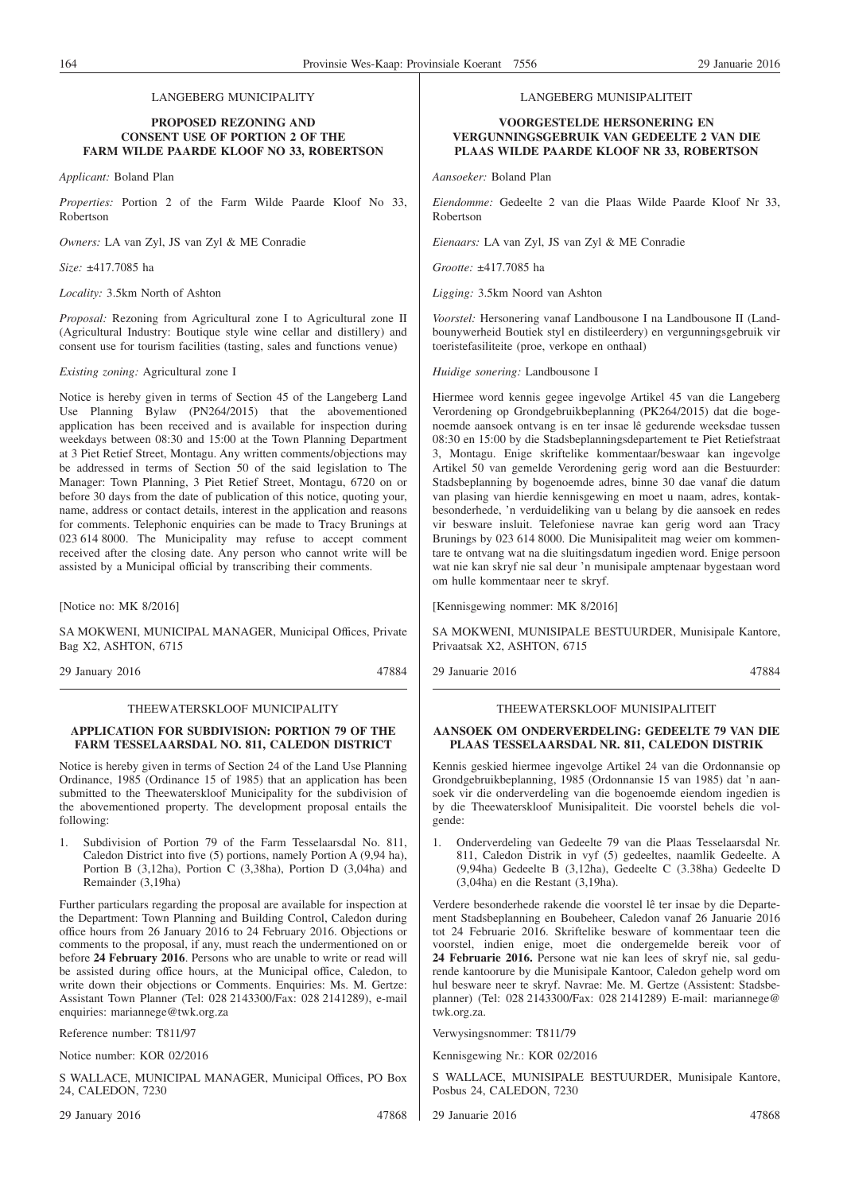LANGEBERG MUNICIPALITY

**PROPOSED REZONING AND CONSENT USE OF PORTION 2 OF THE FARM WILDE PAARDE KLOOF NO 33, ROBERTSON**

*Applicant:* Boland Plan

*Properties:* Portion 2 of the Farm Wilde Paarde Kloof No 33, Robertson

*Owners:* LA van Zyl, JS van Zyl & ME Conradie

*Size:* ±417.7085 ha

*Locality:* 3.5km North of Ashton

*Proposal:* Rezoning from Agricultural zone I to Agricultural zone II (Agricultural Industry: Boutique style wine cellar and distillery) and consent use for tourism facilities (tasting, sales and functions venue)

*Existing zoning:* Agricultural zone I

Notice is hereby given in terms of Section 45 of the Langeberg Land Use Planning Bylaw (PN264/2015) that the abovementioned application has been received and is available for inspection during weekdays between 08:30 and 15:00 at the Town Planning Department at 3 Piet Retief Street, Montagu. Any written comments/objections may be addressed in terms of Section 50 of the said legislation to The Manager: Town Planning, 3 Piet Retief Street, Montagu, 6720 on or before 30 days from the date of publication of this notice, quoting your, name, address or contact details, interest in the application and reasons for comments. Telephonic enquiries can be made to Tracy Brunings at 023 614 8000. The Municipality may refuse to accept comment received after the closing date. Any person who cannot write will be assisted by a Municipal official by transcribing their comments.

[Notice no: MK 8/2016]

SA MOKWENI, MUNICIPAL MANAGER, Municipal Offices, Private Bag X2, ASHTON, 6715

29 January 2016 47884

---

LANGEBERG MUNISIPALITEIT

**VOORGESTELDE HERSONERING EN VERGUNNINGSGEBRUIK VAN GEDEELTE 2 VAN DIE PLAAS WILDE PAARDE KLOOF NR 33, ROBERTSON**

*Aansoeker:* Boland Plan

*Eiendomme:* Gedeelte 2 van die Plaas Wilde Paarde Kloof Nr 33, Robertson

*Eienaars:* LA van Zyl, JS van Zyl & ME Conradie

*Grootte:* ±417.7085 ha

*Ligging:* 3.5km Noord van Ashton

*Voorstel:* Hersonering vanaf Landbousone I na Landbousone II (Landbounywerheid Boutiek styl en distileerdery) en vergunningsgebruik vir toeristefasiliteite (proe, verkope en onthaal)

*Huidige sonering:* Landbousone I

Hiermee word kennis gegee ingevolge Artikel 45 van die Langeberg Verordening op Grondgebruikbeplanning (PK264/2015) dat die bogenoemde aansoek ontvang is en ter insae lê gedurende weeksdae tussen 08:30 en 15:00 by die Stadsbeplanningsdepartement te Piet Retiefstraat 3, Montagu. Enige skriftelike kommentaar/beswaar kan ingevolge Artikel 50 van gemelde Verordening gerig word aan die Bestuurder: Stadsbeplanning by bogenoemde adres, binne 30 dae vanaf die datum van plasing van hierdie kennisgewing en moet u naam, adres, kontakbesonderhede, 'n verduideliking van u belang by die aansoek en redes vir besware insluit. Telefoniese navrae kan gerig word aan Tracy Brunings by 023 614 8000. Die Munisipaliteit mag weier om kommentare te ontvang wat na die sluitingsdatum ingedien word. Enige persoon wat nie kan skryf nie sal deur 'n munisipale amptenaar bygestaan word om hulle kommentaar neer te skryf.

[Kennisgewing nommer: MK 8/2016]

SA MOKWENI, MUNISIPALE BESTUURDER, Munisipale Kantore, Privaatsak X2, ASHTON, 6715

29 Januarie 2016 47884

---

THEEWATERSKLOOF MUNICIPALITY

**APPLICATION FOR SUBDIVISION: PORTION 79 OF THE FARM TESSELAARSDAL NO. 811, CALEDON DISTRICT**

Notice is hereby given in terms of Section 24 of the Land Use Planning Ordinance, 1985 (Ordinance 15 of 1985) that an application has been submitted to the Theewaterskloof Municipality for the subdivision of the abovementioned property. The development proposal entails the following:

1. Subdivision of Portion 79 of the Farm Tesselaarsdal No. 811, Caledon District into five (5) portions, namely Portion A (9,94 ha), Portion B (3,12ha), Portion C (3,38ha), Portion D (3,04ha) and Remainder (3,19ha)

Further particulars regarding the proposal are available for inspection at the Department: Town Planning and Building Control, Caledon during office hours from 26 January 2016 to 24 February 2016. Objections or comments to the proposal, if any, must reach the undermentioned on or before **24 February 2016**. Persons who are unable to write or read will be assisted during office hours, at the Municipal office, Caledon, to write down their objections or Comments. Enquiries: Ms. M. Gertze: Assistant Town Planner (Tel: 028 2143300/Fax: 028 2141289), e-mail enquiries: mariannege@twk.org.za

Reference number: T811/97

Notice number: KOR 02/2016

S WALLACE, MUNICIPAL MANAGER, Municipal Offices, PO Box 24, CALEDON, 7230

29 January 2016 47868

---

THEEWATERSKLOOF MUNISIPALITEIT

**AANSOEK OM ONDERVERDELING: GEDEELTE 79 VAN DIE PLAAS TESSELAARSDAL NR. 811, CALEDON DISTRIK**

Kennis geskied hiermee ingevolge Artikel 24 van die Ordonnansie op Grondgebruikbeplanning, 1985 (Ordonnansie 15 van 1985) dat 'n aansoek vir die onderverdeling van die bogenoemde eiendom ingedien is by die Theewaterskloof Munisipaliteit. Die voorstel behels die volgende:

1. Onderverdeling van Gedeelte 79 van die Plaas Tesselaarsdal Nr. 811, Caledon Distrik in vyf (5) gedeeltes, naamlik Gedeelte. A (9,94ha) Gedeelte B (3,12ha), Gedeelte C (3.38ha) Gedeelte D (3,04ha) en die Restant (3,19ha).

Verdere besonderhede rakende die voorstel lê ter insae by die Departement Stadsbeplanning en Boubeheer, Caledon vanaf 26 Januarie 2016 tot 24 Februarie 2016. Skriftelike besware of kommentaar teen die voorstel, indien enige, moet die ondergemelde bereik voor of **24 Februarie 2016.** Persone wat nie kan lees of skryf nie, sal gedurende kantoorure by die Munisipale Kantoor, Caledon gehelp word om hul besware neer te skryf. Navrae: Me. M. Gertze (Assistent: Stadsbeplanner) (Tel: 028 2143300/Fax: 028 2141289) E-mail: mariannege@twk.org.za.

Verwysingsnommer: T811/79

Kennisgewing Nr.: KOR 02/2016

S WALLACE, MUNISIPALE BESTUURDER, Munisipale Kantore, Posbus 24, CALEDON, 7230

29 Januarie 2016 47868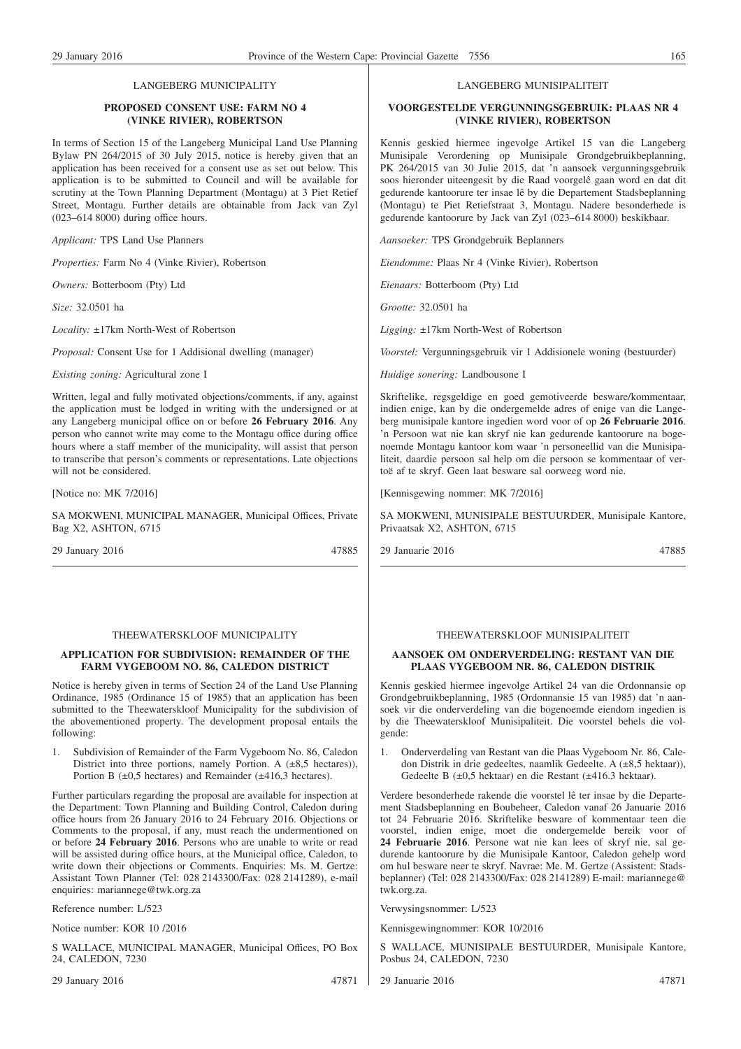LANGEBERG MUNICIPALITY

**PROPOSED CONSENT USE: FARM NO 4 (VINKE RIVIER), ROBERTSON**

In terms of Section 15 of the Langeberg Municipal Land Use Planning Bylaw PN 264/2015 of 30 July 2015, notice is hereby given that an application has been received for a consent use as set out below. This application is to be submitted to Council and will be available for scrutiny at the Town Planning Department (Montagu) at 3 Piet Retief Street, Montagu. Further details are obtainable from Jack van Zyl (023–614 8000) during office hours.

*Applicant:* TPS Land Use Planners

*Properties:* Farm No 4 (Vinke Rivier), Robertson

*Owners:* Botterboom (Pty) Ltd

*Size:* 32.0501 ha

*Locality:* ±17km North-West of Robertson

*Proposal:* Consent Use for 1 Addisional dwelling (manager)

*Existing zoning:* Agricultural zone I

Written, legal and fully motivated objections/comments, if any, against the application must be lodged in writing with the undersigned or at any Langeberg municipal office on or before **26 February 2016**. Any person who cannot write may come to the Montagu office during office hours where a staff member of the municipality, will assist that person to transcribe that person's comments or representations. Late objections will not be considered.

[Notice no: MK 7/2016]

SA MOKWENI, MUNICIPAL MANAGER, Municipal Offices, Private Bag X2, ASHTON, 6715

29 January 2016 47885

---

LANGEBERG MUNISIPALITEIT

**VOORGESTELDE VERGUNNINGSGEBRUIK: PLAAS NR 4 (VINKE RIVIER), ROBERTSON**

Kennis geskied hiermee ingevolge Artikel 15 van die Langeberg Munisipale Verordening op Munisipale Grondgebruikbeplanning, PK 264/2015 van 30 Julie 2015, dat 'n aansoek vergunningsgebruik soos hieronder uiteengesit by die Raad voorgelê gaan word en dat dit gedurende kantoorure ter insae lê by die Departement Stadsbeplanning (Montagu) te Piet Retiefstraat 3, Montagu. Nadere besonderhede is gedurende kantoorure by Jack van Zyl (023–614 8000) beskikbaar.

*Aansoeker:* TPS Grondgebruik Beplanners

*Eiendomme:* Plaas Nr 4 (Vinke Rivier), Robertson

*Eienaars:* Botterboom (Pty) Ltd

*Grootte:* 32.0501 ha

*Ligging:* ±17km North-West of Robertson

*Voorstel:* Vergunningsgebruik vir 1 Addisionele woning (bestuurder)

*Huidige sonering:* Landbousone I

Skriftelike, regsgeldige en goed gemotiveerde besware/kommentaar, indien enige, kan by die ondergemelde adres of enige van die Langeberg munisipale kantore ingedien word voor of op **26 Februarie 2016**. 'n Persoon wat nie kan skryf nie kan gedurende kantoorure na bogenoemde Montagu kantoor kom waar 'n personeellid van die Munisipaliteit, daardie persoon sal help om die persoon se kommentaar of vertoë af te skryf. Geen laat besware sal oorweeg word nie.

[Kennisgewing nommer: MK 7/2016]

SA MOKWENI, MUNISIPALE BESTUURDER, Munisipale Kantore, Privaatsak X2, ASHTON, 6715

29 Januarie 2016 47885

---

THEEWATERSKLOOF MUNICIPALITY

**APPLICATION FOR SUBDIVISION: REMAINDER OF THE FARM VYGEBOOM NO. 86, CALEDON DISTRICT**

Notice is hereby given in terms of Section 24 of the Land Use Planning Ordinance, 1985 (Ordinance 15 of 1985) that an application has been submitted to the Theewaterskloof Municipality for the subdivision of the abovementioned property. The development proposal entails the following:

1. Subdivision of Remainder of the Farm Vygeboom No. 86, Caledon District into three portions, namely Portion. A (±8,5 hectares)), Portion B (±0,5 hectares) and Remainder (±416,3 hectares).

Further particulars regarding the proposal are available for inspection at the Department: Town Planning and Building Control, Caledon during office hours from 26 January 2016 to 24 February 2016. Objections or Comments to the proposal, if any, must reach the undermentioned on or before **24 February 2016**. Persons who are unable to write or read will be assisted during office hours, at the Municipal office, Caledon, to write down their objections or Comments. Enquiries: Ms. M. Gertze: Assistant Town Planner (Tel: 028 2143300/Fax: 028 2141289), e-mail enquiries: mariannege@twk.org.za

Reference number: L/523

Notice number: KOR 10 /2016

S WALLACE, MUNICIPAL MANAGER, Municipal Offices, PO Box 24, CALEDON, 7230

29 January 2016 47871

---

THEEWATERSKLOOF MUNISIPALITEIT

**AANSOEK OM ONDERVERDELING: RESTANT VAN DIE PLAAS VYGEBOOM NR. 86, CALEDON DISTRIK**

Kennis geskied hiermee ingevolge Artikel 24 van die Ordonnansie op Grondgebruikbeplanning, 1985 (Ordonnansie 15 van 1985) dat 'n aansoek vir die onderverdeling van die bogenoemde eiendom ingedien is by die Theewaterskloof Munisipaliteit. Die voorstel behels die volgende:

1. Onderverdeling van Restant van die Plaas Vygeboom Nr. 86, Caledon Distrik in drie gedeeltes, naamlik Gedeelte. A (±8,5 hektaar)), Gedeelte B (±0,5 hektaar) en die Restant (±416.3 hektaar).

Verdere besonderhede rakende die voorstel lê ter insae by die Departement Stadsbeplanning en Boubeheer, Caledon vanaf 26 Januarie 2016 tot 24 Februarie 2016. Skriftelike besware of kommentaar teen die voorstel, indien enige, moet die ondergemelde bereik voor of **24 Februarie 2016**. Persone wat nie kan lees of skryf nie, sal gedurende kantoorure by die Munisipale Kantoor, Caledon gehelp word om hul besware neer te skryf. Navrae: Me. M. Gertze (Assistent: Stadsbeplanner) (Tel: 028 2143300/Fax: 028 2141289) E-mail: mariannege@twk.org.za.

Verwysingsnommer: L/523

Kennisgewingnommer: KOR 10/2016

S WALLACE, MUNISIPALE BESTUURDER, Munisipale Kantore, Posbus 24, CALEDON, 7230

29 Januarie 2016 47871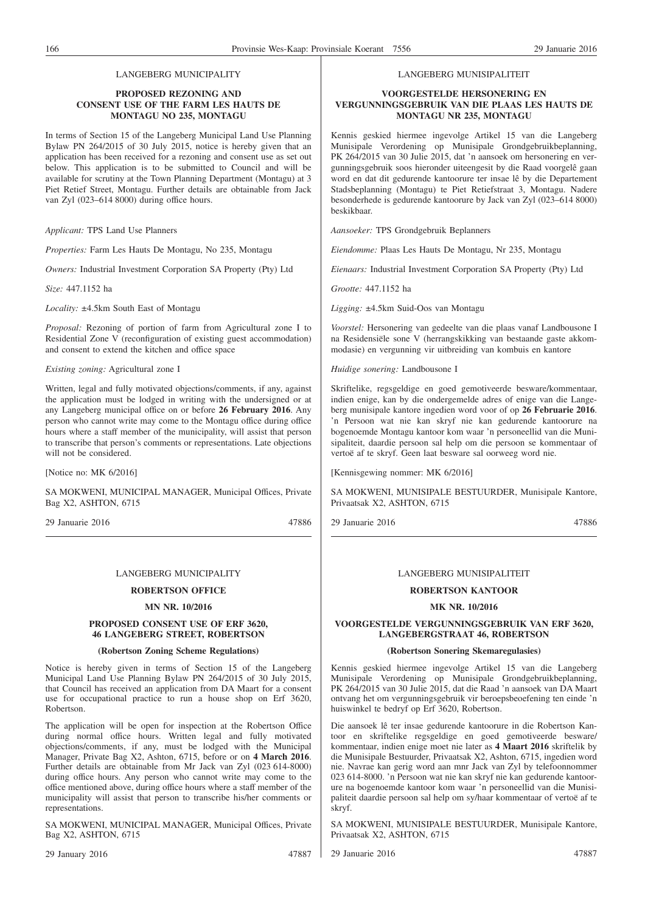LANGEBERG MUNICIPALITY

**PROPOSED REZONING AND CONSENT USE OF THE FARM LES HAUTS DE MONTAGU NO 235, MONTAGU**

In terms of Section 15 of the Langeberg Municipal Land Use Planning Bylaw PN 264/2015 of 30 July 2015, notice is hereby given that an application has been received for a rezoning and consent use as set out below. This application is to be submitted to Council and will be available for scrutiny at the Town Planning Department (Montagu) at 3 Piet Retief Street, Montagu. Further details are obtainable from Jack van Zyl (023–614 8000) during office hours.

*Applicant:* TPS Land Use Planners

*Properties:* Farm Les Hauts De Montagu, No 235, Montagu

*Owners:* Industrial Investment Corporation SA Property (Pty) Ltd

*Size:* 447.1152 ha

*Locality:* ±4.5km South East of Montagu

*Proposal:* Rezoning of portion of farm from Agricultural zone I to Residential Zone V (reconfiguration of existing guest accommodation) and consent to extend the kitchen and office space

*Existing zoning:* Agricultural zone I

Written, legal and fully motivated objections/comments, if any, against the application must be lodged in writing with the undersigned or at any Langeberg municipal office on or before **26 February 2016**. Any person who cannot write may come to the Montagu office during office hours where a staff member of the municipality, will assist that person to transcribe that person's comments or representations. Late objections will not be considered.

[Notice no: MK 6/2016]

SA MOKWENI, MUNICIPAL MANAGER, Municipal Offices, Private Bag X2, ASHTON, 6715

29 Januarie 2016 47886

---

LANGEBERG MUNISIPALITEIT

**VOORGESTELDE HERSONERING EN VERGUNNINGSGEBRUIK VAN DIE PLAAS LES HAUTS DE MONTAGU NR 235, MONTAGU**

Kennis geskied hiermee ingevolge Artikel 15 van die Langeberg Munisipale Verordening op Munisipale Grondgebruikbeplanning, PK 264/2015 van 30 Julie 2015, dat 'n aansoek om hersonering en vergunningsgebruik soos hieronder uiteengesit by die Raad voorgelê gaan word en dat dit gedurende kantoorure ter insae lê by die Departement Stadsbeplanning (Montagu) te Piet Retiefstraat 3, Montagu. Nadere besonderhede is gedurende kantoorure by Jack van Zyl (023–614 8000) beskikbaar.

*Aansoeker:* TPS Grondgebruik Beplanners

*Eiendomme:* Plaas Les Hauts De Montagu, Nr 235, Montagu

*Eienaars:* Industrial Investment Corporation SA Property (Pty) Ltd

*Grootte:* 447.1152 ha

*Ligging:* ±4.5km Suid-Oos van Montagu

*Voorstel:* Hersonering van gedeelte van die plaas vanaf Landbousone I na Residensiële sone V (herrangskikking van bestaande gaste akkommodasie) en vergunning vir uitbreiding van kombuis en kantore

*Huidige sonering:* Landbousone I

Skriftelike, regsgeldige en goed gemotiveerde besware/kommentaar, indien enige, kan by die ondergemelde adres of enige van die Langeberg munisipale kantore ingedien word voor of op **26 Februarie 2016**. 'n Persoon wat nie kan skryf nie kan gedurende kantoorure na bogenoemde Montagu kantoor kom waar 'n personeellid van die Munisipaliteit, daardie persoon sal help om die persoon se kommentaar of vertoë af te skryf. Geen laat besware sal oorweeg word nie.

[Kennisgewing nommer: MK 6/2016]

SA MOKWENI, MUNISIPALE BESTUURDER, Munisipale Kantore, Privaatsak X2, ASHTON, 6715

29 Januarie 2016 47886

---

LANGEBERG MUNICIPALITY

**ROBERTSON OFFICE**

**MN NR. 10/2016**

**PROPOSED CONSENT USE OF ERF 3620, 46 LANGEBERG STREET, ROBERTSON**

**(Robertson Zoning Scheme Regulations)**

Notice is hereby given in terms of Section 15 of the Langeberg Municipal Land Use Planning Bylaw PN 264/2015 of 30 July 2015, that Council has received an application from DA Maart for a consent use for occupational practice to run a house shop on Erf 3620, Robertson.

The application will be open for inspection at the Robertson Office during normal office hours. Written legal and fully motivated objections/comments, if any, must be lodged with the Municipal Manager, Private Bag X2, Ashton, 6715, before or on **4 March 2016**. Further details are obtainable from Mr Jack van Zyl (023 614-8000) during office hours. Any person who cannot write may come to the office mentioned above, during office hours where a staff member of the municipality will assist that person to transcribe his/her comments or representations.

SA MOKWENI, MUNICIPAL MANAGER, Municipal Offices, Private Bag X2, ASHTON, 6715

29 January 2016 47887

---

LANGEBERG MUNISIPALITEIT

**ROBERTSON KANTOOR**

**MK NR. 10/2016**

**VOORGESTELDE VERGUNNINGSGEBRUIK VAN ERF 3620, LANGEBERGSTRAAT 46, ROBERTSON**

**(Robertson Sonering Skemaregulasies)**

Kennis geskied hiermee ingevolge Artikel 15 van die Langeberg Munisipale Verordening op Munisipale Grondgebruikbeplanning, PK 264/2015 van 30 Julie 2015, dat die Raad 'n aansoek van DA Maart ontvang het om vergunningsgebruik vir beroepsbeoefening ten einde 'n huiswinkel te bedryf op Erf 3620, Robertson.

Die aansoek lê ter insae gedurende kantoorure in die Robertson Kantoor en skriftelike regsgeldige en goed gemotiveerde besware/kommentaar, indien enige moet nie later as **4 Maart 2016** skriftelik by die Munisipale Bestuurder, Privaatsak X2, Ashton, 6715, ingedien word nie. Navrae kan gerig word aan mnr Jack van Zyl by telefoonnommer 023 614-8000. 'n Persoon wat nie kan skryf nie kan gedurende kantoorure na bogenoemde kantoor kom waar 'n personeellid van die Munisipaliteit daardie persoon sal help om sy/haar kommentaar of vertoë af te skryf.

SA MOKWENI, MUNISIPALE BESTUURDER, Munisipale Kantore, Privaatsak X2, ASHTON, 6715

29 Januarie 2016 47887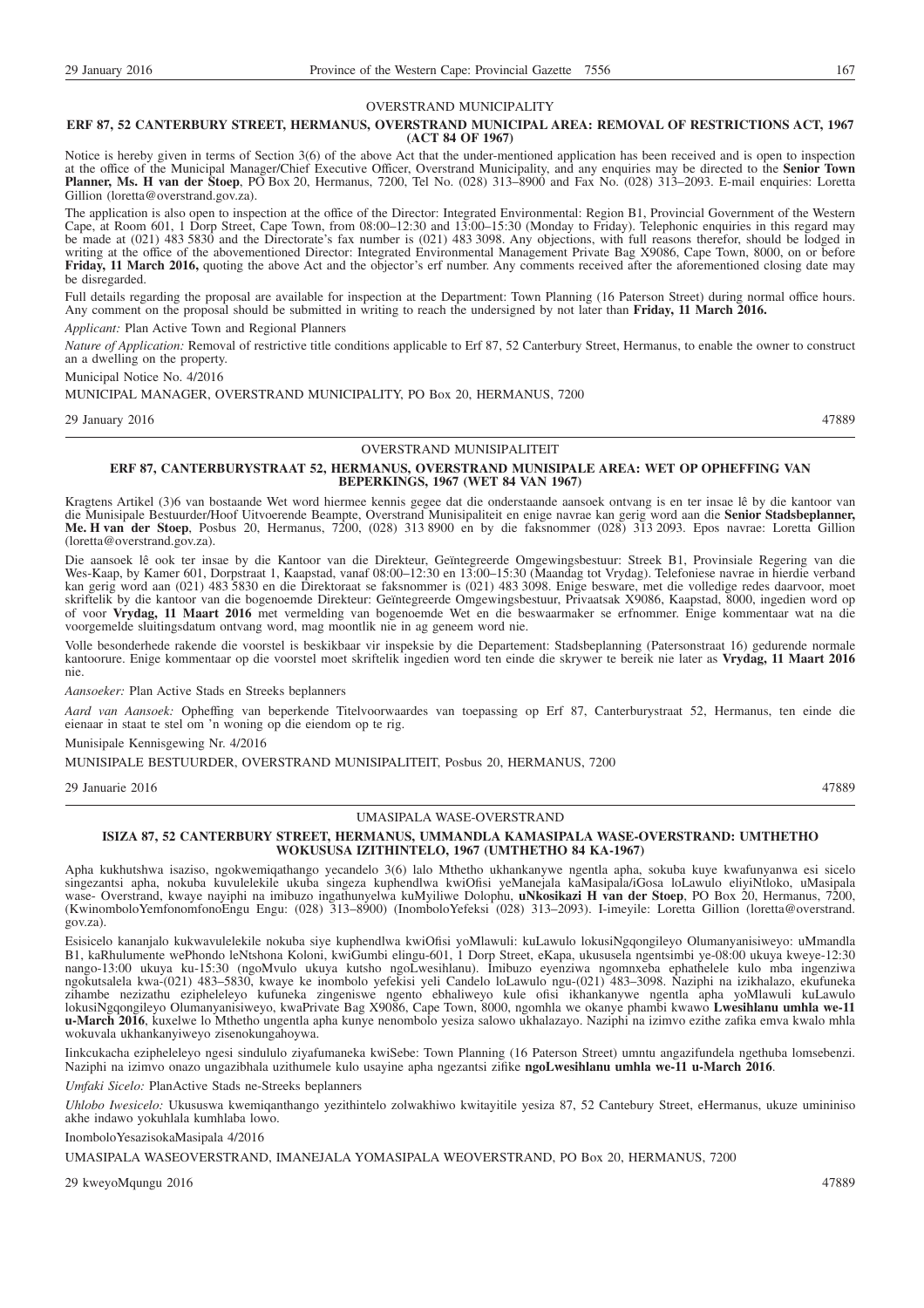## OVERSTRAND MUNICIPALITY

### ERF 87, 52 CANTERBURY STREET, HERMANUS, OVERSTRAND MUNICIPAL AREA: REMOVAL OF RESTRICTIONS ACT, 1967 (ACT 84 OF 1967)

Notice is hereby given in terms of Section 3(6) of the above Act that the under-mentioned application has been received and is open to inspection at the office of the Municipal Manager/Chief Executive Officer, Overstrand Municipality, and any enquiries may be directed to the **Senior Town Planner, Ms. H van der Stoep**, PO Box 20, Hermanus, 7200, Tel No. (028) 313–8900 and Fax No. (028) 313–2093. E-mail enquiries: Loretta Gillion (loretta@overstrand.gov.za).

The application is also open to inspection at the office of the Director: Integrated Environmental: Region B1, Provincial Government of the Western Cape, at Room 601, 1 Dorp Street, Cape Town, from 08:00–12:30 and 13:00–15:30 (Monday to Friday). Telephonic enquiries in this regard may be made at (021) 483 5830 and the Directorate's fax number is (021) 483 3098. Any objections, with full reasons therefor, should be lodged in writing at the office of the abovementioned Director: Integrated Environmental Management Private Bag X9086, Cape Town, 8000, on or before **Friday, 11 March 2016,** quoting the above Act and the objector's erf number. Any comments received after the aforementioned closing date may be disregarded.

Full details regarding the proposal are available for inspection at the Department: Town Planning (16 Paterson Street) during normal office hours. Any comment on the proposal should be submitted in writing to reach the undersigned by not later than **Friday, 11 March 2016.**

*Applicant:* Plan Active Town and Regional Planners

*Nature of Application:* Removal of restrictive title conditions applicable to Erf 87, 52 Canterbury Street, Hermanus, to enable the owner to construct an a dwelling on the property.

Municipal Notice No. 4/2016

MUNICIPAL MANAGER, OVERSTRAND MUNICIPALITY, PO Box 20, HERMANUS, 7200

29 January 2016 47889

---

## OVERSTRAND MUNISIPALITEIT

### ERF 87, CANTERBURYSTRAAT 52, HERMANUS, OVERSTRAND MUNISIPALE AREA: WET OP OPHEFFING VAN BEPERKINGS, 1967 (WET 84 VAN 1967)

Kragtens Artikel (3)6 van bostaande Wet word hiermee kennis gegee dat die onderstaande aansoek ontvang is en ter insae lê by die kantoor van die Munisipale Bestuurder/Hoof Uitvoerende Beampte, Overstrand Munisipaliteit en enige navrae kan gerig word aan die **Senior Stadsbeplanner, Me. H van der Stoep**, Posbus 20, Hermanus, 7200, (028) 313 8900 en by die faksnommer (028) 313 2093. Epos navrae: Loretta Gillion (loretta@overstrand.gov.za).

Die aansoek lê ook ter insae by die Kantoor van die Direkteur, Geïntegreerde Omgewingsbestuur: Streek B1, Provinsiale Regering van die Wes-Kaap, by Kamer 601, Dorpstraat 1, Kaapstad, vanaf 08:00–12:30 en 13:00–15:30 (Maandag tot Vrydag). Telefoniese navrae in hierdie verband kan gerig word aan (021) 483 5830 en die Direktoraat se faksnommer is (021) 483 3098. Enige besware, met die volledige redes daarvoor, moet skriftelik by die kantoor van die bogenoemde Direkteur: Geïntegreerde Omgewingsbestuur, Privaatsak X9086, Kaapstad, 8000, ingedien word op of voor **Vrydag, 11 Maart 2016** met vermelding van bogenoemde Wet en die beswaarmaker se erfnommer. Enige kommentaar wat na die voorgemelde sluitingsdatum ontvang word, mag moontlik nie in ag geneem word nie.

Volle besonderhede rakende die voorstel is beskikbaar vir inspeksie by die Departement: Stadsbeplanning (Patersonstraat 16) gedurende normale kantoorure. Enige kommentaar op die voorstel moet skriftelik ingedien word ten einde die skrywer te bereik nie later as **Vrydag, 11 Maart 2016** nie.

*Aansoeker:* Plan Active Stads en Streeks beplanners

*Aard van Aansoek:* Opheffing van beperkende Titelvoorwaardes van toepassing op Erf 87, Canterburystraat 52, Hermanus, ten einde die eienaar in staat te stel om 'n woning op die eiendom op te rig.

Munisipale Kennisgewing Nr. 4/2016

MUNISIPALE BESTUURDER, OVERSTRAND MUNISIPALITEIT, Posbus 20, HERMANUS, 7200

29 Januarie 2016 47889

---

## UMASIPALA WASE-OVERSTRAND

### ISIZA 87, 52 CANTERBURY STREET, HERMANUS, UMMANDLA KAMASIPALA WASE-OVERSTRAND: UMTHETHO WOKUSUSA IZITHINTELO, 1967 (UMTHETHO 84 KA-1967)

Apha kukhutshwa isaziso, ngokwemiqathango yecandelo 3(6) lalo Mthetho ukhankanywe ngentla apha, sokuba kuye kwafunyanwa esi sicelo singezantsi apha, nokuba kuvulelekile ukuba singeza kuphendlwa kwiOfisi yeManejala kaMasipala/iGosa loLawulo eliyiNtloko, uMasipala wase- Overstrand, kwaye nayiphi na imibuzo ingathunyelwa kuMyiliwe Dolophu, **uNkosikazi H van der Stoep**, PO Box 20, Hermanus, 7200, (KwinomboloYemfonomfonoEngu Engu: (028) 313–8900) (InomboloYefeksi (028) 313–2093). I-imeyile: Loretta Gillion (loretta@overstrand.gov.za).

Esisicelo kananjalo kukwavulelekile nokuba siye kuphendlwa kwiOfisi yoMlawuli: kuLawulo lokusiNgqongileyo Olumanyanisiweyo: uMmandla B1, kaRhulumente wePhondo leNtshona Koloni, kwiGumbi elingu-601, 1 Dorp Street, eKapa, ukususela ngentsimbi ye-08:00 ukuya kweye-12:30 nango-13:00 ukuya ku-15:30 (ngoMvulo ukuya kutsho ngoLwesihlanu). Imibuzo eyenziwa ngomnxeba ephathelele kulo mba ingenziwa ngokutsalela kwa-(021) 483–5830, kwaye ke inombolo yefekisi yeli Candelo loLawulo ngu-(021) 483–3098. Naziphi na izikhalazo, ekufuneka zihambe nezizathu ezipheleleyo kufuneka zingeniswe ngento ebhaliweyo kule ofisi ikhankanywe ngentla apha yoMlawuli kuLawulo lokusiNgqongileyo Olumanyanisiweyo, kwaPrivate Bag X9086, Cape Town, 8000, ngomhla we okanye phambi kwawo **Lwesihlanu umhla we-11 u-March 2016**, kuxelwe lo Mthetho ungentla apha kunye nenombolo yesiza salowo ukhalazayo. Naziphi na izimvo ezithe zafika emva kwalo mhla wokuvala ukhankanyiweyo zisenokungahoywa.

Iinkcukacha ezipheleleyo ngesi sindululo ziyafumaneka kwiSebe: Town Planning (16 Paterson Street) umntu angazifundela ngethuba lomsebenzi. Naziphi na izimvo onazo ungazibhala uzithumele kulo usayine apha ngezantsi zifike **ngoLwesihlanu umhla we-11 u-March 2016**.

*Umfaki Sicelo:* PlanActive Stads ne-Streeks beplanners

*Uhlobo Lwesicelo:* Ukususwa kwemiqanthango yezithintelo zolwakhiwo kwitayitile yesiza 87, 52 Cantebury Street, eHermanus, ukuze umininiso akhe indawo yokuhlala kumhlaba lowo.

InomboloYesazisokaMasipala 4/2016

UMASIPALA WASEOVERSTRAND, IMANEJALA YOMASIPALA WEOVERSTRAND, PO Box 20, HERMANUS, 7200

29 kweyoMqungu 2016 47889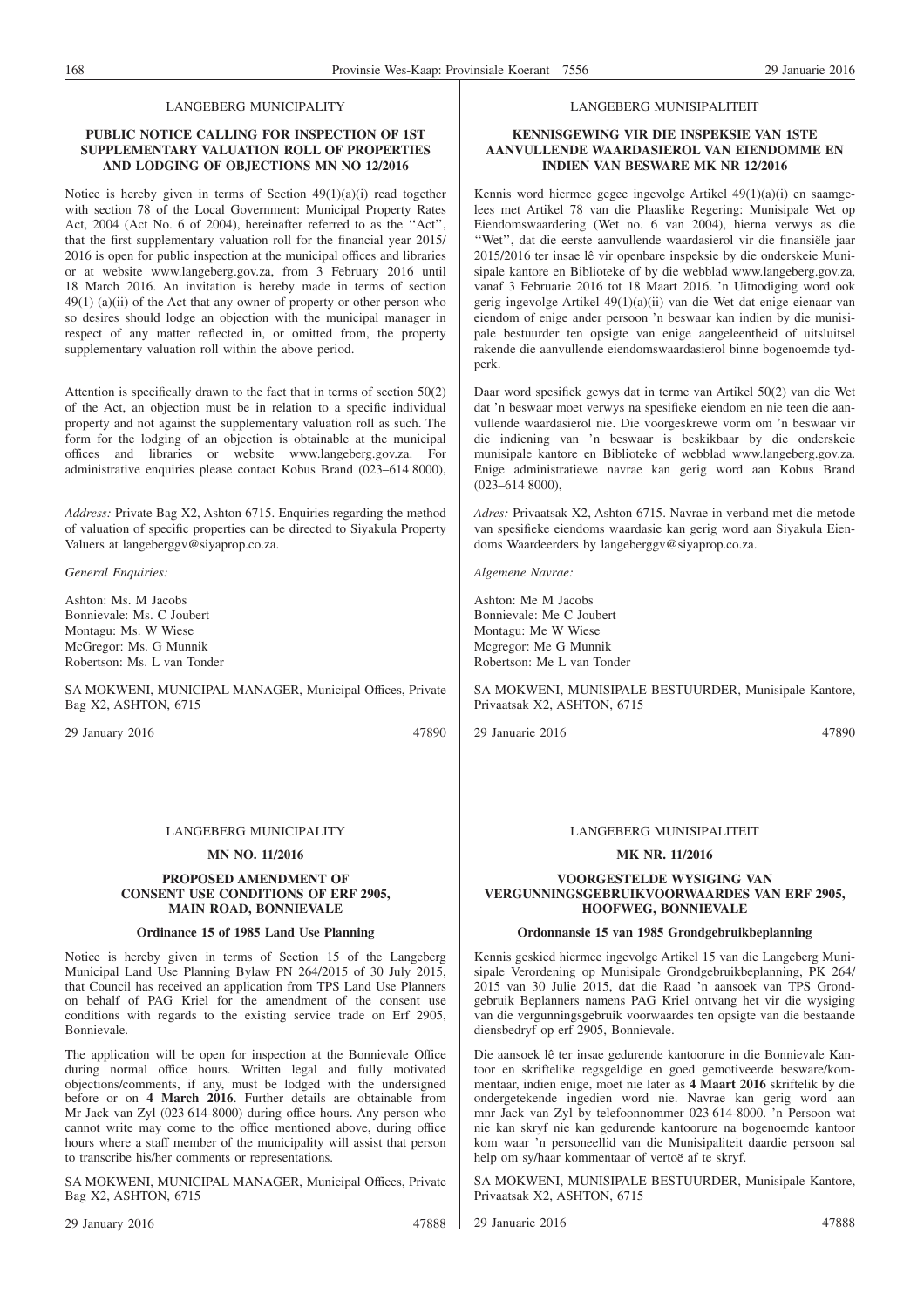LANGEBERG MUNICIPALITY

**PUBLIC NOTICE CALLING FOR INSPECTION OF 1ST SUPPLEMENTARY VALUATION ROLL OF PROPERTIES AND LODGING OF OBJECTIONS MN NO 12/2016**

Notice is hereby given in terms of Section 49(1)(a)(i) read together with section 78 of the Local Government: Municipal Property Rates Act, 2004 (Act No. 6 of 2004), hereinafter referred to as the ''Act'', that the first supplementary valuation roll for the financial year 2015/2016 is open for public inspection at the municipal offices and libraries or at website www.langeberg.gov.za, from 3 February 2016 until 18 March 2016. An invitation is hereby made in terms of section 49(1) (a)(ii) of the Act that any owner of property or other person who so desires should lodge an objection with the municipal manager in respect of any matter reflected in, or omitted from, the property supplementary valuation roll within the above period.

Attention is specifically drawn to the fact that in terms of section 50(2) of the Act, an objection must be in relation to a specific individual property and not against the supplementary valuation roll as such. The form for the lodging of an objection is obtainable at the municipal offices and libraries or website www.langeberg.gov.za. For administrative enquiries please contact Kobus Brand (023–614 8000),

*Address:* Private Bag X2, Ashton 6715. Enquiries regarding the method of valuation of specific properties can be directed to Siyakula Property Valuers at langeberggv@siyaprop.co.za.

*General Enquiries:*

Ashton: Ms. M Jacobs
Bonnievale: Ms. C Joubert
Montagu: Ms. W Wiese
McGregor: Ms. G Munnik
Robertson: Ms. L van Tonder

SA MOKWENI, MUNICIPAL MANAGER, Municipal Offices, Private Bag X2, ASHTON, 6715

29 January 2016 47890

---

LANGEBERG MUNISIPALITEIT

**KENNISGEWING VIR DIE INSPEKSIE VAN 1STE AANVULLENDE WAARDASIEROL VAN EIENDOMME EN INDIEN VAN BESWARE MK NR 12/2016**

Kennis word hiermee gegee ingevolge Artikel 49(1)(a)(i) en saamgelees met Artikel 78 van die Plaaslike Regering: Munisipale Wet op Eiendomswaardering (Wet no. 6 van 2004), hierna verwys as die ''Wet'', dat die eerste aanvullende waardasierol vir die finansiële jaar 2015/2016 ter insae lê vir openbare inspeksie by die onderskeie Munisipale kantore en Biblioteke of by die webblad www.langeberg.gov.za, vanaf 3 Februarie 2016 tot 18 Maart 2016. 'n Uitnodiging word ook gerig ingevolge Artikel 49(1)(a)(ii) van die Wet dat enige eienaar van eiendom of enige ander persoon 'n beswaar kan indien by die munisipale bestuurder ten opsigte van enige aangeleentheid of uitsluitsel rakende die aanvullende eiendomswaardasierol binne bogenoemde tydperk.

Daar word spesifiek gewys dat in terme van Artikel 50(2) van die Wet dat 'n beswaar moet verwys na spesifieke eiendom en nie teen die aanvullende waardasierol nie. Die voorgeskrewe vorm om 'n beswaar vir die indiening van 'n beswaar is beskikbaar by die onderskeie munisipale kantore en Biblioteke of webblad www.langeberg.gov.za. Enige administratiewe navrae kan gerig word aan Kobus Brand (023–614 8000),

*Adres:* Privaatsak X2, Ashton 6715. Navrae in verband met die metode van spesifieke eiendoms waardasie kan gerig word aan Siyakula Eiendoms Waardeerders by langeberggv@siyaprop.co.za.

*Algemene Navrae:*

Ashton: Me M Jacobs
Bonnievale: Me C Joubert
Montagu: Me W Wiese
Mcgregor: Me G Munnik
Robertson: Me L van Tonder

SA MOKWENI, MUNISIPALE BESTUURDER, Munisipale Kantore, Privaatsak X2, ASHTON, 6715

29 Januarie 2016 47890

---

LANGEBERG MUNICIPALITY

**MN NO. 11/2016**

**PROPOSED AMENDMENT OF CONSENT USE CONDITIONS OF ERF 2905, MAIN ROAD, BONNIEVALE**

**Ordinance 15 of 1985 Land Use Planning**

Notice is hereby given in terms of Section 15 of the Langeberg Municipal Land Use Planning Bylaw PN 264/2015 of 30 July 2015, that Council has received an application from TPS Land Use Planners on behalf of PAG Kriel for the amendment of the consent use conditions with regards to the existing service trade on Erf 2905, Bonnievale.

The application will be open for inspection at the Bonnievale Office during normal office hours. Written legal and fully motivated objections/comments, if any, must be lodged with the undersigned before or on **4 March 2016**. Further details are obtainable from Mr Jack van Zyl (023 614-8000) during office hours. Any person who cannot write may come to the office mentioned above, during office hours where a staff member of the municipality will assist that person to transcribe his/her comments or representations.

SA MOKWENI, MUNICIPAL MANAGER, Municipal Offices, Private Bag X2, ASHTON, 6715

29 January 2016 47888

---

LANGEBERG MUNISIPALITEIT

**MK NR. 11/2016**

**VOORGESTELDE WYSIGING VAN VERGUNNINGSGEBRUIKVOORWAARDES VAN ERF 2905, HOOFWEG, BONNIEVALE**

**Ordonnansie 15 van 1985 Grondgebruikbeplanning**

Kennis geskied hiermee ingevolge Artikel 15 van die Langeberg Munisipale Verordening op Munisipale Grondgebruikbeplanning, PK 264/2015 van 30 Julie 2015, dat die Raad 'n aansoek van TPS Grondgebruik Beplanners namens PAG Kriel ontvang het vir die wysiging van die vergunningsgebruik voorwaardes ten opsigte van die bestaande diensbedryf op erf 2905, Bonnievale.

Die aansoek lê ter insae gedurende kantoorure in die Bonnievale Kantoor en skriftelike regsgeldige en goed gemotiveerde besware/kommentaar, indien enige, moet nie later as **4 Maart 2016** skriftelik by die ondergetekende ingedien word nie. Navrae kan gerig word aan mnr Jack van Zyl by telefoonnommer 023 614-8000. 'n Persoon wat nie kan skryf nie kan gedurende kantoorure na bogenoemde kantoor kom waar 'n personeellid van die Munisipaliteit daardie persoon sal help om sy/haar kommentaar of vertoë af te skryf.

SA MOKWENI, MUNISIPALE BESTUURDER, Munisipale Kantore, Privaatsak X2, ASHTON, 6715

29 Januarie 2016 47888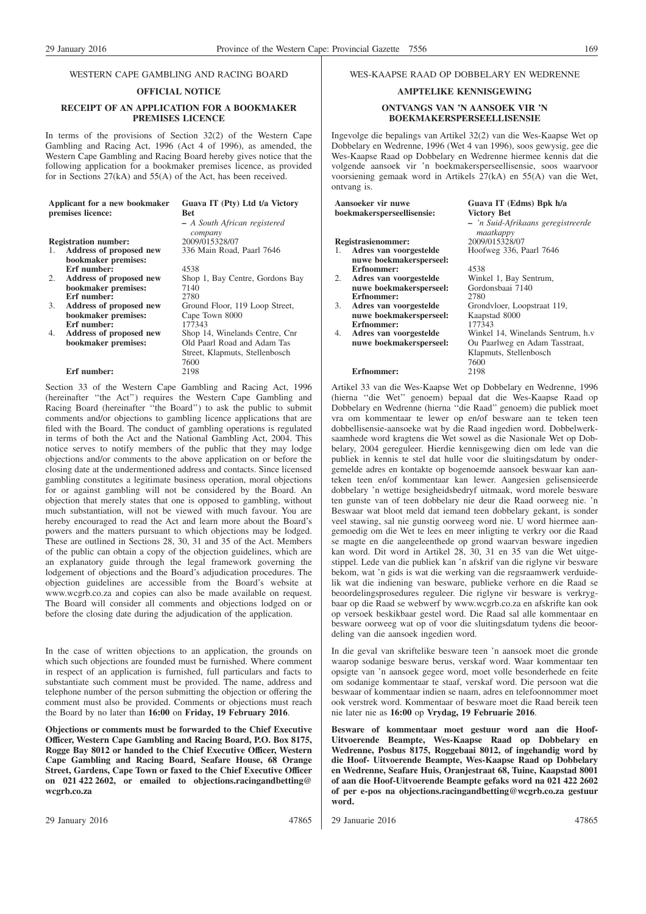WESTERN CAPE GAMBLING AND RACING BOARD

**OFFICIAL NOTICE**

**RECEIPT OF AN APPLICATION FOR A BOOKMAKER PREMISES LICENCE**

In terms of the provisions of Section 32(2) of the Western Cape Gambling and Racing Act, 1996 (Act 4 of 1996), as amended, the Western Cape Gambling and Racing Board hereby gives notice that the following application for a bookmaker premises licence, as provided for in Sections 27(kA) and 55(A) of the Act, has been received.

| | |
|---|---|
| **Applicant for a new bookmaker premises licence:** | **Guava IT (Pty) Ltd t/a Victory Bet** – *A South African registered company* |
| **Registration number:** | 2009/015328/07 |
| 1. **Address of proposed new bookmaker premises:** | 336 Main Road, Paarl 7646 |
| **Erf number:** | 4538 |
| 2. **Address of proposed new bookmaker premises:** | Shop 1, Bay Centre, Gordons Bay 7140 |
| **Erf number:** | 2780 |
| 3. **Address of proposed new bookmaker premises:** | Ground Floor, 119 Loop Street, Cape Town 8000 |
| **Erf number:** | 177343 |
| 4. **Address of proposed new bookmaker premises:** | Shop 14, Winelands Centre, Cnr Old Paarl Road and Adam Tas Street, Klapmuts, Stellenbosch 7600 |
| **Erf number:** | 2198 |

Section 33 of the Western Cape Gambling and Racing Act, 1996 (hereinafter "the Act") requires the Western Cape Gambling and Racing Board (hereinafter "the Board") to ask the public to submit comments and/or objections to gambling licence applications that are filed with the Board. The conduct of gambling operations is regulated in terms of both the Act and the National Gambling Act, 2004. This notice serves to notify members of the public that they may lodge objections and/or comments to the above application on or before the closing date at the undermentioned address and contacts. Since licensed gambling constitutes a legitimate business operation, moral objections for or against gambling will not be considered by the Board. An objection that merely states that one is opposed to gambling, without much substantiation, will not be viewed with much favour. You are hereby encouraged to read the Act and learn more about the Board's powers and the matters pursuant to which objections may be lodged. These are outlined in Sections 28, 30, 31 and 35 of the Act. Members of the public can obtain a copy of the objection guidelines, which are an explanatory guide through the legal framework governing the lodgement of objections and the Board's adjudication procedures. The objection guidelines are accessible from the Board's website at www.wcgrb.co.za and copies can also be made available on request. The Board will consider all comments and objections lodged on or before the closing date during the adjudication of the application.

In the case of written objections to an application, the grounds on which such objections are founded must be furnished. Where comment in respect of an application is furnished, full particulars and facts to substantiate such comment must be provided. The name, address and telephone number of the person submitting the objection or offering the comment must also be provided. Comments or objections must reach the Board by no later than **16:00** on **Friday, 19 February 2016**.

**Objections or comments must be forwarded to the Chief Executive Officer, Western Cape Gambling and Racing Board, P.O. Box 8175, Rogge Bay 8012 or handed to the Chief Executive Officer, Western Cape Gambling and Racing Board, Seafare House, 68 Orange Street, Gardens, Cape Town or faxed to the Chief Executive Officer on 021 422 2602, or emailed to objections.racingandbetting@wcgrb.co.za**

29 January 2016 — 47865

WES-KAAPSE RAAD OP DOBBELARY EN WEDRENNE

**AMPTELIKE KENNISGEWING**

**ONTVANGS VAN 'N AANSOEK VIR 'N BOEKMAKERSPERSEELLISENSIE**

Ingevolge die bepalings van Artikel 32(2) van die Wes-Kaapse Wet op Dobbelary en Wedrenne, 1996 (Wet 4 van 1996), soos gewysig, gee die Wes-Kaapse Raad op Dobbelary en Wedrenne hiermee kennis dat die volgende aansoek vir 'n boekmakersperseellisensie, soos waarvoor voorsiening gemaak word in Artikels 27(kA) en 55(A) van die Wet, ontvang is.

| | |
|---|---|
| **Aansoeker vir nuwe boekmakersperseellisensie:** | **Guava IT (Edms) Bpk h/a Victory Bet** – *'n Suid-Afrikaans geregistreerde maatkappy* |
| **Registrasienommer:** | 2009/015328/07 |
| 1. **Adres van voorgestelde nuwe boekmakersperseel:** | Hoofweg 336, Paarl 7646 |
| **Erfnommer:** | 4538 |
| 2. **Adres van voorgestelde nuwe boekmakersperseel:** | Winkel 1, Bay Sentrum, Gordonsbaai 7140 |
| **Erfnommer:** | 2780 |
| 3. **Adres van voorgestelde nuwe boekmakersperseel:** | Grondvloer, Loopstraat 119, Kaapstad 8000 |
| **Erfnommer:** | 177343 |
| 4. **Adres van voorgestelde nuwe boekmakersperseel:** | Winkel 14, Winelands Sentrum, h.v Ou Paarlweg en Adam Tasstraat, Klapmuts, Stellenbosch 7600 |
| **Erfnommer:** | 2198 |

Artikel 33 van die Wes-Kaapse Wet op Dobbelary en Wedrenne, 1996 (hierna "die Wet" genoem) bepaal dat die Wes-Kaapse Raad op Dobbelary en Wedrenne (hierna "die Raad" genoem) die publiek moet vra om kommentaar te lewer op en/of besware aan te teken teen dobbellisensie-aansoeke wat by die Raad ingedien word. Dobbelwerksaamhede word kragtens die Wet sowel as die Nasionale Wet op Dobbelary, 2004 gereguleer. Hierdie kennisgewing dien om lede van die publiek in kennis te stel dat hulle voor die sluitingsdatum by ondergemelde adres en kontakte op bogenoemde aansoek beswaar kan aanteken teen en/of kommentaar kan lewer. Aangesien gelisensieerde dobbelary 'n wettige besigheidsbedryf uitmaak, word morele besware ten gunste van of teen dobbelary nie deur die Raad oorweeg nie. 'n Beswaar wat bloot meld dat iemand teen dobbelary gekant, is sonder veel stawing, sal nie gunstig oorweeg word nie. U word hiermee aangemoedig om die Wet te lees en meer inligting te verkry oor die Raad se magte en die aangeleenthede op grond waarvan besware ingedien kan word. Dit word in Artikel 28, 30, 31 en 35 van die Wet uitgestippel. Lede van die publiek kan 'n afskrif van die riglyne vir besware bekom, wat 'n gids is wat die werking van die regsraamwerk verduidelik wat die indiening van besware, publieke verhore en die Raad se beoordelingsprosedures reguleer. Die riglyne vir besware is verkrygbaar op die Raad se webwerf by www.wcgrb.co.za en afskrifte kan ook op versoek beskikbaar gestel word. Die Raad sal alle kommentaar en besware oorweeg wat op of voor die sluitingsdatum tydens die beoordeling van die aansoek ingedien word.

In die geval van skriftelike besware teen 'n aansoek moet die gronde waarop sodanige besware berus, verskaf word. Waar kommentaar ten opsigte van 'n aansoek gegee word, moet volle besonderhede en feite om sodanige kommentaar te staaf, verskaf word. Die persoon wat die beswaar of kommentaar indien se naam, adres en telefoonnommer moet ook verstrek word. Kommentaar of besware moet die Raad bereik teen nie later nie as **16:00** op **Vrydag, 19 Februarie 2016**.

**Besware of kommentaar moet gestuur word aan die Hoof-Uitvoerende Beampte, Wes-Kaapse Raad op Dobbelary en Wedrenne, Posbus 8175, Roggebaai 8012, of ingehandig word by die Hoof- Uitvoerende Beampte, Wes-Kaapse Raad op Dobbelary en Wedrenne, Seafare Huis, Oranjestraat 68, Tuine, Kaapstad 8001 of aan die Hoof-Uitvoerende Beampte gefaks word na 021 422 2602 of per e-pos na objections.racingandbetting@wcgrb.co.za gestuur word.**

29 Januarie 2016 — 47865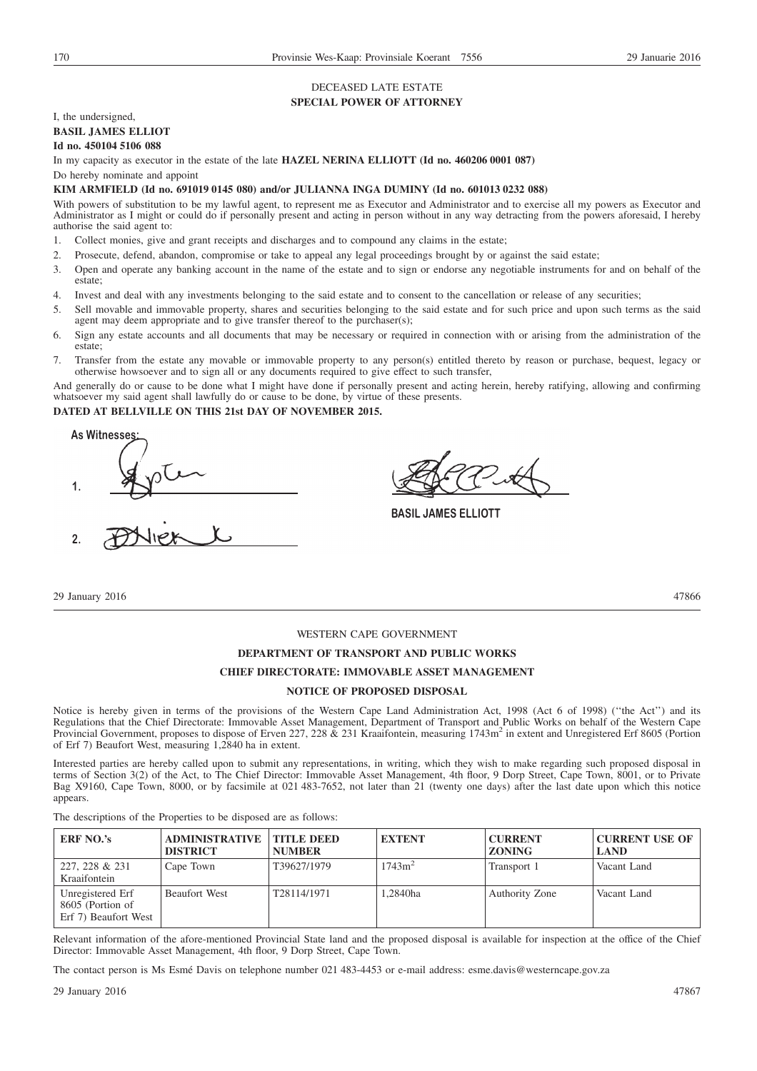DECEASED LATE ESTATE

**SPECIAL POWER OF ATTORNEY**

I, the undersigned,

**BASIL JAMES ELLIOT**

**Id no. 450104 5106 088**

In my capacity as executor in the estate of the late **HAZEL NERINA ELLIOTT (Id no. 460206 0001 087)**

Do hereby nominate and appoint

**KIM ARMFIELD (Id no. 691019 0145 080) and/or JULIANNA INGA DUMINY (Id no. 601013 0232 088)**

With powers of substitution to be my lawful agent, to represent me as Executor and Administrator and to exercise all my powers as Executor and Administrator as I might or could do if personally present and acting in person without in any way detracting from the powers aforesaid, I hereby authorise the said agent to:

1. Collect monies, give and grant receipts and discharges and to compound any claims in the estate;
2. Prosecute, defend, abandon, compromise or take to appeal any legal proceedings brought by or against the said estate;
3. Open and operate any banking account in the name of the estate and to sign or endorse any negotiable instruments for and on behalf of the estate;
4. Invest and deal with any investments belonging to the said estate and to consent to the cancellation or release of any securities;
5. Sell movable and immovable property, shares and securities belonging to the said estate and for such price and upon such terms as the said agent may deem appropriate and to give transfer thereof to the purchaser(s);
6. Sign any estate accounts and all documents that may be necessary or required in connection with or arising from the administration of the estate;
7. Transfer from the estate any movable or immovable property to any person(s) entitled thereto by reason or purchase, bequest, legacy or otherwise howsoever and to sign all or any documents required to give effect to such transfer,

And generally do or cause to be done what I might have done if personally present and acting herein, hereby ratifying, allowing and confirming whatsoever my said agent shall lawfully do or cause to be done, by virtue of these presents.

**DATED AT BELLVILLE ON THIS 21st DAY OF NOVEMBER 2015.**

As Witnesses:

1. ______________________

2. ______________________

______________________
BASIL JAMES ELLIOTT

29 January 2016 47866

---

WESTERN CAPE GOVERNMENT

**DEPARTMENT OF TRANSPORT AND PUBLIC WORKS**

**CHIEF DIRECTORATE: IMMOVABLE ASSET MANAGEMENT**

**NOTICE OF PROPOSED DISPOSAL**

Notice is hereby given in terms of the provisions of the Western Cape Land Administration Act, 1998 (Act 6 of 1998) (''the Act'') and its Regulations that the Chief Directorate: Immovable Asset Management, Department of Transport and Public Works on behalf of the Western Cape Provincial Government, proposes to dispose of Erven 227, 228 & 231 Kraaifontein, measuring 1743m$^2$ in extent and Unregistered Erf 8605 (Portion of Erf 7) Beaufort West, measuring 1,2840 ha in extent.

Interested parties are hereby called upon to submit any representations, in writing, which they wish to make regarding such proposed disposal in terms of Section 3(2) of the Act, to The Chief Director: Immovable Asset Management, 4th floor, 9 Dorp Street, Cape Town, 8001, or to Private Bag X9160, Cape Town, 8000, or by facsimile at 021 483-7652, not later than 21 (twenty one days) after the last date upon which this notice appears.

The descriptions of the Properties to be disposed are as follows:

| ERF NO.'s | ADMINISTRATIVE DISTRICT | TITLE DEED NUMBER | EXTENT | CURRENT ZONING | CURRENT USE OF LAND |
|---|---|---|---|---|---|
| 227, 228 & 231 Kraaifontein | Cape Town | T39627/1979 | 1743m$^2$ | Transport 1 | Vacant Land |
| Unregistered Erf 8605 (Portion of Erf 7) Beaufort West | Beaufort West | T28114/1971 | 1,2840ha | Authority Zone | Vacant Land |

Relevant information of the afore-mentioned Provincial State land and the proposed disposal is available for inspection at the office of the Chief Director: Immovable Asset Management, 4th floor, 9 Dorp Street, Cape Town.

The contact person is Ms Esmé Davis on telephone number 021 483-4453 or e-mail address: esme.davis@westerncape.gov.za

29 January 2016 47867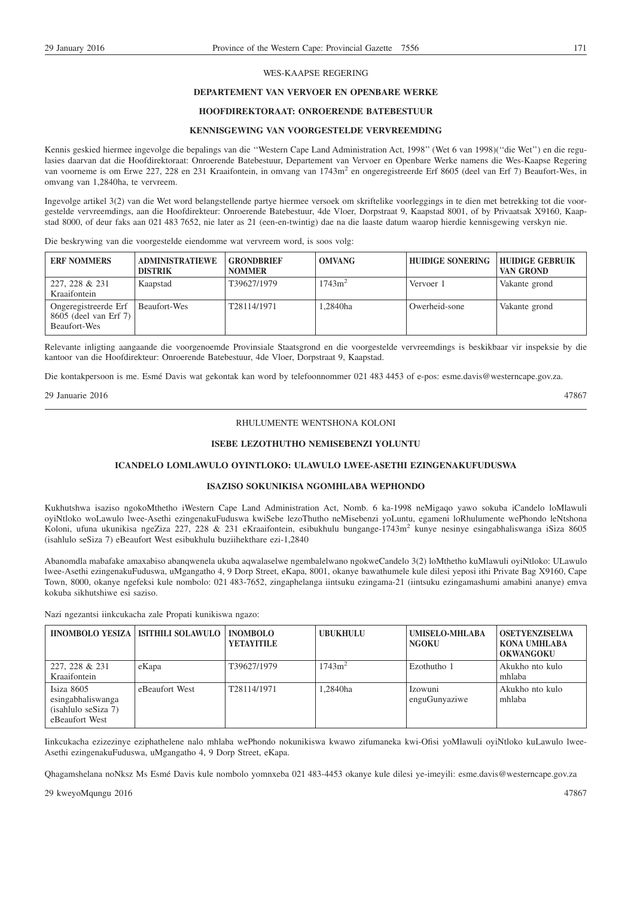WES-KAAPSE REGERING

**DEPARTEMENT VAN VERVOER EN OPENBARE WERKE**

**HOOFDIREKTORAAT: ONROERENDE BATEBESTUUR**

**KENNISGEWING VAN VOORGESTELDE VERVREEMDING**

Kennis geskied hiermee ingevolge die bepalings van die ''Western Cape Land Administration Act, 1998'' (Wet 6 van 1998)(''die Wet'') en die regulasies daarvan dat die Hoofdirektoraat: Onroerende Batebestuur, Departement van Vervoer en Openbare Werke namens die Wes-Kaapse Regering van voorneme is om Erwe 227, 228 en 231 Kraaifontein, in omvang van 1743m$^2$ en ongeregistreerde Erf 8605 (deel van Erf 7) Beaufort-Wes, in omvang van 1,2840ha, te vervreem.

Ingevolge artikel 3(2) van die Wet word belangstellende partye hiermee versoek om skriftelike voorleggings in te dien met betrekking tot die voorgestelde vervreemdings, aan die Hoofdirekteur: Onroerende Batebestuur, 4de Vloer, Dorpstraat 9, Kaapstad 8001, of by Privaatsak X9160, Kaapstad 8000, of deur faks aan 021 483 7652, nie later as 21 (een-en-twintig) dae na die laaste datum waarop hierdie kennisgewing verskyn nie.

Die beskrywing van die voorgestelde eiendomme wat vervreem word, is soos volg:

| ERF NOMMERS | ADMINISTRATIEWE DISTRIK | GRONDBRIEF NOMMER | OMVANG | HUIDIGE SONERING | HUIDIGE GEBRUIK VAN GROND |
|---|---|---|---|---|---|
| 227, 228 & 231 Kraaifontein | Kaapstad | T39627/1979 | 1743m$^2$ | Vervoer 1 | Vakante grond |
| Ongeregistreerde Erf 8605 (deel van Erf 7) Beaufort-Wes | Beaufort-Wes | T28114/1971 | 1,2840ha | Owerheid-sone | Vakante grond |

Relevante inligting aangaande die voorgenoemde Provinsiale Staatsgrond en die voorgestelde vervreemdings is beskikbaar vir inspeksie by die kantoor van die Hoofdirekteur: Onroerende Batebestuur, 4de Vloer, Dorpstraat 9, Kaapstad.

Die kontakpersoon is me. Esmé Davis wat gekontak kan word by telefoonnommer 021 483 4453 of e-pos: esme.davis@westerncape.gov.za.

29 Januarie 2016 47867

---

RHULUMENTE WENTSHONA KOLONI

**ISEBE LEZOTHUTHO NEMISEBENZI YOLUNTU**

**ICANDELO LOMLAWULO OYINTLOKO: ULAWULO LWEE-ASETHI EZINGENAKUFUDUSWA**

**ISAZISO SOKUNIKISA NGOMHLABA WEPHONDO**

Kukhutshwa isaziso ngokoMthetho iWestern Cape Land Administration Act, Nomb. 6 ka-1998 neMigaqo yawo sokuba iCandelo loMlawuli oyiNtloko woLawulo lwee-Asethi ezingenakuFuduswa kwiSebe lezoThutho neMisebenzi yoLuntu, egameni loRhulumente wePhondo leNtshona Koloni, ufuna ukunikisa ngeZiza 227, 228 & 231 eKraaifontein, esibukhulu bungange-1743m$^2$ kunye nesinye esingabhaliswanga iSiza 8605 (isahlulo seSiza 7) eBeaufort West esibukhulu buziihekthare ezi-1,2840

Abanomdla mabafake amaxabiso abanqwenela ukuba aqwalaselwe ngembalelwano ngokweCandelo 3(2) loMthetho kuMlawuli oyiNtloko: ULawulo lwee-Asethi ezingenakuFuduswa, uMgangatho 4, 9 Dorp Street, eKapa, 8001, okanye bawathumele kule dilesi yeposi ithi Private Bag X9160, Cape Town, 8000, okanye ngefeksi kule nombolo: 021 483-7652, zingaphelanga iintsuku ezingama-21 (iintsuku ezingamashumi amabini ananye) emva kokuba sikhutshiwe esi saziso.

Nazi ngezantsi iinkcukacha zale Propati kunikiswa ngazo:

| IINOMBOLO YESIZA | ISITHILI SOLAWULO | INOMBOLO YETAYITILE | UBUKHULU | UMISELO-MHLABA NGOKU | OSETYENZISELWA KONA UMHLABA OKWANGOKU |
|---|---|---|---|---|---|
| 227, 228 & 231 Kraaifontein | eKapa | T39627/1979 | 1743m$^2$ | Ezothutho 1 | Akukho nto kulo mhlaba |
| Isiza 8605 esingabhaliswanga (isahlulo seSiza 7) eBeaufort West | eBeaufort West | T28114/1971 | 1,2840ha | Izowuni enguGunyaziwe | Akukho nto kulo mhlaba |

Iinkcukacha ezizezinye eziphathelene nalo mhlaba wePhondo nokunikiswa kwawo zifumaneka kwi-Ofisi yoMlawuli oyiNtloko kuLawulo lwee-Asethi ezingenakuFuduswa, uMgangatho 4, 9 Dorp Street, eKapa.

Qhagamshelana noNksz Ms Esmé Davis kule nombolo yomnxeba 021 483-4453 okanye kule dilesi ye-imeyili: esme.davis@westerncape.gov.za

29 kweyoMqungu 2016 47867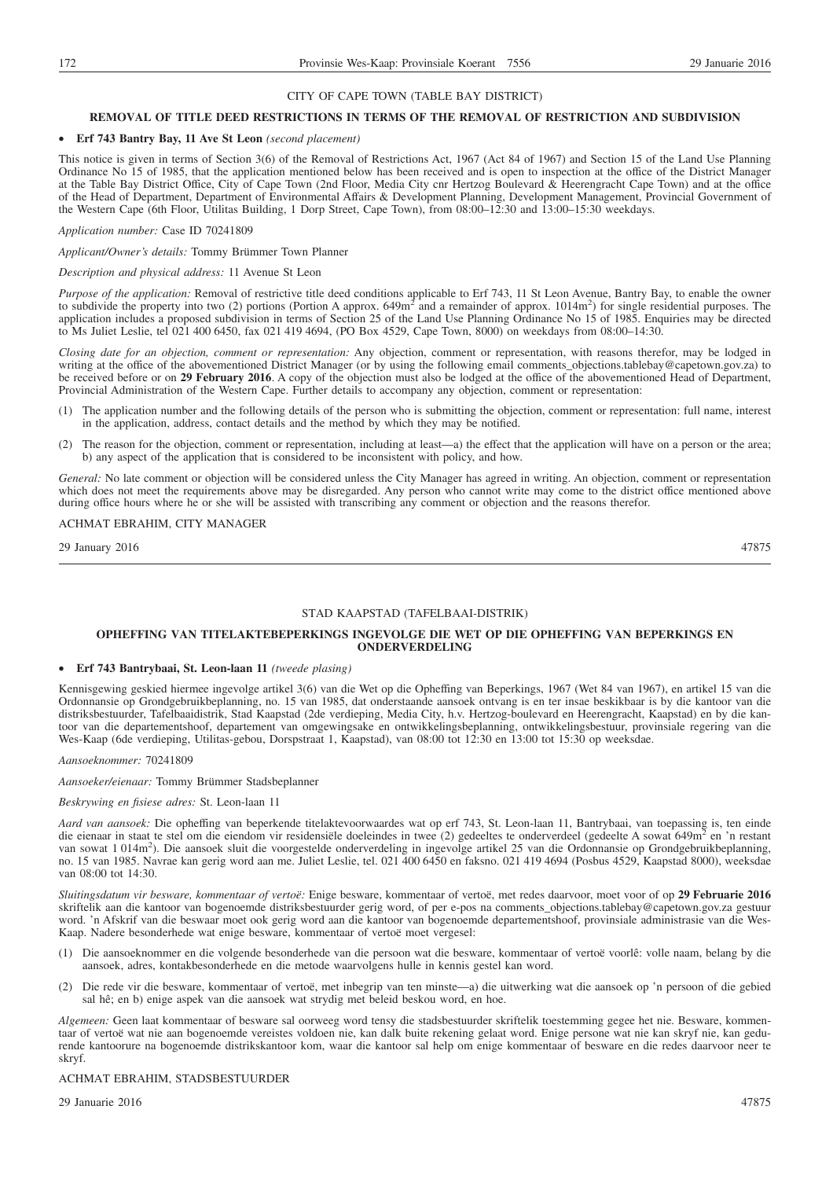CITY OF CAPE TOWN (TABLE BAY DISTRICT)

## REMOVAL OF TITLE DEED RESTRICTIONS IN TERMS OF THE REMOVAL OF RESTRICTION AND SUBDIVISION

- **Erf 743 Bantry Bay, 11 Ave St Leon** *(second placement)*

This notice is given in terms of Section 3(6) of the Removal of Restrictions Act, 1967 (Act 84 of 1967) and Section 15 of the Land Use Planning Ordinance No 15 of 1985, that the application mentioned below has been received and is open to inspection at the office of the District Manager at the Table Bay District Office, City of Cape Town (2nd Floor, Media City cnr Hertzog Boulevard & Heerengracht Cape Town) and at the office of the Head of Department, Department of Environmental Affairs & Development Planning, Development Management, Provincial Government of the Western Cape (6th Floor, Utilitas Building, 1 Dorp Street, Cape Town), from 08:00–12:30 and 13:00–15:30 weekdays.

*Application number:* Case ID 70241809

*Applicant/Owner's details:* Tommy Brümmer Town Planner

*Description and physical address:* 11 Avenue St Leon

*Purpose of the application:* Removal of restrictive title deed conditions applicable to Erf 743, 11 St Leon Avenue, Bantry Bay, to enable the owner to subdivide the property into two (2) portions (Portion A approx. 649m$^2$ and a remainder of approx. 1014m$^2$) for single residential purposes. The application includes a proposed subdivision in terms of Section 25 of the Land Use Planning Ordinance No 15 of 1985. Enquiries may be directed to Ms Juliet Leslie, tel 021 400 6450, fax 021 419 4694, (PO Box 4529, Cape Town, 8000) on weekdays from 08:00–14:30.

*Closing date for an objection, comment or representation:* Any objection, comment or representation, with reasons therefor, may be lodged in writing at the office of the abovementioned District Manager (or by using the following email comments_objections.tablebay@capetown.gov.za) to be received before or on **29 February 2016**. A copy of the objection must also be lodged at the office of the abovementioned Head of Department, Provincial Administration of the Western Cape. Further details to accompany any objection, comment or representation:

(1) The application number and the following details of the person who is submitting the objection, comment or representation: full name, interest in the application, address, contact details and the method by which they may be notified.

(2) The reason for the objection, comment or representation, including at least—a) the effect that the application will have on a person or the area; b) any aspect of the application that is considered to be inconsistent with policy, and how.

*General:* No late comment or objection will be considered unless the City Manager has agreed in writing. An objection, comment or representation which does not meet the requirements above may be disregarded. Any person who cannot write may come to the district office mentioned above during office hours where he or she will be assisted with transcribing any comment or objection and the reasons therefor.

ACHMAT EBRAHIM, CITY MANAGER

29 January 2016 47875

---

STAD KAAPSTAD (TAFELBAAI-DISTRIK)

## OPHEFFING VAN TITELAKTEBEPERKINGS INGEVOLGE DIE WET OP DIE OPHEFFING VAN BEPERKINGS EN ONDERVERDELING

- **Erf 743 Bantrybaai, St. Leon-laan 11** *(tweede plasing)*

Kennisgewing geskied hiermee ingevolge artikel 3(6) van die Wet op die Opheffing van Beperkings, 1967 (Wet 84 van 1967), en artikel 15 van die Ordonnansie op Grondgebruikbeplanning, no. 15 van 1985, dat onderstaande aansoek ontvang is en ter insae beskikbaar is by die kantoor van die distriksbestuurder, Tafelbaaidistrik, Stad Kaapstad (2de verdieping, Media City, h.v. Hertzog-boulevard en Heerengracht, Kaapstad) en by die kantoor van die departementshoof, departement van omgewingsake en ontwikkelingsbeplanning, ontwikkelingsbestuur, provinsiale regering van die Wes-Kaap (6de verdieping, Utilitas-gebou, Dorspstraat 1, Kaapstad), van 08:00 tot 12:30 en 13:00 tot 15:30 op weeksdae.

*Aansoeknommer:* 70241809

*Aansoeker/eienaar:* Tommy Brümmer Stadsbeplanner

*Beskrywing en fisiese adres:* St. Leon-laan 11

*Aard van aansoek:* Die opheffing van beperkende titelaktevoorwaardes wat op erf 743, St. Leon-laan 11, Bantrybaai, van toepassing is, ten einde die eienaar in staat te stel om die eiendom vir residensiële doeleindes in twee (2) gedeeltes te onderverdeel (gedeelte A sowat 649m$^2$ en 'n restant van sowat 1 014m$^2$). Die aansoek sluit die voorgestelde onderverdeling in ingevolge artikel 25 van die Ordonnansie op Grondgebruikbeplanning, no. 15 van 1985. Navrae kan gerig word aan me. Juliet Leslie, tel. 021 400 6450 en faksno. 021 419 4694 (Posbus 4529, Kaapstad 8000), weeksdae van 08:00 tot 14:30.

*Sluitingsdatum vir besware, kommentaar of vertoë:* Enige besware, kommentaar of vertoë, met redes daarvoor, moet voor of op **29 Februarie 2016** skriftelik aan die kantoor van bogenoemde distriksbestuurder gerig word, of per e-pos na comments_objections.tablebay@capetown.gov.za gestuur word. 'n Afskrif van die beswaar moet ook gerig word aan die kantoor van bogenoemde departementshoof, provinsiale administrasie van die Wes-Kaap. Nadere besonderhede wat enige besware, kommentaar of vertoë moet vergesel:

(1) Die aansoeknommer en die volgende besonderhede van die persoon wat die besware, kommentaar of vertoë voorlê: volle naam, belang by die aansoek, adres, kontakbesonderhede en die metode waarvolgens hulle in kennis gestel kan word.

(2) Die rede vir die besware, kommentaar of vertoë, met inbegrip van ten minste—a) die uitwerking wat die aansoek op 'n persoon of die gebied sal hê; en b) enige aspek van die aansoek wat strydig met beleid beskou word, en hoe.

*Algemeen:* Geen laat kommentaar of besware sal oorweeg word tensy die stadsbestuurder skriftelik toestemming gegee het nie. Besware, kommentaar of vertoë wat nie aan bogenoemde vereistes voldoen nie, kan dalk buite rekening gelaat word. Enige persone wat nie kan skryf nie, kan gedurende kantoorure na bogenoemde distrikskantoor kom, waar die kantoor sal help om enige kommentaar of besware en die redes daarvoor neer te skryf.

ACHMAT EBRAHIM, STADSBESTUURDER

29 Januarie 2016 47875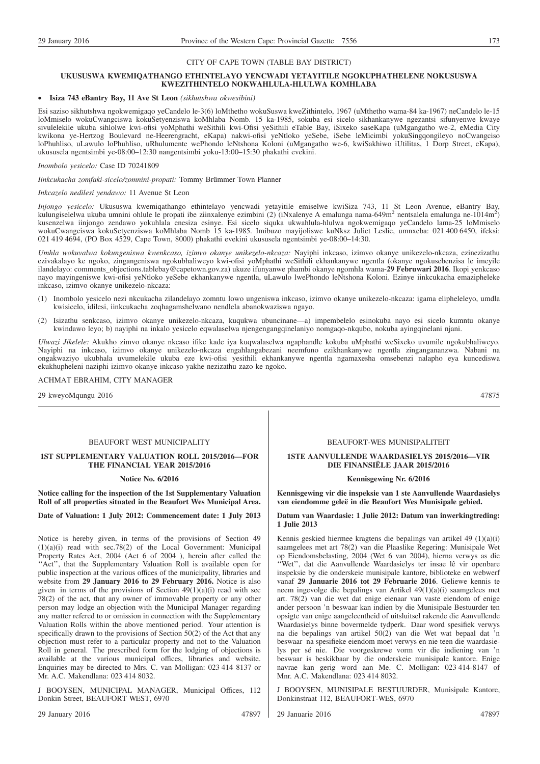CITY OF CAPE TOWN (TABLE BAY DISTRICT)

## UKUSUSWA KWEMIQATHANGO ETHINTELAYO YENCWADI YETAYITILE NGOKUPHATHELENE NOKUSUSWA KWEZITHINTELO NOKWAHLULA-HLULWA KOMHLABA

- **Isiza 743 eBantry Bay, 11 Ave St Leon** *(sikhutshwa okwesibini)*

Esi saziso sikhutshwa ngokwemigaqo yeCandelo le-3(6) loMthetho wokuSuswa kweZithintelo, 1967 (uMthetho wama-84 ka-1967) neCandelo le-15 loMmiselo wokuCwangciswa kokuSetyenziswa koMhlaba Nomb. 15 ka-1985, sokuba esi sicelo sikhankanywe ngezantsi sifunyenwe kwaye sivulelekile ukuba sihlolwe kwi-ofisi yoMphathi weSithili kwi-Ofisi yeSithili eTable Bay, iSixeko saseKapa (uMgangatho we-2, eMedia City kwikona ye-Hertzog Boulevard ne-Heerengracht, eKapa) nakwi-ofisi yeNtloko yeSebe, iSebe leMicimbi yokuSingqongileyo noCwangciso loPhuhliso, uLawulo loPhuhliso, uRhulumente wePhondo leNtshona Koloni (uMgangatho we-6, kwiSakhiwo iUtilitas, 1 Dorp Street, eKapa), ukususela ngentsimbi ye-08:00–12:30 nangentsimbi yoku-13:00–15:30 phakathi evekini.

*Inombolo yesicelo:* Case ID 70241809

*Iinkcukacha zomfaki-sicelo/zomnini-propati:* Tommy Brümmer Town Planner

*Inkcazelo nedilesi yendawo:* 11 Avenue St Leon

*Injongo yesicelo:* Ukususwa kwemiqathango ethintelayo yencwadi yetayitile emiselwe kwiSiza 743, 11 St Leon Avenue, eBantry Bay, kulungiselelwa ukuba umnini ohlule le propati ibe ziinxalenye ezimbini (2) (iNxalenye A emalunga nama-649m$^2$ nentsalela emalunga ne-1014m$^2$) kusenzelwa iinjongo zendawo yokuhlala enesiza esinye. Esi sicelo siquka ukwahlula-hlulwa ngokwemigaqo yeCandelo lama-25 loMmiselo wokuCwangciswa kokuSetyenziswa koMhlaba Nomb 15 ka-1985. Imibuzo mayijoliswe kuNksz Juliet Leslie, umnxeba: 021 400 6450, ifeksi: 021 419 4694, (PO Box 4529, Cape Town, 8000) phakathi evekini ukususela ngentsimbi ye-08:00–14:30.

*Umhla wokuvalwa kokungeniswa kwenkcaso, izimvo okanye unikezelo-nkcaza:* Nayiphi inkcaso, izimvo okanye unikezelo-nkcaza, ezinezizathu ezivakalayo ke ngoko, zingangeniswa ngokubhaliweyo kwi-ofisi yoMphathi weSithili ekhankanywe ngentla (okanye ngokusebenzisa le imeyile ilandelayo: comments_objections.tablebay@capetown.gov.za) ukuze ifunyanwe phambi okanye ngomhla wama-**29 Februwari 2016**. Ikopi yenkcaso nayo mayingeniswe kwi-ofisi yeNtloko yeSebe ekhankanywe ngentla, uLawulo lwePhondo leNtshona Koloni. Ezinye iinkcukacha emazipheleke inkcaso, izimvo okanye unikezelo-nkcaza:

(1) Inombolo yesicelo nezi nkcukacha zilandelayo zomntu lowo ungeniswa inkcaso, izimvo okanye unikezelo-nkcaza: igama elipheleleyo, umdla kwisicelo, idilesi, iinkcukacha zoqhagamshelwano nendlela abanokwaziswa ngayo.

(2) Isizathu senkcaso, izimvo okanye unikezelo-nkcaza, kuqukwa ubuncinane—a) impembelelo esinokuba nayo esi sicelo kumntu okanye kwindawo leyo; b) nayiphi na inkalo yesicelo eqwalaselwa njengengangqinelaniyo nomgaqo-nkqubo, nokuba ayingqinelani njani.

*Ulwazi Jikelele:* Akukho zimvo okanye nkcaso ifike kade iya kuqwalaselwa ngaphandle kokuba uMphathi weSixeko uvumile ngokubhaliweyo. Nayiphi na inkcaso, izimvo okanye unikezelo-nkcaza engahlangabezani neemfuno ezikhankanywe ngentla zingangananzwa. Nabani na ongakwaziyo ukubhala uvumelekile ukuba eze kwi-ofisi yesithili ekhankanywe ngentla ngamaxesha omsebenzi nalapho eya kuncediswa ekukhupheleni naziphi izimvo okanye inkcaso yakhe nezizathu zazo ke ngoko.

ACHMAT EBRAHIM, CITY MANAGER

29 kweyoMqungu 2016 — 47875

---

BEAUFORT WEST MUNICIPALITY

## 1ST SUPPLEMENTARY VALUATION ROLL 2015/2016—FOR THE FINANCIAL YEAR 2015/2016

**Notice No. 6/2016**

**Notice calling for the inspection of the 1st Supplementary Valuation Roll of all properties situated in the Beaufort Wes Municipal Area.**

**Date of Valuation: 1 July 2012: Commencement date: 1 July 2013**

Notice is hereby given, in terms of the provisions of Section 49 (1)(a)(i) read with sec.78(2) of the Local Government: Municipal Property Rates Act, 2004 (Act 6 of 2004 ), herein after called the ''Act'', that the Supplementary Valuation Roll is available open for public inspection at the various offices of the municipality, libraries and website from **29 January 2016 to 29 February 2016.** Notice is also given in terms of the provisions of Section 49(1)(a)(i) read with sec 78(2) of the act, that any owner of immovable property or any other person may lodge an objection with the Municipal Manager regarding any matter refered to or omission in connection with the Supplementary Valuation Rolls within the above mentioned period. Your attention is specifically drawn to the provisions of Section 50(2) of the Act that any objection must refer to a particular property and not to the Valuation Roll in general. The prescribed form for the lodging of objections is available at the various municipal offices, libraries and website. Enquiries may be directed to Mrs. C. van Molligan: 023 414 8137 or Mr. A.C. Makendlana: 023 414 8032.

J BOOYSEN, MUNICIPAL MANAGER, Municipal Offices, 112 Donkin Street, BEAUFORT WEST, 6970

29 January 2016 — 47897

---

BEAUFORT-WES MUNISIPALITEIT

## 1STE AANVULLENDE WAARDASIELYS 2015/2016—VIR DIE FINANSIËLE JAAR 2015/2016

**Kennisgewing Nr. 6/2016**

**Kennisgewing vir die inspeksie van 1 ste Aanvullende Waardasielys van eiendomme geleë in die Beaufort Wes Munisipale gebied.**

**Datum van Waardasie: 1 Julie 2012: Datum van inwerkingtreding: 1 Julie 2013**

Kennis geskied hiermee kragtens die bepalings van artikel 49 (1)(a)(i) saamgelees met art 78(2) van die Plaaslike Regering: Munisipale Wet op Eiendomsbelasting, 2004 (Wet 6 van 2004), hierna verwys as die ''Wet'', dat die Aanvullende Waardasielys ter insae lê vir openbare inspeksie by die onderskeie munisipale kantore, biblioteke en webwerf vanaf **29 Januarie 2016 tot 29 Februarie 2016**. Geliewe kennis te neem ingevolge die bepalings van Artikel 49(1)(a)(i) saamgelees met art. 78(2) van die wet dat enige eienaar van vaste eiendom of enige ander persoon 'n beswaar kan indien by die Munisipale Bestuurder ten opsigte van enige aangeleentheid of uitsluitsel rakende die Aanvullende Waardasielys binne bovermelde tydperk. Daar word spesifiek verwys na die bepalings van artikel 50(2) van die Wet wat bepaal dat 'n beswaar na spesifieke eiendom moet verwys en nie teen die waardasielys per sé nie. Die voorgeskrewe vorm vir die indiening van 'n beswaar is beskikbaar by die onderskeie munisipale kantore. Enige navrae kan gerig word aan Me. C. Molligan: 023 414-8147 of Mnr. A.C. Makendlana: 023 414 8032.

J BOOYSEN, MUNISIPALE BESTUURDER, Munisipale Kantore, Donkinstraat 112, BEAUFORT-WES, 6970

29 Januarie 2016 — 47897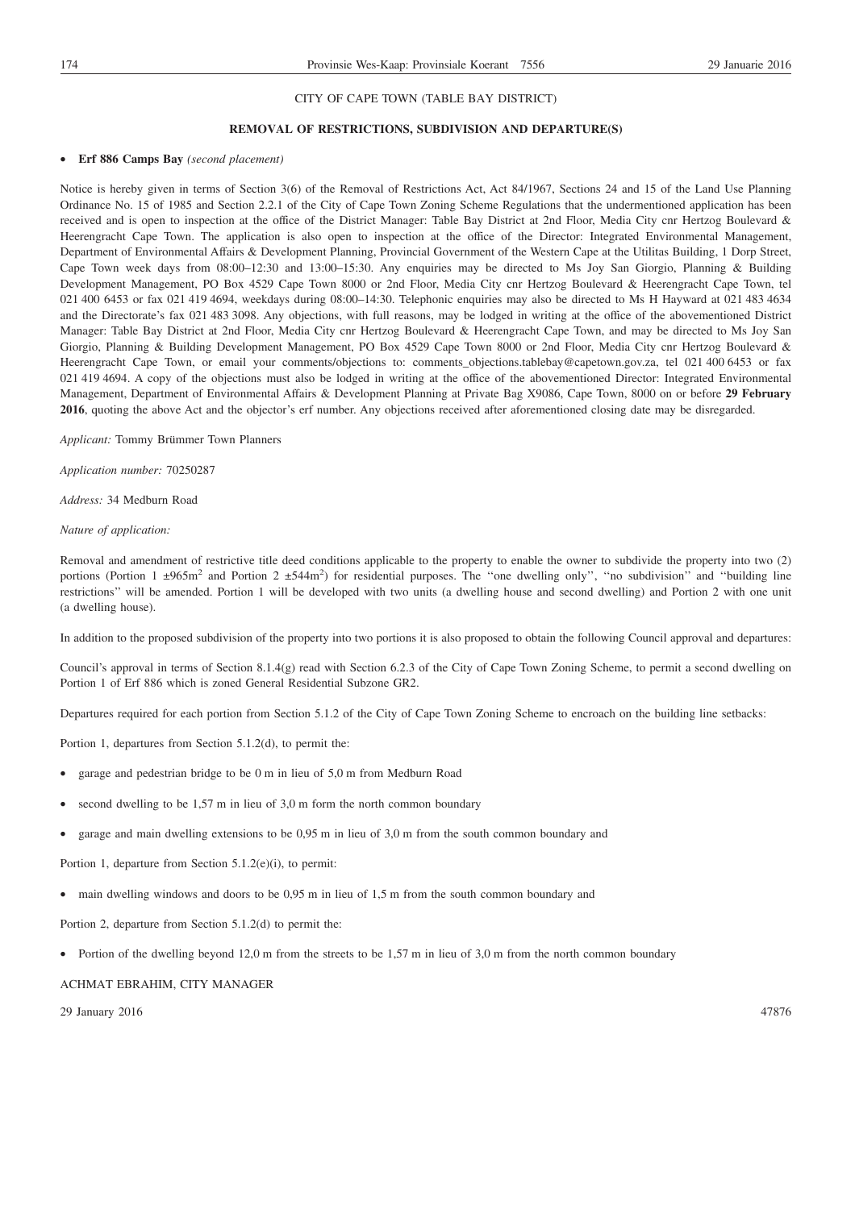CITY OF CAPE TOWN (TABLE BAY DISTRICT)

**REMOVAL OF RESTRICTIONS, SUBDIVISION AND DEPARTURE(S)**

- **Erf 886 Camps Bay** *(second placement)*

Notice is hereby given in terms of Section 3(6) of the Removal of Restrictions Act, Act 84/1967, Sections 24 and 15 of the Land Use Planning Ordinance No. 15 of 1985 and Section 2.2.1 of the City of Cape Town Zoning Scheme Regulations that the undermentioned application has been received and is open to inspection at the office of the District Manager: Table Bay District at 2nd Floor, Media City cnr Hertzog Boulevard & Heerengracht Cape Town. The application is also open to inspection at the office of the Director: Integrated Environmental Management, Department of Environmental Affairs & Development Planning, Provincial Government of the Western Cape at the Utilitas Building, 1 Dorp Street, Cape Town week days from 08:00–12:30 and 13:00–15:30. Any enquiries may be directed to Ms Joy San Giorgio, Planning & Building Development Management, PO Box 4529 Cape Town 8000 or 2nd Floor, Media City cnr Hertzog Boulevard & Heerengracht Cape Town, tel 021 400 6453 or fax 021 419 4694, weekdays during 08:00–14:30. Telephonic enquiries may also be directed to Ms H Hayward at 021 483 4634 and the Directorate's fax 021 483 3098. Any objections, with full reasons, may be lodged in writing at the office of the abovementioned District Manager: Table Bay District at 2nd Floor, Media City cnr Hertzog Boulevard & Heerengracht Cape Town, and may be directed to Ms Joy San Giorgio, Planning & Building Development Management, PO Box 4529 Cape Town 8000 or 2nd Floor, Media City cnr Hertzog Boulevard & Heerengracht Cape Town, or email your comments/objections to: comments_objections.tablebay@capetown.gov.za, tel 021 400 6453 or fax 021 419 4694. A copy of the objections must also be lodged in writing at the office of the abovementioned Director: Integrated Environmental Management, Department of Environmental Affairs & Development Planning at Private Bag X9086, Cape Town, 8000 on or before **29 February 2016**, quoting the above Act and the objector's erf number. Any objections received after aforementioned closing date may be disregarded.

*Applicant:* Tommy Brümmer Town Planners

*Application number:* 70250287

*Address:* 34 Medburn Road

*Nature of application:*

Removal and amendment of restrictive title deed conditions applicable to the property to enable the owner to subdivide the property into two (2) portions (Portion 1 ±965m$^2$ and Portion 2 ±544m$^2$) for residential purposes. The ''one dwelling only'', ''no subdivision'' and ''building line restrictions'' will be amended. Portion 1 will be developed with two units (a dwelling house and second dwelling) and Portion 2 with one unit (a dwelling house).

In addition to the proposed subdivision of the property into two portions it is also proposed to obtain the following Council approval and departures:

Council's approval in terms of Section 8.1.4(g) read with Section 6.2.3 of the City of Cape Town Zoning Scheme, to permit a second dwelling on Portion 1 of Erf 886 which is zoned General Residential Subzone GR2.

Departures required for each portion from Section 5.1.2 of the City of Cape Town Zoning Scheme to encroach on the building line setbacks:

Portion 1, departures from Section 5.1.2(d), to permit the:

- garage and pedestrian bridge to be 0 m in lieu of 5,0 m from Medburn Road
- second dwelling to be 1,57 m in lieu of 3,0 m form the north common boundary
- garage and main dwelling extensions to be 0,95 m in lieu of 3,0 m from the south common boundary and

Portion 1, departure from Section 5.1.2(e)(i), to permit:

- main dwelling windows and doors to be 0,95 m in lieu of 1,5 m from the south common boundary and

Portion 2, departure from Section 5.1.2(d) to permit the:

- Portion of the dwelling beyond 12,0 m from the streets to be 1,57 m in lieu of 3,0 m from the north common boundary

ACHMAT EBRAHIM, CITY MANAGER

29 January 2016 47876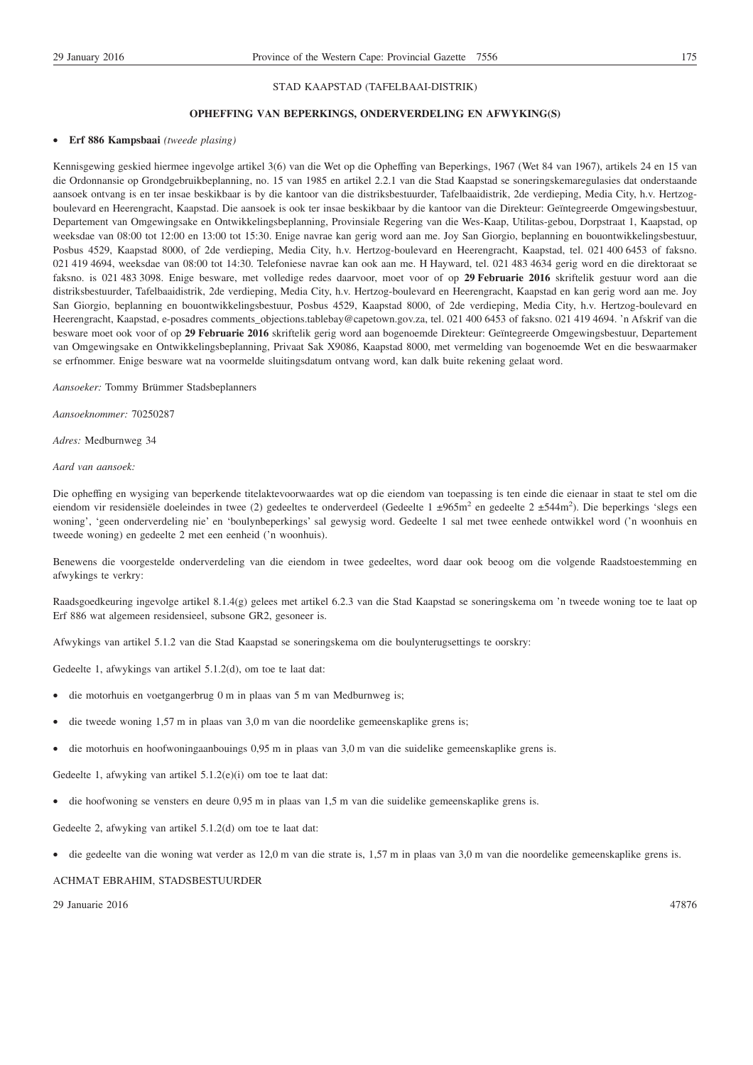STAD KAAPSTAD (TAFELBAAI-DISTRIK)

**OPHEFFING VAN BEPERKINGS, ONDERVERDELING EN AFWYKING(S)**

- **Erf 886 Kampsbaai** *(tweede plasing)*

Kennisgewing geskied hiermee ingevolge artikel 3(6) van die Wet op die Opheffing van Beperkings, 1967 (Wet 84 van 1967), artikels 24 en 15 van die Ordonnansie op Grondgebruikbeplanning, no. 15 van 1985 en artikel 2.2.1 van die Stad Kaapstad se soneringskemaregulasies dat onderstaande aansoek ontvang is en ter insae beskikbaar is by die kantoor van die distriksbestuurder, Tafelbaaidistrik, 2de verdieping, Media City, h.v. Hertzog-boulevard en Heerengracht, Kaapstad. Die aansoek is ook ter insae beskikbaar by die kantoor van die Direkteur: Geïntegreerde Omgewingsbestuur, Departement van Omgewingsake en Ontwikkelingsbeplanning, Provinsiale Regering van die Wes-Kaap, Utilitas-gebou, Dorpstraat 1, Kaapstad, op weeksdae van 08:00 tot 12:00 en 13:00 tot 15:30. Enige navrae kan gerig word aan me. Joy San Giorgio, beplanning en bouontwikkelingsbestuur, Posbus 4529, Kaapstad 8000, of 2de verdieping, Media City, h.v. Hertzog-boulevard en Heerengracht, Kaapstad, tel. 021 400 6453 of faksno. 021 419 4694, weeksdae van 08:00 tot 14:30. Telefoniese navrae kan ook aan me. H Hayward, tel. 021 483 4634 gerig word en die direktoraat se faksno. is 021 483 3098. Enige besware, met volledige redes daarvoor, moet voor of op **29 Februarie 2016** skriftelik gestuur word aan die distriksbestuurder, Tafelbaaidistrik, 2de verdieping, Media City, h.v. Hertzog-boulevard en Heerengracht, Kaapstad en kan gerig word aan me. Joy San Giorgio, beplanning en bouontwikkelingsbestuur, Posbus 4529, Kaapstad 8000, of 2de verdieping, Media City, h.v. Hertzog-boulevard en Heerengracht, Kaapstad, e-posadres comments_objections.tablebay@capetown.gov.za, tel. 021 400 6453 of faksno. 021 419 4694. 'n Afskrif van die besware moet ook voor of op **29 Februarie 2016** skriftelik gerig word aan bogenoemde Direkteur: Geïntegreerde Omgewingsbestuur, Departement van Omgewingsake en Ontwikkelingsbeplanning, Privaat Sak X9086, Kaapstad 8000, met vermelding van bogenoemde Wet en die beswaarmaker se erfnommer. Enige besware wat na voormelde sluitingsdatum ontvang word, kan dalk buite rekening gelaat word.

*Aansoeker:* Tommy Brümmer Stadsbeplanners

*Aansoeknommer:* 70250287

*Adres:* Medburnweg 34

*Aard van aansoek:*

Die opheffing en wysiging van beperkende titelaktevoorwaardes wat op die eiendom van toepassing is ten einde die eienaar in staat te stel om die eiendom vir residensiële doeleindes in twee (2) gedeeltes te onderverdeel (Gedeelte 1 ±965m$^2$ en gedeelte 2 ±544m$^2$). Die beperkings 'slegs een woning', 'geen onderverdeling nie' en 'boulynbeperkings' sal gewysig word. Gedeelte 1 sal met twee eenhede ontwikkel word ('n woonhuis en tweede woning) en gedeelte 2 met een eenheid ('n woonhuis).

Benewens die voorgestelde onderverdeling van die eiendom in twee gedeeltes, word daar ook beoog om die volgende Raadstoestemming en afwykings te verkry:

Raadsgoedkeuring ingevolge artikel 8.1.4(g) gelees met artikel 6.2.3 van die Stad Kaapstad se soneringskema om 'n tweede woning toe te laat op Erf 886 wat algemeen residensieel, subsone GR2, gesoneer is.

Afwykings van artikel 5.1.2 van die Stad Kaapstad se soneringskema om die boulynterugsettings te oorskry:

Gedeelte 1, afwykings van artikel 5.1.2(d), om toe te laat dat:

- die motorhuis en voetgangerbrug 0 m in plaas van 5 m van Medburnweg is;
- die tweede woning 1,57 m in plaas van 3,0 m van die noordelike gemeenskaplike grens is;
- die motorhuis en hoofwoningaanbouings 0,95 m in plaas van 3,0 m van die suidelike gemeenskaplike grens is.

Gedeelte 1, afwyking van artikel 5.1.2(e)(i) om toe te laat dat:

- die hoofwoning se vensters en deure 0,95 m in plaas van 1,5 m van die suidelike gemeenskaplike grens is.

Gedeelte 2, afwyking van artikel 5.1.2(d) om toe te laat dat:

- die gedeelte van die woning wat verder as 12,0 m van die strate is, 1,57 m in plaas van 3,0 m van die noordelike gemeenskaplike grens is.

ACHMAT EBRAHIM, STADSBESTUURDER

29 Januarie 2016 47876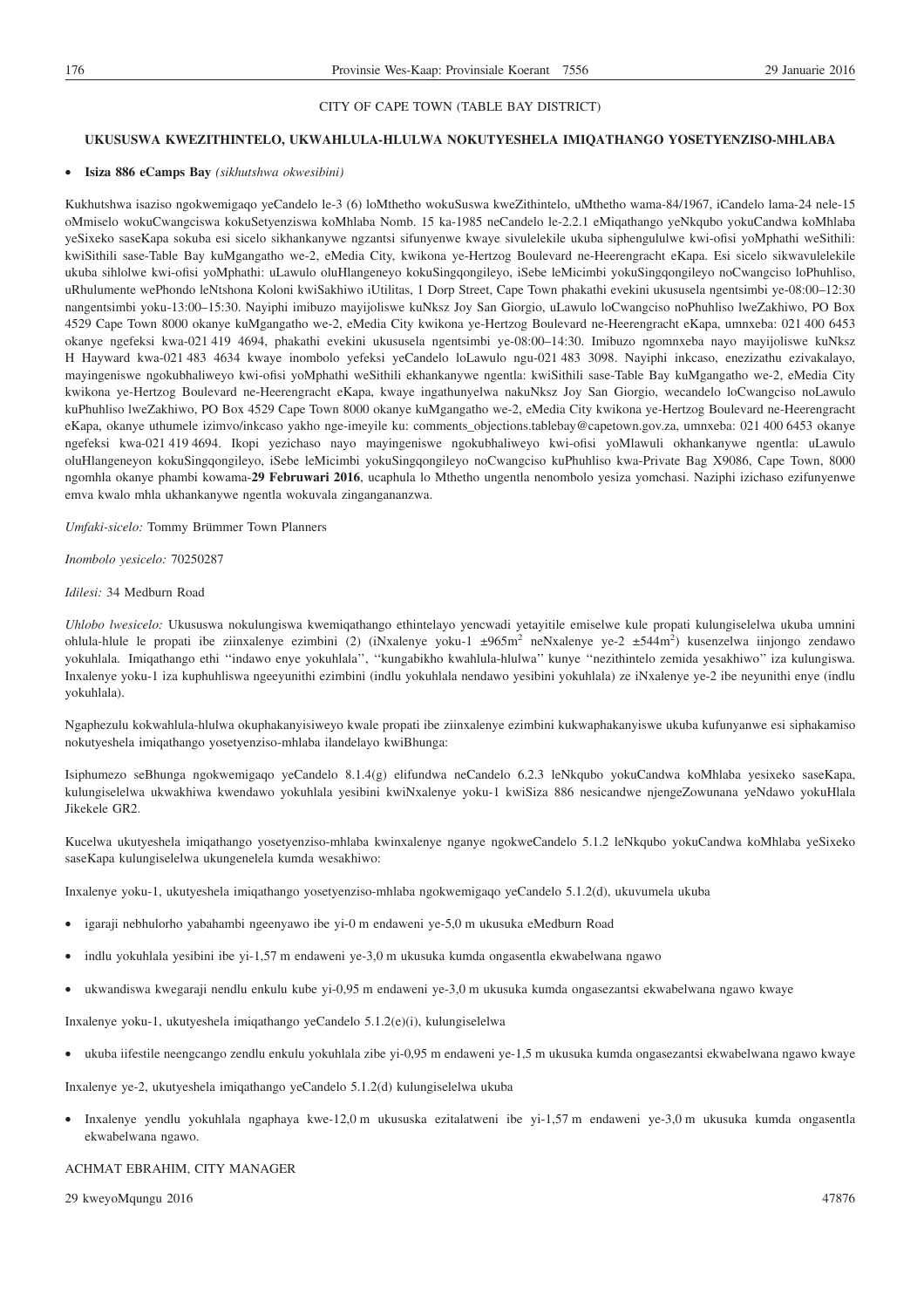CITY OF CAPE TOWN (TABLE BAY DISTRICT)

## UKUSUSWA KWEZITHINTELO, UKWAHLULA-HLULWA NOKUTYESHELA IMIQATHANGO YOSETYENZISO-MHLABA

- **Isiza 886 eCamps Bay** *(sikhutshwa okwesibini)*

Kukhutshwa isaziso ngokwemigaqo yeCandelo le-3 (6) loMthetho wokuSuswa kweZithintelo, uMthetho wama-84/1967, iCandelo lama-24 nele-15 oMmiselo wokuCwangciswa kokuSetyenziswa koMhlaba Nomb. 15 ka-1985 neCandelo le-2.2.1 eMiqathango yeNkqubo yokuCandwa koMhlaba yeSixeko saseKapa sokuba esi sicelo sikhankanywe ngzantsi sifunyenwe kwaye sivulelekile ukuba siphengululwe kwi-ofisi yoMphathi weSithili: kwiSithili sase-Table Bay kuMgangatho we-2, eMedia City, kwikona ye-Hertzog Boulevard ne-Heerengracht eKapa. Esi sicelo sikwavulelekile ukuba sihlolwe kwi-ofisi yoMphathi: uLawulo oluHlangeneyo kokuSingqongileyo, iSebe leMicimbi yokuSingqongileyo noCwangciso loPhuhliso, uRhulumente wePhondo leNtshona Koloni kwiSakhiwo iUtilitas, 1 Dorp Street, Cape Town phakathi evekini ukususela ngentsimbi ye-08:00–12:30 nangentsimbi yoku-13:00–15:30. Nayiphi imibuzo mayijoliswe kuNksz Joy San Giorgio, uLawulo loCwangciso noPhuhliso lweZakhiwo, PO Box 4529 Cape Town 8000 okanye kuMgangatho we-2, eMedia City kwikona ye-Hertzog Boulevard ne-Heerengracht eKapa, umnxeba: 021 400 6453 okanye ngefeksi kwa-021 419 4694, phakathi evekini ukususela ngentsimbi ye-08:00–14:30. Imibuzo ngomnxeba nayo mayijoliswe kuNksz H Hayward kwa-021 483 4634 kwaye inombolo yefeksi yeCandelo loLawulo ngu-021 483 3098. Nayiphi inkcaso, enezizathu ezivakalayo, mayingeniswe ngokubhaliweyo kwi-ofisi yoMphathi weSithili ekhankanywe ngentla: kwiSithili sase-Table Bay kuMgangatho we-2, eMedia City kwikona ye-Hertzog Boulevard ne-Heerengracht eKapa, kwaye ingathunyelwa nakuNksz Joy San Giorgio, wecandelo loCwangciso noLawulo kuPhuhliso lweZakhiwo, PO Box 4529 Cape Town 8000 okanye kuMgangatho we-2, eMedia City kwikona ye-Hertzog Boulevard ne-Heerengracht eKapa, okanye uthumele izimvo/inkcaso yakho nge-imeyile ku: comments_objections.tablebay@capetown.gov.za, umnxeba: 021 400 6453 okanye ngefeksi kwa-021 419 4694. Ikopi yezichaso nayo mayingeniswe ngokubhaliweyo kwi-ofisi yoMlawuli okhankanywe ngentla: uLawulo oluHlangeneyon kokuSingqongileyo, iSebe leMicimbi yokuSingqongileyo noCwangciso kuPhuhliso kwa-Private Bag X9086, Cape Town, 8000 ngomhla okanye phambi kowama-**29 Februwari 2016**, ucaphula lo Mthetho ungentla nenombolo yesiza yomchasi. Naziphi izichaso ezifunyenwe emva kwalo mhla ukhankanywe ngentla wokuvala zinganganzwa.

*Umfaki-sicelo:* Tommy Brümmer Town Planners

*Inombolo yesicelo:* 70250287

*Idilesi:* 34 Medburn Road

*Uhlobo lwesicelo:* Ukususwa nokulungiswa kwemiqathango ethintelayo yencwadi yetayitile emiselwe kule propati kulungiselelwa ukuba umnini ohlula-hlule le propati ibe ziinxalenye ezimbini (2) (iNxalenye yoku-1 ±965m$^2$ neNxalenye ye-2 ±544m$^2$) kusenzelwa iinjongo zendawo yokuhlala. Imiqathango ethi ''indawo enye yokuhlala'', ''kungabikho kwahlula-hlulwa'' kunye ''nezithintelo zemida yesakhiwo'' iza kulungiswa. Inxalenye yoku-1 iza kuphuhliswa ngeeyunithi ezimbini (indlu yokuhlala nendawo yesibini yokuhlala) ze iNxalenye ye-2 ibe neyunithi enye (indlu yokuhlala).

Ngaphezulu kokwahlula-hlulwa okuphakanyisiweyo kwale propati ibe ziinxalenye ezimbini kukwaphakanyiswe ukuba kufunyanwe esi siphakamiso nokutyeshela imiqathango yosetyenziso-mhlaba ilandelayo kwiBhunga:

Isiphumezo seBhunga ngokwemigaqo yeCandelo 8.1.4(g) elifundwa neCandelo 6.2.3 leNkqubo yokuCandwa koMhlaba yesixeko saseKapa, kulungiselelwa ukwakhiwa kwendawo yokuhlala yesibini kwiNxalenye yoku-1 kwiSiza 886 nesicandwe njengeZowunana yeNdawo yokuHlala Jikekele GR2.

Kucelwa ukutyeshela imiqathango yosetyenziso-mhlaba kwinxalenye nganye ngokweCandelo 5.1.2 leNkqubo yokuCandwa koMhlaba yeSixeko saseKapa kulungiselelwa ukungenelela kumda wesakhiwo:

Inxalenye yoku-1, ukutyeshela imiqathango yosetyenziso-mhlaba ngokwemigaqo yeCandelo 5.1.2(d), ukuvumela ukuba

- igaraji nebhulorho yabahambi ngeenyawo ibe yi-0 m endaweni ye-5,0 m ukusuka eMedburn Road
- indlu yokuhlala yesibini ibe yi-1,57 m endaweni ye-3,0 m ukusuka kumda ongasentla ekwabelwana ngawo
- ukwandiswa kwegaraji nendlu enkulu kube yi-0,95 m endaweni ye-3,0 m ukusuka kumda ongasezantsi ekwabelwana ngawo kwaye

Inxalenye yoku-1, ukutyeshela imiqathango yeCandelo 5.1.2(e)(i), kulungiselelwa

- ukuba iifestile neengcango zendlu enkulu yokuhlala zibe yi-0,95 m endaweni ye-1,5 m ukusuka kumda ongasezantsi ekwabelwana ngawo kwaye

Inxalenye ye-2, ukutyeshela imiqathango yeCandelo 5.1.2(d) kulungiselelwa ukuba

- Inxalenye yendlu yokuhlala ngaphaya kwe-12,0 m ukususka ezitalatweni ibe yi-1,57 m endaweni ye-3,0 m ukusuka kumda ongasentla ekwabelwana ngawo.

ACHMAT EBRAHIM, CITY MANAGER

29 kweyoMqungu 2016 47876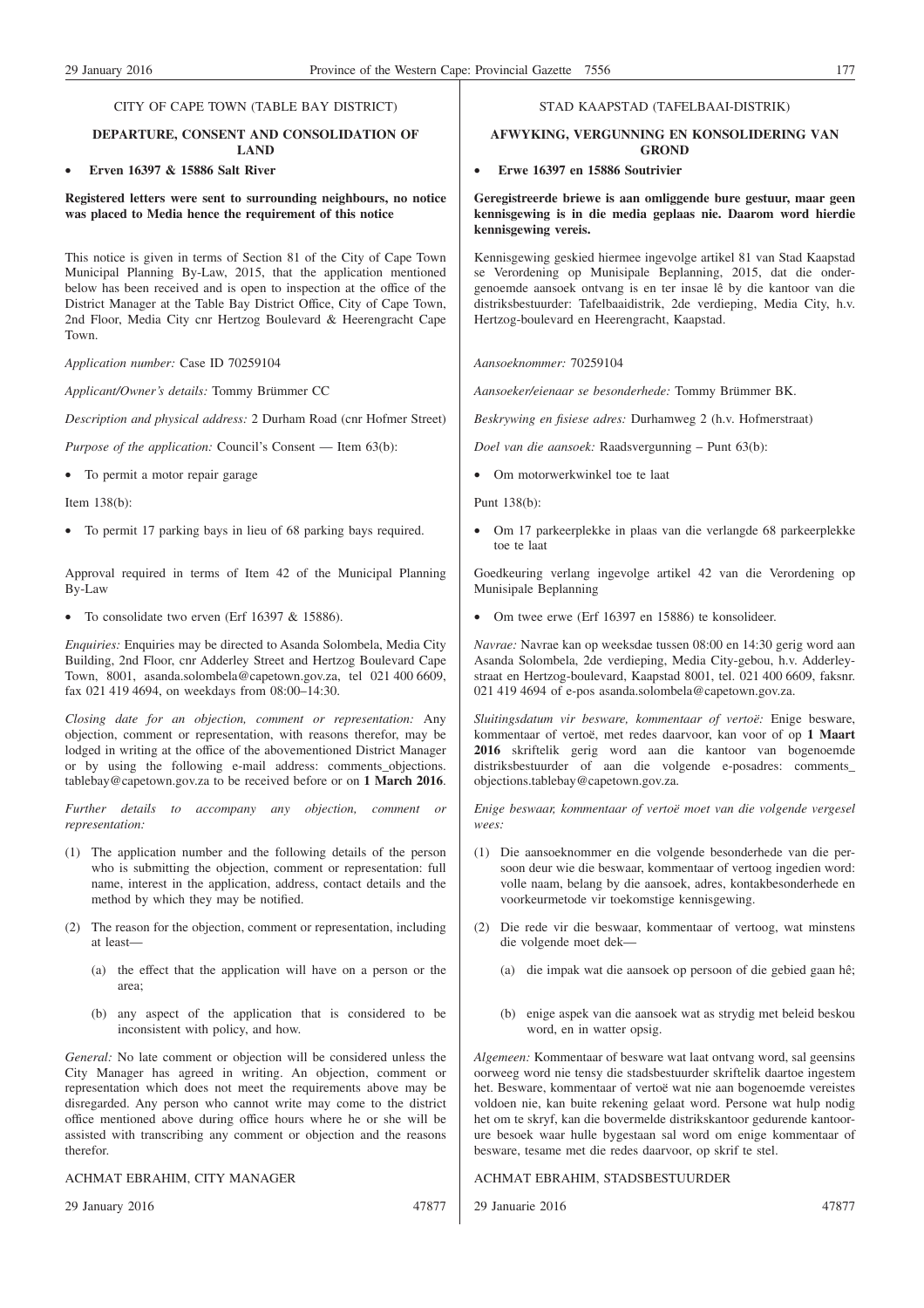CITY OF CAPE TOWN (TABLE BAY DISTRICT)

**DEPARTURE, CONSENT AND CONSOLIDATION OF LAND**

- **Erven 16397 & 15886 Salt River**

**Registered letters were sent to surrounding neighbours, no notice was placed to Media hence the requirement of this notice**

This notice is given in terms of Section 81 of the City of Cape Town Municipal Planning By-Law, 2015, that the application mentioned below has been received and is open to inspection at the office of the District Manager at the Table Bay District Office, City of Cape Town, 2nd Floor, Media City cnr Hertzog Boulevard & Heerengracht Cape Town.

*Application number:* Case ID 70259104

*Applicant/Owner's details:* Tommy Brümmer CC

*Description and physical address:* 2 Durham Road (cnr Hofmer Street)

*Purpose of the application:* Council's Consent — Item 63(b):

- To permit a motor repair garage

Item 138(b):

- To permit 17 parking bays in lieu of 68 parking bays required.

Approval required in terms of Item 42 of the Municipal Planning By-Law

- To consolidate two erven (Erf 16397 & 15886).

*Enquiries:* Enquiries may be directed to Asanda Solombela, Media City Building, 2nd Floor, cnr Adderley Street and Hertzog Boulevard Cape Town, 8001, asanda.solombela@capetown.gov.za, tel 021 400 6609, fax 021 419 4694, on weekdays from 08:00–14:30.

*Closing date for an objection, comment or representation:* Any objection, comment or representation, with reasons therefor, may be lodged in writing at the office of the abovementioned District Manager or by using the following e-mail address: comments_objections.tablebay@capetown.gov.za to be received before or on **1 March 2016**.

*Further details to accompany any objection, comment or representation:*

(1) The application number and the following details of the person who is submitting the objection, comment or representation: full name, interest in the application, address, contact details and the method by which they may be notified.

(2) The reason for the objection, comment or representation, including at least—

  (a) the effect that the application will have on a person or the area;

  (b) any aspect of the application that is considered to be inconsistent with policy, and how.

*General:* No late comment or objection will be considered unless the City Manager has agreed in writing. An objection, comment or representation which does not meet the requirements above may be disregarded. Any person who cannot write may come to the district office mentioned above during office hours where he or she will be assisted with transcribing any comment or objection and the reasons therefor.

ACHMAT EBRAHIM, CITY MANAGER

29 January 2016 47877

STAD KAAPSTAD (TAFELBAAI-DISTRIK)

**AFWYKING, VERGUNNING EN KONSOLIDERING VAN GROND**

- **Erwe 16397 en 15886 Soutrivier**

**Geregistreerde briewe is aan omliggende bure gestuur, maar geen kennisgewing is in die media geplaas nie. Daarom word hierdie kennisgewing vereis.**

Kennisgewing geskied hiermee ingevolge artikel 81 van Stad Kaapstad se Verordening op Munisipale Beplanning, 2015, dat die ondergenoemde aansoek ontvang is en ter insae lê by die kantoor van die distriksbestuurder: Tafelbaaidistrik, 2de verdieping, Media City, h.v. Hertzog-boulevard en Heerengracht, Kaapstad.

*Aansoeknommer:* 70259104

*Aansoeker/eienaar se besonderhede:* Tommy Brümmer BK.

*Beskrywing en fisiese adres:* Durhamweg 2 (h.v. Hofmerstraat)

*Doel van die aansoek:* Raadsvergunning – Punt 63(b):

- Om motorwerkwinkel toe te laat

Punt 138(b):

- Om 17 parkeerplekke in plaas van die verlangde 68 parkeerplekke toe te laat

Goedkeuring verlang ingevolge artikel 42 van die Verordening op Munisipale Beplanning

- Om twee erwe (Erf 16397 en 15886) te konsolideer.

*Navrae:* Navrae kan op weeksdae tussen 08:00 en 14:30 gerig word aan Asanda Solombela, 2de verdieping, Media City-gebou, h.v. Adderleystraat en Hertzog-boulevard, Kaapstad 8001, tel. 021 400 6609, faksnr. 021 419 4694 of e-pos asanda.solombela@capetown.gov.za.

*Sluitingsdatum vir besware, kommentaar of vertoë:* Enige besware, kommentaar of vertoë, met redes daarvoor, kan voor of op **1 Maart 2016** skriftelik gerig word aan die kantoor van bogenoemde distriksbestuurder of aan die volgende e-posadres: comments_objections.tablebay@capetown.gov.za.

*Enige beswaar, kommentaar of vertoë moet van die volgende vergesel wees:*

(1) Die aansoeknommer en die volgende besonderhede van die persoon deur wie die beswaar, kommentaar of vertoog ingedien word: volle naam, belang by die aansoek, adres, kontakbesonderhede en voorkeurmetode vir toekomstige kennisgewing.

(2) Die rede vir die beswaar, kommentaar of vertoog, wat minstens die volgende moet dek—

  (a) die impak wat die aansoek op persoon of die gebied gaan hê;

  (b) enige aspek van die aansoek wat as strydig met beleid beskou word, en in watter opsig.

*Algemeen:* Kommentaar of besware wat laat ontvang word, sal geensins oorweeg word nie tensy die stadsbestuurder skriftelik daartoe ingestem het. Besware, kommentaar of vertoë wat nie aan bogenoemde vereistes voldoen nie, kan buite rekening gelaat word. Persone wat hulp nodig het om te skryf, kan die bovermelde distrikskantoor gedurende kantoorure besoek waar hulle bygestaan sal word om enige kommentaar of besware, tesame met die redes daarvoor, op skrif te stel.

ACHMAT EBRAHIM, STADSBESTUURDER

29 Januarie 2016 47877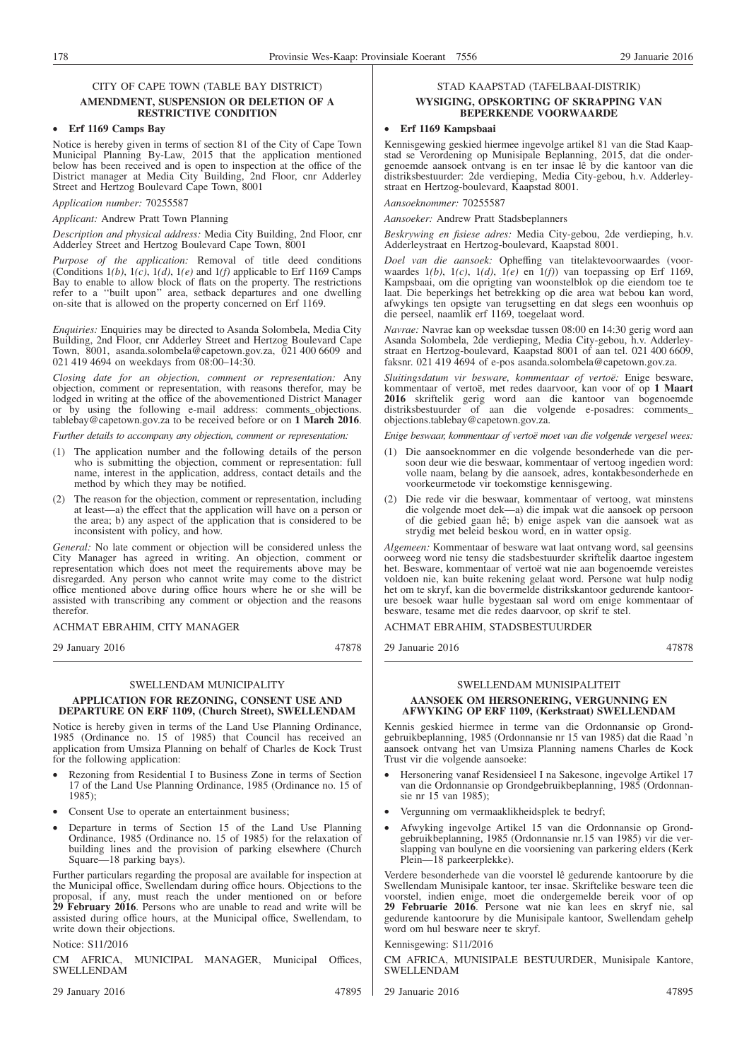CITY OF CAPE TOWN (TABLE BAY DISTRICT)

**AMENDMENT, SUSPENSION OR DELETION OF A RESTRICTIVE CONDITION**

- **Erf 1169 Camps Bay**

Notice is hereby given in terms of section 81 of the City of Cape Town Municipal Planning By-Law, 2015 that the application mentioned below has been received and is open to inspection at the office of the District manager at Media City Building, 2nd Floor, cnr Adderley Street and Hertzog Boulevard Cape Town, 8001

*Application number:* 70255587

*Applicant:* Andrew Pratt Town Planning

*Description and physical address:* Media City Building, 2nd Floor, cnr Adderley Street and Hertzog Boulevard Cape Town, 8001

*Purpose of the application:* Removal of title deed conditions (Conditions 1*(b)*, 1*(c)*, 1*(d)*, 1*(e)* and 1*(f)* applicable to Erf 1169 Camps Bay to enable to allow block of flats on the property. The restrictions refer to a ''built upon'' area, setback departures and one dwelling on-site that is allowed on the property concerned on Erf 1169.

*Enquiries:* Enquiries may be directed to Asanda Solombela, Media City Building, 2nd Floor, cnr Adderley Street and Hertzog Boulevard Cape Town, 8001, asanda.solombela@capetown.gov.za, 021 400 6609 and 021 419 4694 on weekdays from 08:00–14:30.

*Closing date for an objection, comment or representation:* Any objection, comment or representation, with reasons therefor, may be lodged in writing at the office of the abovementioned District Manager or by using the following e-mail address: comments_objections.tablebay@capetown.gov.za to be received before or on **1 March 2016**.

*Further details to accompany any objection, comment or representation:*

(1) The application number and the following details of the person who is submitting the objection, comment or representation: full name, interest in the application, address, contact details and the method by which they may be notified.

(2) The reason for the objection, comment or representation, including at least—a) the effect that the application will have on a person or the area; b) any aspect of the application that is considered to be inconsistent with policy, and how.

*General:* No late comment or objection will be considered unless the City Manager has agreed in writing. An objection, comment or representation which does not meet the requirements above may be disregarded. Any person who cannot write may come to the district office mentioned above during office hours where he or she will be assisted with transcribing any comment or objection and the reasons therefor.

ACHMAT EBRAHIM, CITY MANAGER

29 January 2016 47878

STAD KAAPSTAD (TAFELBAAI-DISTRIK)

**WYSIGING, OPSKORTING OF SKRAPPING VAN BEPERKENDE VOORWAARDE**

- **Erf 1169 Kampsbaai**

Kennisgewing geskied hiermee ingevolge artikel 81 van die Stad Kaapstad se Verordening op Munisipale Beplanning, 2015, dat die ondergenoemde aansoek ontvang is en ter insae lê by die kantoor van die distriksbestuurder: 2de verdieping, Media City-gebou, h.v. Adderleystraat en Hertzog-boulevard, Kaapstad 8001.

*Aansoeknommer:* 70255587

*Aansoeker:* Andrew Pratt Stadsbeplanners

*Beskrywing en fisiese adres:* Media City-gebou, 2de verdieping, h.v. Adderleystraat en Hertzog-boulevard, Kaapstad 8001.

*Doel van die aansoek:* Opheffing van titelaktevoorwaardes (voorwaardes 1*(b)*, 1*(c)*, 1*(d)*, 1*(e)* en 1*(f)*) van toepassing op Erf 1169, Kampsbaai, om die oprigting van woonstelblok op die eiendom toe te laat. Die beperkings het betrekking op die area wat bebou kan word, afwykings ten opsigte van terugsetting en dat slegs een woonhuis op die perseel, naamlik erf 1169, toegelaat word.

*Navrae:* Navrae kan op weeksdae tussen 08:00 en 14:30 gerig word aan Asanda Solombela, 2de verdieping, Media City-gebou, h.v. Adderleystraat en Hertzog-boulevard, Kaapstad 8001 of aan tel. 021 400 6609, faksnr. 021 419 4694 of e-pos asanda.solombela@capetown.gov.za.

*Sluitingsdatum vir besware, kommentaar of vertoë:* Enige besware, kommentaar of vertoë, met redes daarvoor, kan voor of op **1 Maart 2016** skriftelik gerig word aan die kantoor van bogenoemde distriksbestuurder of aan die volgende e-posadres: comments_objections.tablebay@capetown.gov.za.

*Enige beswaar, kommentaar of vertoë moet van die volgende vergesel wees:*

(1) Die aansoeknommer en die volgende besonderhede van die persoon deur wie die beswaar, kommentaar of vertoog ingedien word: volle naam, belang by die aansoek, adres, kontakbesonderhede en voorkeurmetode vir toekomstige kennisgewing.

(2) Die rede vir die beswaar, kommentaar of vertoog, wat minstens die volgende moet dek—a) die impak wat die aansoek op persoon of die gebied gaan hê; b) enige aspek van die aansoek wat as strydig met beleid beskou word, en in watter opsig.

*Algemeen:* Kommentaar of besware wat laat ontvang word, sal geensins oorweeg word nie tensy die stadsbestuurder skriftelik daartoe ingestem het. Besware, kommentaar of vertoë wat nie aan bogenoemde vereistes voldoen nie, kan buite rekening gelaat word. Persone wat hulp nodig het om te skryf, kan die bovermelde distrikskantoor gedurende kantoorure besoek waar hulle bygestaan sal word om enige kommentaar of besware, tesame met die redes daarvoor, op skrif te stel.

ACHMAT EBRAHIM, STADSBESTUURDER

29 Januarie 2016 47878

SWELLENDAM MUNICIPALITY

**APPLICATION FOR REZONING, CONSENT USE AND DEPARTURE ON ERF 1109, (Church Street), SWELLENDAM**

Notice is hereby given in terms of the Land Use Planning Ordinance, 1985 (Ordinance no. 15 of 1985) that Council has received an application from Umsiza Planning on behalf of Charles de Kock Trust for the following application:

- Rezoning from Residential I to Business Zone in terms of Section 17 of the Land Use Planning Ordinance, 1985 (Ordinance no. 15 of 1985);
- Consent Use to operate an entertainment business;
- Departure in terms of Section 15 of the Land Use Planning Ordinance, 1985 (Ordinance no. 15 of 1985) for the relaxation of building lines and the provision of parking elsewhere (Church Square—18 parking bays).

Further particulars regarding the proposal are available for inspection at the Municipal office, Swellendam during office hours. Objections to the proposal, if any, must reach the under mentioned on or before **29 February 2016**. Persons who are unable to read and write will be assisted during office hours, at the Municipal office, Swellendam, to write down their objections.

Notice: S11/2016

CM AFRICA, MUNICIPAL MANAGER, Municipal Offices, SWELLENDAM

29 January 2016 47895

SWELLENDAM MUNISIPALITEIT

**AANSOEK OM HERSONERING, VERGUNNING EN AFWYKING OP ERF 1109, (Kerkstraat) SWELLENDAM**

Kennis geskied hiermee in terme van die Ordonnansie op Grondgebruikbeplanning, 1985 (Ordonnansie nr 15 van 1985) dat die Raad 'n aansoek ontvang het van Umsiza Planning namens Charles de Kock Trust vir die volgende aansoeke:

- Hersonering vanaf Residensieel I na Sakesone, ingevolge Artikel 17 van die Ordonnansie op Grondgebruikbeplanning, 1985 (Ordonnansie nr 15 van 1985);
- Vergunning om vermaaklikheidsplek te bedryf;
- Afwyking ingevolge Artikel 15 van die Ordonnansie op Grondgebruikbeplanning, 1985 (Ordonnansie nr.15 van 1985) vir die verslapping van boulyne en die voorsiening van parkering elders (Kerk Plein—18 parkeerplekke).

Verdere besonderhede van die voorstel lê gedurende kantoorure by die Swellendam Munisipale kantoor, ter insae. Skriftelike besware teen die voorstel, indien enige, moet die ondergemelde bereik voor of op **29 Februarie 2016**. Persone wat nie kan lees en skryf nie, sal gedurende kantoorure by die Munisipale kantoor, Swellendam gehelp word om hul besware neer te skryf.

Kennisgewing: S11/2016

CM AFRICA, MUNISIPALE BESTUURDER, Munisipale Kantore, SWELLENDAM

29 Januarie 2016 47895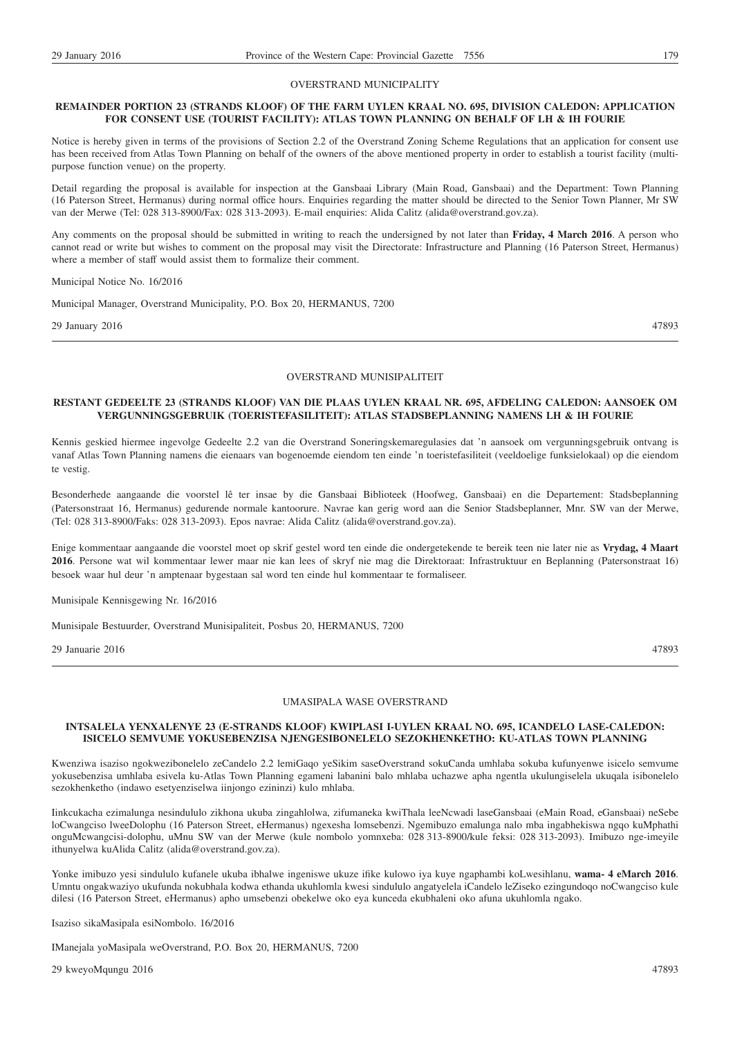OVERSTRAND MUNICIPALITY

**REMAINDER PORTION 23 (STRANDS KLOOF) OF THE FARM UYLEN KRAAL NO. 695, DIVISION CALEDON: APPLICATION FOR CONSENT USE (TOURIST FACILITY): ATLAS TOWN PLANNING ON BEHALF OF LH & IH FOURIE**

Notice is hereby given in terms of the provisions of Section 2.2 of the Overstrand Zoning Scheme Regulations that an application for consent use has been received from Atlas Town Planning on behalf of the owners of the above mentioned property in order to establish a tourist facility (multi-purpose function venue) on the property.

Detail regarding the proposal is available for inspection at the Gansbaai Library (Main Road, Gansbaai) and the Department: Town Planning (16 Paterson Street, Hermanus) during normal office hours. Enquiries regarding the matter should be directed to the Senior Town Planner, Mr SW van der Merwe (Tel: 028 313-8900/Fax: 028 313-2093). E-mail enquiries: Alida Calitz (alida@overstrand.gov.za).

Any comments on the proposal should be submitted in writing to reach the undersigned by not later than **Friday, 4 March 2016**. A person who cannot read or write but wishes to comment on the proposal may visit the Directorate: Infrastructure and Planning (16 Paterson Street, Hermanus) where a member of staff would assist them to formalize their comment.

Municipal Notice No. 16/2016

Municipal Manager, Overstrand Municipality, P.O. Box 20, HERMANUS, 7200

29 January 2016 47893

---

OVERSTRAND MUNISIPALITEIT

**RESTANT GEDEELTE 23 (STRANDS KLOOF) VAN DIE PLAAS UYLEN KRAAL NR. 695, AFDELING CALEDON: AANSOEK OM VERGUNNINGSGEBRUIK (TOERISTEFASILITEIT): ATLAS STADSBEPLANNING NAMENS LH & IH FOURIE**

Kennis geskied hiermee ingevolge Gedeelte 2.2 van die Overstrand Soneringskemaregulasies dat 'n aansoek om vergunningsgebruik ontvang is vanaf Atlas Town Planning namens die eienaars van bogenoemde eiendom ten einde 'n toeristefasiliteit (veeldoelige funksielokaal) op die eiendom te vestig.

Besonderhede aangaande die voorstel lê ter insae by die Gansbaai Biblioteek (Hoofweg, Gansbaai) en die Departement: Stadsbeplanning (Patersonstraat 16, Hermanus) gedurende normale kantoorure. Navrae kan gerig word aan die Senior Stadsbeplanner, Mnr. SW van der Merwe, (Tel: 028 313-8900/Faks: 028 313-2093). Epos navrae: Alida Calitz (alida@overstrand.gov.za).

Enige kommentaar aangaande die voorstel moet op skrif gestel word ten einde die ondergetekende te bereik teen nie later nie as **Vrydag, 4 Maart 2016**. Persone wat wil kommentaar lewer maar nie kan lees of skryf nie mag die Direktoraat: Infrastruktuur en Beplanning (Patersonstraat 16) besoek waar hul deur 'n amptenaar bygestaan sal word ten einde hul kommentaar te formaliseer.

Munisipale Kennisgewing Nr. 16/2016

Munisipale Bestuurder, Overstrand Munisipaliteit, Posbus 20, HERMANUS, 7200

29 Januarie 2016 47893

---

UMASIPALA WASE OVERSTRAND

**INTSALELA YENXALENYE 23 (E-STRANDS KLOOF) KWIPLASI I-UYLEN KRAAL NO. 695, ICANDELO LASE-CALEDON: ISICELO SEMVUME YOKUSEBENZISA NJENGESIBONELELO SEZOKHENKETHO: KU-ATLAS TOWN PLANNING**

Kwenziwa isaziso ngokwezibonelelo zeCandelo 2.2 lemiGaqo yeSikim saseOverstrand sokuCanda umhlaba sokuba kufunyenwe isicelo semvume yokusebenzisa umhlaba esivela ku-Atlas Town Planning egameni labanini balo mhlaba uchazwe apha ngentla ukulungiselela ukuqala isibonelelo sezokhenketho (indawo esetyenziselwa iinjongo ezininzi) kulo mhlaba.

Iinkcukacha ezimalunga nesindululo zikhona ukuba zingahlolwa, zifumaneka kwiThala leeNcwadi laseGansbaai (eMain Road, eGansbaai) neSebe loCwangciso lweeDolophu (16 Paterson Street, eHermanus) ngexesha lomsebenzi. Ngemibuzo emalunga nalo mba ingabhekiswa ngqo kuMphathi onguMcwangcisi-dolophu, uMnu SW van der Merwe (kule nombolo yomnxeba: 028 313-8900/kule feksi: 028 313-2093). Imibuzo nge-imeyile ithunyelwa kuAlida Calitz (alida@overstrand.gov.za).

Yonke imibuzo yesi sindululo kufanele ukuba ibhalwe ingeniswe ukuze ifike kulowo iya kuye ngaphambi koLwesihlanu, **wama- 4 eMarch 2016**. Umntu ongakwaziyo ukufunda nokubhala kodwa ethanda ukuhlomla kwesi sindululo angatyelela iCandelo leZiseko ezingundoqo noCwangciso kule dilesi (16 Paterson Street, eHermanus) apho umsebenzi obekelwe oko eya kunceda ekubhaleni oko afuna ukuhlomla ngako.

Isaziso sikaMasipala esiNombolo. 16/2016

IManejala yoMasipala weOverstrand, P.O. Box 20, HERMANUS, 7200

29 kweyoMqungu 2016 47893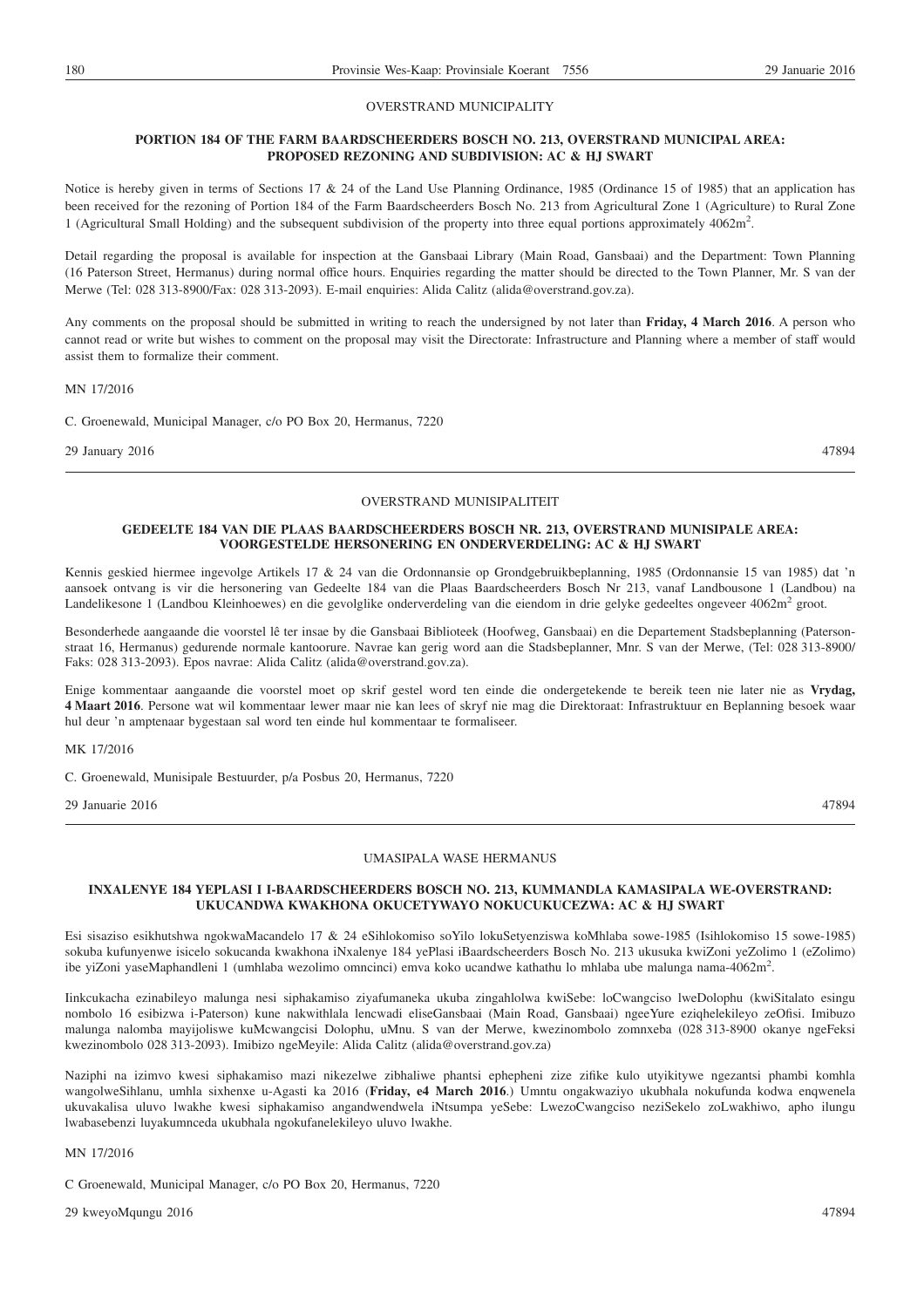OVERSTRAND MUNICIPALITY

**PORTION 184 OF THE FARM BAARDSCHEERDERS BOSCH NO. 213, OVERSTRAND MUNICIPAL AREA: PROPOSED REZONING AND SUBDIVISION: AC & HJ SWART**

Notice is hereby given in terms of Sections 17 & 24 of the Land Use Planning Ordinance, 1985 (Ordinance 15 of 1985) that an application has been received for the rezoning of Portion 184 of the Farm Baardscheerders Bosch No. 213 from Agricultural Zone 1 (Agriculture) to Rural Zone 1 (Agricultural Small Holding) and the subsequent subdivision of the property into three equal portions approximately 4062m$^2$.

Detail regarding the proposal is available for inspection at the Gansbaai Library (Main Road, Gansbaai) and the Department: Town Planning (16 Paterson Street, Hermanus) during normal office hours. Enquiries regarding the matter should be directed to the Town Planner, Mr. S van der Merwe (Tel: 028 313-8900/Fax: 028 313-2093). E-mail enquiries: Alida Calitz (alida@overstrand.gov.za).

Any comments on the proposal should be submitted in writing to reach the undersigned by not later than **Friday, 4 March 2016**. A person who cannot read or write but wishes to comment on the proposal may visit the Directorate: Infrastructure and Planning where a member of staff would assist them to formalize their comment.

MN 17/2016

C. Groenewald, Municipal Manager, c/o PO Box 20, Hermanus, 7220

29 January 2016 47894

---

OVERSTRAND MUNISIPALITEIT

**GEDEELTE 184 VAN DIE PLAAS BAARDSCHEERDERS BOSCH NR. 213, OVERSTRAND MUNISIPALE AREA: VOORGESTELDE HERSONERING EN ONDERVERDELING: AC & HJ SWART**

Kennis geskied hiermee ingevolge Artikels 17 & 24 van die Ordonnansie op Grondgebruikbeplanning, 1985 (Ordonnansie 15 van 1985) dat 'n aansoek ontvang is vir die hersonering van Gedeelte 184 van die Plaas Baardscheerders Bosch Nr 213, vanaf Landbousone 1 (Landbou) na Landelikesone 1 (Landbou Kleinhoewes) en die gevolglike onderverdeling van die eiendom in drie gelyke gedeeltes ongeveer 4062m$^2$ groot.

Besonderhede aangaande die voorstel lê ter insae by die Gansbaai Biblioteek (Hoofweg, Gansbaai) en die Departement Stadsbeplanning (Patersonstraat 16, Hermanus) gedurende normale kantoorure. Navrae kan gerig word aan die Stadsbeplanner, Mnr. S van der Merwe, (Tel: 028 313-8900/ Faks: 028 313-2093). Epos navrae: Alida Calitz (alida@overstrand.gov.za).

Enige kommentaar aangaande die voorstel moet op skrif gestel word ten einde die ondergetekende te bereik teen nie later nie as **Vrydag, 4 Maart 2016**. Persone wat wil kommentaar lewer maar nie kan lees of skryf nie mag die Direktoraat: Infrastruktuur en Beplanning besoek waar hul deur 'n amptenaar bygestaan sal word ten einde hul kommentaar te formaliseer.

MK 17/2016

C. Groenewald, Munisipale Bestuurder, p/a Posbus 20, Hermanus, 7220

29 Januarie 2016 47894

---

UMASIPALA WASE HERMANUS

**INXALENYE 184 YEPLASI I I-BAARDSCHEERDERS BOSCH NO. 213, KUMMANDLA KAMASIPALA WE-OVERSTRAND: UKUCANDWA KWAKHONA OKUCETYWAYO NOKUCUKUCEZWA: AC & HJ SWART**

Esi sisaziso esikhutshwa ngokwaMacandelo 17 & 24 eSihlokomiso soYilo lokuSetyenziswa koMhlaba sowe-1985 (Isihlokomiso 15 sowe-1985) sokuba kufunyenwe isicelo sokucanda kwakhona iNxalenye 184 yePlasi iBaardscheerders Bosch No. 213 ukusuka kwiZoni yeZolimo 1 (eZolimo) ibe yiZoni yaseMaphandleni 1 (umhlaba wezolimo omncinci) emva koko ucandwe kathathu lo mhlaba ube malunga nama-4062m$^2$.

Iinkcukacha ezinabileyo malunga nesi siphakamiso ziyafumaneka ukuba zingahlolwa kwiSebe: loCwangciso lweDolophu (kwiSitalato esingu nombolo 16 esibizwa i-Paterson) kune nakwithlala lencwadi eliseGansbaai (Main Road, Gansbaai) ngeeYure eziqhelekileyo zeOfisi. Imibuzo malunga nalomba mayijoliswe kuMcwangcisi Dolophu, uMnu. S van der Merwe, kwezinombolo zomnxeba (028 313-8900 okanye ngeFeksi kwezinombolo 028 313-2093). Imibizo ngeMeyile: Alida Calitz (alida@overstrand.gov.za)

Naziphi na izimvo kwesi siphakamiso mazi nikezelwe zibhaliwe phantsi ephepheni zize zifike kulo utyikitywe ngezantsi phambi komhla wangolweSihlanu, umhla sixhenxe u-Agasti ka 2016 (**Friday, e4 March 2016**.) Umntu ongakwaziyo ukubhala nokufunda kodwa enqwenela ukuvakalisa uluvo lwakhe kwesi siphakamiso angandwendwela iNtsumpa yeSebe: LwezoCwangciso neziSekelo zoLwakhiwo, apho ilungu lwabasebenzi luyakumnceda ukubhala ngokufanelekileyo uluvo lwakhe.

MN 17/2016

C Groenewald, Municipal Manager, c/o PO Box 20, Hermanus, 7220

29 kweyoMqungu 2016 47894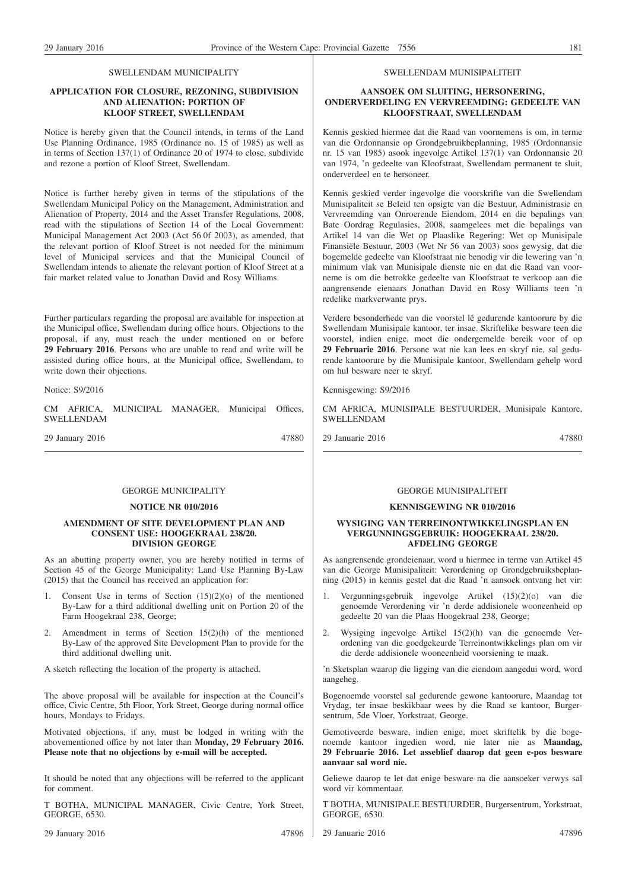SWELLENDAM MUNICIPALITY

**APPLICATION FOR CLOSURE, REZONING, SUBDIVISION AND ALIENATION: PORTION OF KLOOF STREET, SWELLENDAM**

Notice is hereby given that the Council intends, in terms of the Land Use Planning Ordinance, 1985 (Ordinance no. 15 of 1985) as well as in terms of Section 137(1) of Ordinance 20 of 1974 to close, subdivide and rezone a portion of Kloof Street, Swellendam.

Notice is further hereby given in terms of the stipulations of the Swellendam Municipal Policy on the Management, Administration and Alienation of Property, 2014 and the Asset Transfer Regulations, 2008, read with the stipulations of Section 14 of the Local Government: Municipal Management Act 2003 (Act 56 0f 2003), as amended, that the relevant portion of Kloof Street is not needed for the minimum level of Municipal services and that the Municipal Council of Swellendam intends to alienate the relevant portion of Kloof Street at a fair market related value to Jonathan David and Rosy Williams.

Further particulars regarding the proposal are available for inspection at the Municipal office, Swellendam during office hours. Objections to the proposal, if any, must reach the under mentioned on or before **29 February 2016**. Persons who are unable to read and write will be assisted during office hours, at the Municipal office, Swellendam, to write down their objections.

Notice: S9/2016

CM AFRICA, MUNICIPAL MANAGER, Municipal Offices, SWELLENDAM

29 January 2016 47880

SWELLENDAM MUNISIPALITEIT

**AANSOEK OM SLUITING, HERSONERING, ONDERVERDELING EN VERVREEMDING: GEDEELTE VAN KLOOFSTRAAT, SWELLENDAM**

Kennis geskied hiermee dat die Raad van voornemens is om, in terme van die Ordonnansie op Grondgebruikbeplanning, 1985 (Ordonnansie nr. 15 van 1985) asook ingevolge Artikel 137(1) van Ordonnansie 20 van 1974, 'n gedeelte van Kloofstraat, Swellendam permanent te sluit, onderverdeel en te hersoneer.

Kennis geskied verder ingevolge die voorskrifte van die Swellendam Munisipaliteit se Beleid ten opsigte van die Bestuur, Administrasie en Vervreemding van Onroerende Eiendom, 2014 en die bepalings van Bate Oordrag Regulasies, 2008, saamgelees met die bepalings van Artikel 14 van die Wet op Plaaslike Regering: Wet op Munisipale Finansiële Bestuur, 2003 (Wet Nr 56 van 2003) soos gewysig, dat die bogemelde gedeelte van Kloofstraat nie benodig vir die lewering van 'n minimum vlak van Munisipale dienste nie en dat die Raad van voorneme is om die betrokke gedeelte van Kloofstraat te verkoop aan die aangrensende eienaars Jonathan David en Rosy Williams teen 'n redelike markverwante prys.

Verdere besonderhede van die voorstel lê gedurende kantoorure by die Swellendam Munisipale kantoor, ter insae. Skriftelike besware teen die voorstel, indien enige, moet die ondergemelde bereik voor of op **29 Februarie 2016**. Persone wat nie kan lees en skryf nie, sal gedurende kantoorure by die Munisipale kantoor, Swellendam gehelp word om hul besware neer te skryf.

Kennisgewing: S9/2016

CM AFRICA, MUNISIPALE BESTUURDER, Munisipale Kantore, SWELLENDAM

29 Januarie 2016 47880

GEORGE MUNICIPALITY

**NOTICE NR 010/2016**

**AMENDMENT OF SITE DEVELOPMENT PLAN AND CONSENT USE: HOOGEKRAAL 238/20. DIVISION GEORGE**

As an abutting property owner, you are hereby notified in terms of Section 45 of the George Municipality: Land Use Planning By-Law (2015) that the Council has received an application for:

1. Consent Use in terms of Section (15)(2)(o) of the mentioned By-Law for a third additional dwelling unit on Portion 20 of the Farm Hoogekraal 238, George;
2. Amendment in terms of Section 15(2)(h) of the mentioned By-Law of the approved Site Development Plan to provide for the third additional dwelling unit.

A sketch reflecting the location of the property is attached.

The above proposal will be available for inspection at the Council's office, Civic Centre, 5th Floor, York Street, George during normal office hours, Mondays to Fridays.

Motivated objections, if any, must be lodged in writing with the abovementioned office by not later than **Monday, 29 February 2016. Please note that no objections by e-mail will be accepted.**

It should be noted that any objections will be referred to the applicant for comment.

T BOTHA, MUNICIPAL MANAGER, Civic Centre, York Street, GEORGE, 6530.

29 January 2016 47896

GEORGE MUNISIPALITEIT

**KENNISGEWING NR 010/2016**

**WYSIGING VAN TERREINONTWIKKELINGSPLAN EN VERGUNNINGSGEBRUIK: HOOGEKRAAL 238/20. AFDELING GEORGE**

As aangrensende grondeienaar, word u hiermee in terme van Artikel 45 van die George Munisipaliteit: Verordening op Grondgebruiksbeplanning (2015) in kennis gestel dat die Raad 'n aansoek ontvang het vir:

1. Vergunningsgebruik ingevolge Artikel (15)(2)(o) van die genoemde Verordening vir 'n derde addisionele wooneenheid op gedeelte 20 van die Plaas Hoogekraal 238, George;
2. Wysiging ingevolge Artikel 15(2)(h) van die genoemde Verordening van die goedgekeurde Terreinontwikkelings plan om vir die derde addisionele wooneenheid voorsiening te maak.

'n Sketsplan waarop die ligging van die eiendom aangedui word, word aangeheg.

Bogenoemde voorstel sal gedurende gewone kantoorure, Maandag tot Vrydag, ter insae beskikbaar wees by die Raad se kantoor, Burgersentrum, 5de Vloer, Yorkstraat, George.

Gemotiveerde besware, indien enige, moet skriftelik by die bogenoemde kantoor ingedien word, nie later nie as **Maandag, 29 Februarie 2016. Let asseblief daarop dat geen e-pos besware aanvaar sal word nie.**

Geliewe daarop te let dat enige besware na die aansoeker verwys sal word vir kommentaar.

T BOTHA, MUNISIPALE BESTUURDER, Burgersentrum, Yorkstraat, GEORGE, 6530.

29 Januarie 2016 47896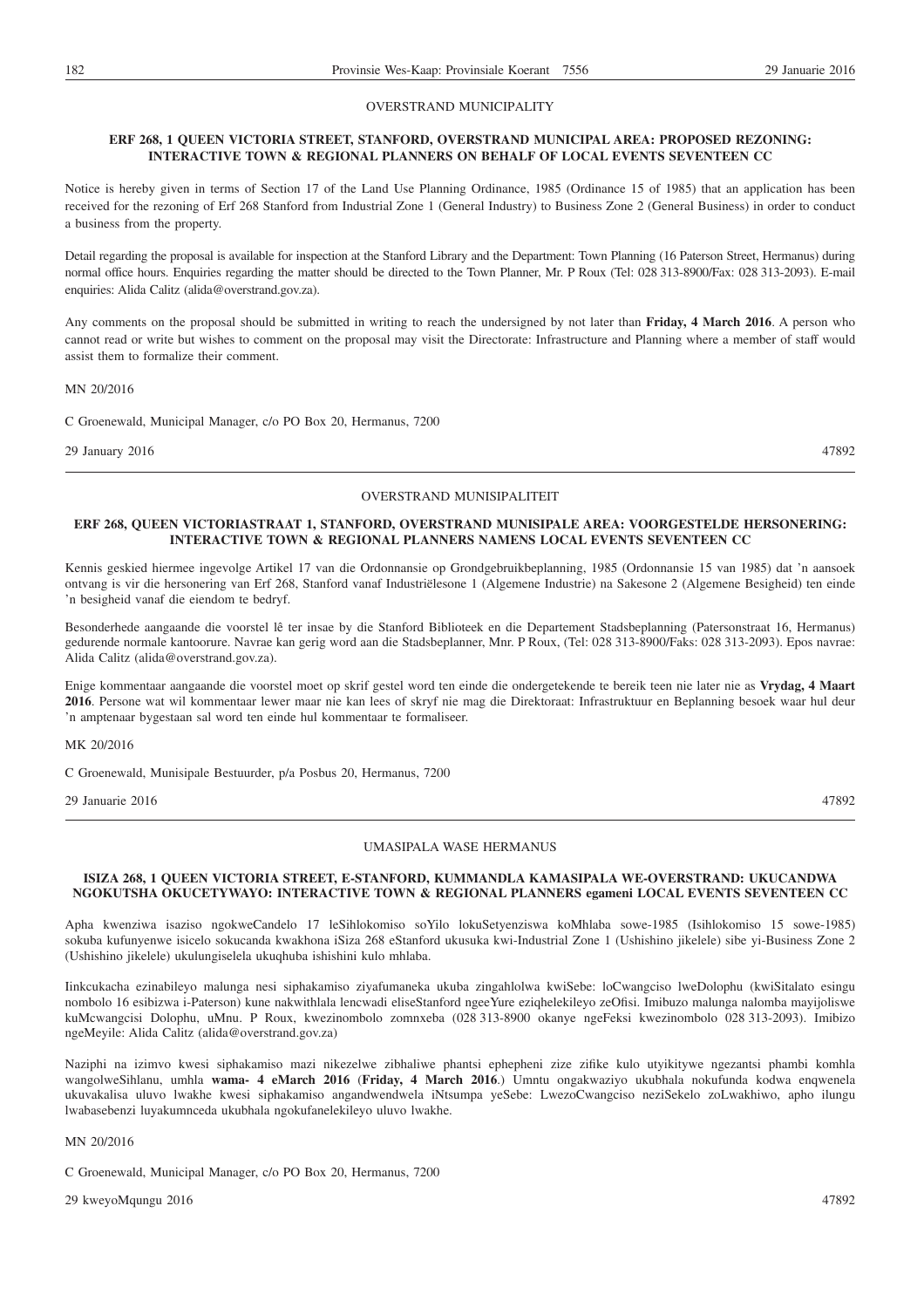OVERSTRAND MUNICIPALITY

**ERF 268, 1 QUEEN VICTORIA STREET, STANFORD, OVERSTRAND MUNICIPAL AREA: PROPOSED REZONING: INTERACTIVE TOWN & REGIONAL PLANNERS ON BEHALF OF LOCAL EVENTS SEVENTEEN CC**

Notice is hereby given in terms of Section 17 of the Land Use Planning Ordinance, 1985 (Ordinance 15 of 1985) that an application has been received for the rezoning of Erf 268 Stanford from Industrial Zone 1 (General Industry) to Business Zone 2 (General Business) in order to conduct a business from the property.

Detail regarding the proposal is available for inspection at the Stanford Library and the Department: Town Planning (16 Paterson Street, Hermanus) during normal office hours. Enquiries regarding the matter should be directed to the Town Planner, Mr. P Roux (Tel: 028 313-8900/Fax: 028 313-2093). E-mail enquiries: Alida Calitz (alida@overstrand.gov.za).

Any comments on the proposal should be submitted in writing to reach the undersigned by not later than **Friday, 4 March 2016**. A person who cannot read or write but wishes to comment on the proposal may visit the Directorate: Infrastructure and Planning where a member of staff would assist them to formalize their comment.

MN 20/2016

C Groenewald, Municipal Manager, c/o PO Box 20, Hermanus, 7200

29 January 2016 47892

---

OVERSTRAND MUNISIPALITEIT

**ERF 268, QUEEN VICTORIASTRAAT 1, STANFORD, OVERSTRAND MUNISIPALE AREA: VOORGESTELDE HERSONERING: INTERACTIVE TOWN & REGIONAL PLANNERS NAMENS LOCAL EVENTS SEVENTEEN CC**

Kennis geskied hiermee ingevolge Artikel 17 van die Ordonnansie op Grondgebruikbeplanning, 1985 (Ordonnansie 15 van 1985) dat 'n aansoek ontvang is vir die hersonering van Erf 268, Stanford vanaf Industriëlesone 1 (Algemene Industrie) na Sakesone 2 (Algemene Besigheid) ten einde 'n besigheid vanaf die eiendom te bedryf.

Besonderhede aangaande die voorstel lê ter insae by die Stanford Biblioteek en die Departement Stadsbeplanning (Patersonstraat 16, Hermanus) gedurende normale kantoorure. Navrae kan gerig word aan die Stadsbeplanner, Mnr. P Roux, (Tel: 028 313-8900/Faks: 028 313-2093). Epos navrae: Alida Calitz (alida@overstrand.gov.za).

Enige kommentaar aangaande die voorstel moet op skrif gestel word ten einde die ondergetekende te bereik teen nie later nie as **Vrydag, 4 Maart 2016**. Persone wat wil kommentaar lewer maar nie kan lees of skryf nie mag die Direktoraat: Infrastruktuur en Beplanning besoek waar hul deur 'n amptenaar bygestaan sal word ten einde hul kommentaar te formaliseer.

MK 20/2016

C Groenewald, Munisipale Bestuurder, p/a Posbus 20, Hermanus, 7200

29 Januarie 2016 47892

---

UMASIPALA WASE HERMANUS

**ISIZA 268, 1 QUEEN VICTORIA STREET, E-STANFORD, KUMMANDLA KAMASIPALA WE-OVERSTRAND: UKUCANDWA NGOKUTSHA OKUCETYWAYO: INTERACTIVE TOWN & REGIONAL PLANNERS egameni LOCAL EVENTS SEVENTEEN CC**

Apha kwenziwa isaziso ngokweCandelo 17 leSihlokomiso soYilo lokuSetyenziswa koMhlaba sowe-1985 (Isihlokomiso 15 sowe-1985) sokuba kufunyenwe isicelo sokucanda kwakhona iSiza 268 eStanford ukusuka kwi-Industrial Zone 1 (Ushishino jikelele) sibe yi-Business Zone 2 (Ushishino jikelele) ukulungiselela ukuqhuba ishishini kulo mhlaba.

Iinkcukacha ezinabileyo malunga nesi siphakamiso ziyafumaneka ukuba zingahlolwa kwiSebe: loCwangciso lweDolophu (kwiSitalato esingu nombolo 16 esibizwa i-Paterson) kune nakwithlala lencwadi eliseStanford ngeeYure eziqhelekileyo zeOfisi. Imibuzo malunga nalomba mayijoliswe kuMcwangcisi Dolophu, uMnu. P Roux, kwezinombolo zomnxeba (028 313-8900 okanye ngeFeksi kwezinombolo 028 313-2093). Imibizo ngeMeyile: Alida Calitz (alida@overstrand.gov.za)

Naziphi na izimvo kwesi siphakamiso mazi nikezelwe zibhaliwe phantsi ephepheni zize zifike kulo utyikitywe ngezantsi phambi komhla wangolweSihlanu, umhla **wama- 4 eMarch 2016** (**Friday, 4 March 2016**.) Umntu ongakwaziyo ukubhala nokufunda kodwa enqwenela ukuvakalisa uluvo lwakhe kwesi siphakamiso angandwendwela iNtsumpa yeSebe: LwezoCwangciso neziSekelo zoLwakhiwo, apho ilungu lwabasebenzi luyakumnceda ukubhala ngokufanelekileyo uluvo lwakhe.

MN 20/2016

C Groenewald, Municipal Manager, c/o PO Box 20, Hermanus, 7200

29 kweyoMqungu 2016 47892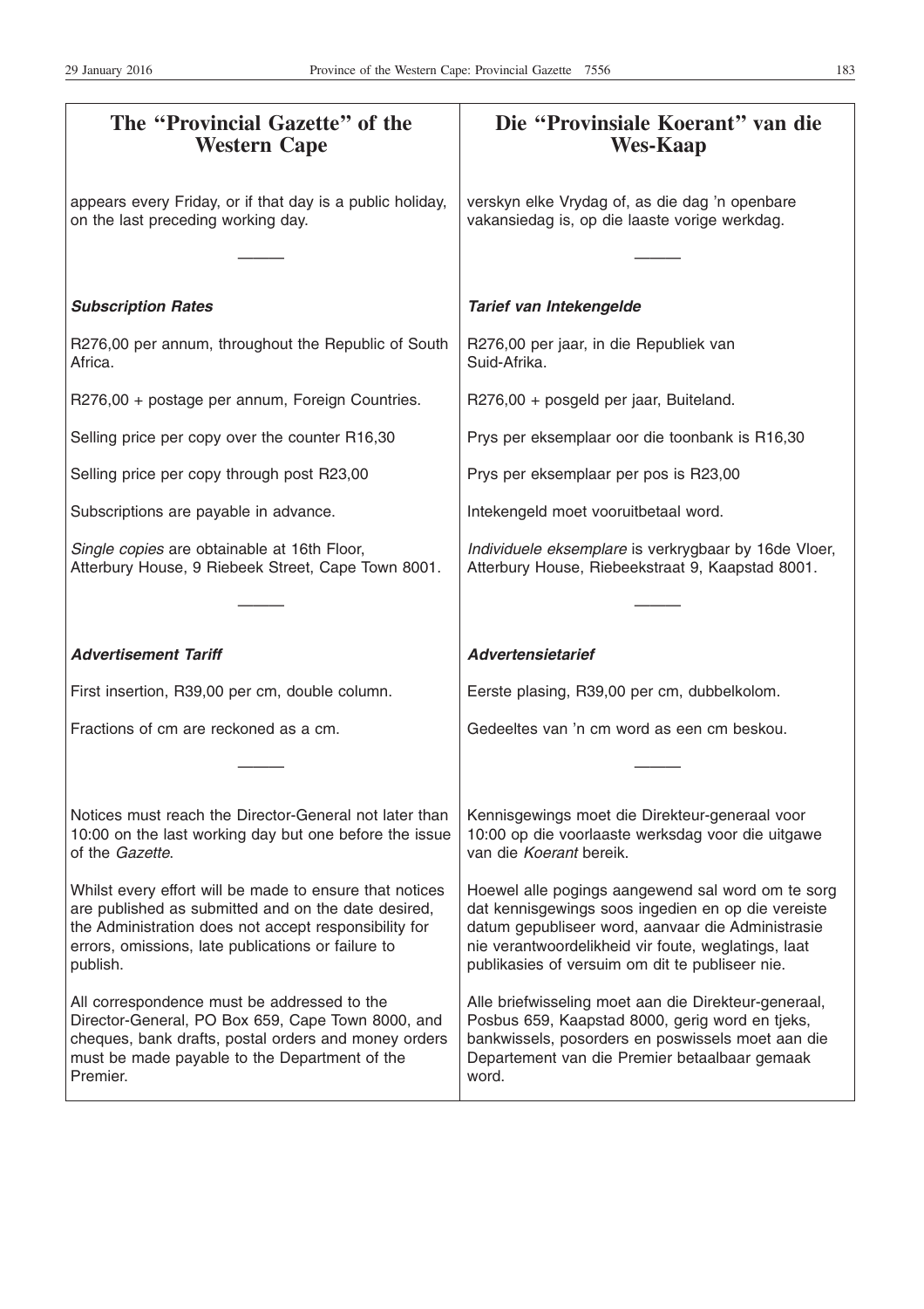# The "Provincial Gazette" of the Western Cape

appears every Friday, or if that day is a public holiday, on the last preceding working day.

---

***Subscription Rates***

R276,00 per annum, throughout the Republic of South Africa.

R276,00 + postage per annum, Foreign Countries.

Selling price per copy over the counter R16,30

Selling price per copy through post R23,00

Subscriptions are payable in advance.

*Single copies* are obtainable at 16th Floor, Atterbury House, 9 Riebeek Street, Cape Town 8001.

---

***Advertisement Tariff***

First insertion, R39,00 per cm, double column.

Fractions of cm are reckoned as a cm.

---

Notices must reach the Director-General not later than 10:00 on the last working day but one before the issue of the *Gazette.*

Whilst every effort will be made to ensure that notices are published as submitted and on the date desired, the Administration does not accept responsibility for errors, omissions, late publications or failure to publish.

All correspondence must be addressed to the Director-General, PO Box 659, Cape Town 8000, and cheques, bank drafts, postal orders and money orders must be made payable to the Department of the Premier.

# Die "Provinsiale Koerant" van die Wes-Kaap

verskyn elke Vrydag of, as die dag 'n openbare vakansiedag is, op die laaste vorige werkdag.

---

***Tarief van Intekengelde***

R276,00 per jaar, in die Republiek van Suid-Afrika.

R276,00 + posgeld per jaar, Buiteland.

Prys per eksemplaar oor die toonbank is R16,30

Prys per eksemplaar per pos is R23,00

Intekengeld moet vooruitbetaal word.

*Individuele eksemplare* is verkrygbaar by 16de Vloer, Atterbury House, Riebeekstraat 9, Kaapstad 8001.

---

***Advertensietarief***

Eerste plasing, R39,00 per cm, dubbelkolom.

Gedeeltes van 'n cm word as een cm beskou.

---

Kennisgewings moet die Direkteur-generaal voor 10:00 op die voorlaaste werksdag voor die uitgawe van die *Koerant* bereik.

Hoewel alle pogings aangewend sal word om te sorg dat kennisgewings soos ingedien en op die vereiste datum gepubliseer word, aanvaar die Administrasie nie verantwoordelikheid vir foute, weglatings, laat publikasies of versuim om dit te publiseer nie.

Alle briefwisseling moet aan die Direkteur-generaal, Posbus 659, Kaapstad 8000, gerig word en tjeks, bankwissels, posorders en poswissels moet aan die Departement van die Premier betaalbaar gemaak word.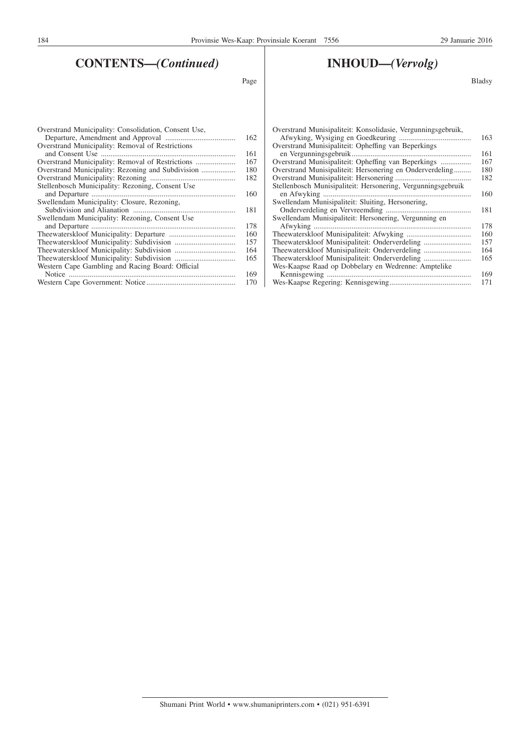## CONTENTS—*(Continued)*

| | Page |
|---|---|
| Overstrand Municipality: Consolidation, Consent Use, Departure, Amendment and Approval | 162 |
| Overstrand Municipality: Removal of Restrictions and Consent Use | 161 |
| Overstrand Municipality: Removal of Restrictions | 167 |
| Overstrand Municipality: Rezoning and Subdivision | 180 |
| Overstrand Municipality: Rezoning | 182 |
| Stellenbosch Municipality: Rezoning, Consent Use and Departure | 160 |
| Swellendam Municipality: Closure, Rezoning, Subdivision and Alianation | 181 |
| Swellendam Municipality: Rezoning, Consent Use and Departure | 178 |
| Theewaterskloof Municipality: Departure | 160 |
| Theewaterskloof Municipality: Subdivision | 157 |
| Theewaterskloof Municipality: Subdivision | 164 |
| Theewaterskloof Municipality: Subdivision | 165 |
| Western Cape Gambling and Racing Board: Official Notice | 169 |
| Western Cape Government: Notice | 170 |

## INHOUD—*(Vervolg)*

| | Bladsy |
|---|---|
| Overstrand Munisipaliteit: Konsolidasie, Vergunningsgebruik, Afwyking, Wysiging en Goedkeuring | 163 |
| Overstrand Munisipaliteit: Opheffing van Beperkings en Vergunningsgebruik | 161 |
| Overstrand Munisipaliteit: Opheffing van Beperkings | 167 |
| Overstrand Munisipaliteit: Hersonering en Onderverdeling | 180 |
| Overstrand Munisipaliteit: Hersonering | 182 |
| Stellenbosch Munisipaliteit: Hersonering, Vergunningsgebruik en Afwyking | 160 |
| Swellendam Munisipaliteit: Sluiting, Hersonering, Onderverdeling en Vervreemding | 181 |
| Swellendam Munisipaliteit: Hersonering, Vergunning en Afwyking | 178 |
| Theewaterskloof Munisipaliteit: Afwyking | 160 |
| Theewaterskloof Munisipaliteit: Onderverdeling | 157 |
| Theewaterskloof Munisipaliteit: Onderverdeling | 164 |
| Theewaterskloof Munisipaliteit: Onderverdeling | 165 |
| Wes-Kaapse Raad op Dobbelary en Wedrenne: Amptelike Kennisgewing | 169 |
| Wes-Kaapse Regering: Kennisgewing | 171 |

Shumani Print World • www.shumaniprinters.com • (021) 951-6391